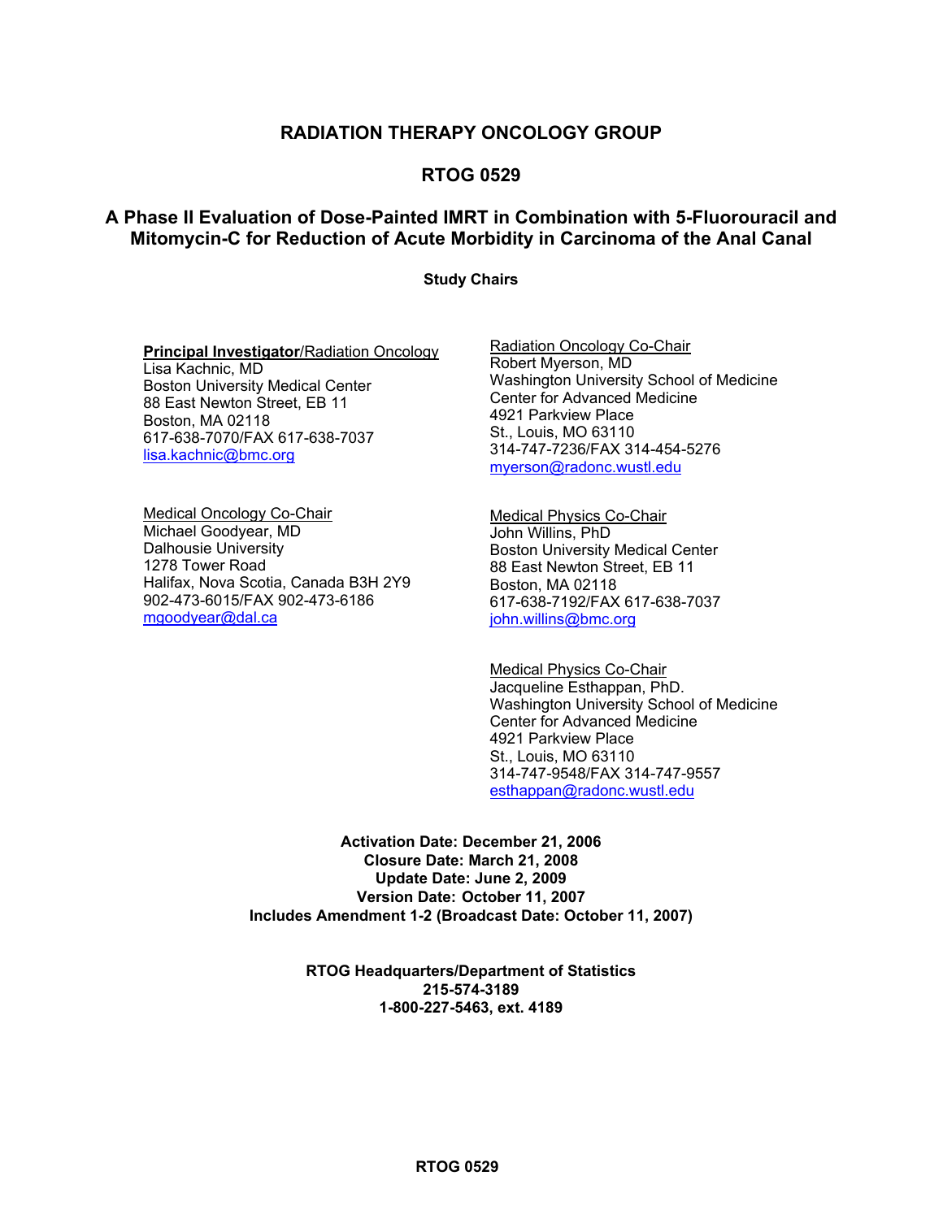# RADIATION THERAPY ONCOLOGY GROUP

## RTOG 0529

## A Phase II Evaluation of Dose-Painted IMRT in Combination with 5-Fluorouracil and Mitomycin-C for Reduction of Acute Morbidity in Carcinoma of the Anal Canal

**Study Chairs**

**Principal Investigator**/Radiation Oncology
Lisa Kachnic, MD
Boston University Medical Center
88 East Newton Street, EB 11
Boston, MA 02118
617-638-7070/FAX 617-638-7037
lisa.kachnic@bmc.org

Radiation Oncology Co-Chair
Robert Myerson, MD
Washington University School of Medicine
Center for Advanced Medicine
4921 Parkview Place
St., Louis, MO 63110
314-747-7236/FAX 314-454-5276
myerson@radonc.wustl.edu

Medical Oncology Co-Chair
Michael Goodyear, MD
Dalhousie University
1278 Tower Road
Halifax, Nova Scotia, Canada B3H 2Y9
902-473-6015/FAX 902-473-6186
mgoodyear@dal.ca

Medical Physics Co-Chair
John Willins, PhD
Boston University Medical Center
88 East Newton Street, EB 11
Boston, MA 02118
617-638-7192/FAX 617-638-7037
john.willins@bmc.org

Medical Physics Co-Chair
Jacqueline Esthappan, PhD.
Washington University School of Medicine
Center for Advanced Medicine
4921 Parkview Place
St., Louis, MO 63110
314-747-9548/FAX 314-747-9557
esthappan@radonc.wustl.edu

**Activation Date: December 21, 2006**
**Closure Date: March 21, 2008**
**Update Date: June 2, 2009**
**Version Date: October 11, 2007**
**Includes Amendment 1-2 (Broadcast Date: October 11, 2007)**

**RTOG Headquarters/Department of Statistics**
**215-574-3189**
**1-800-227-5463, ext. 4189**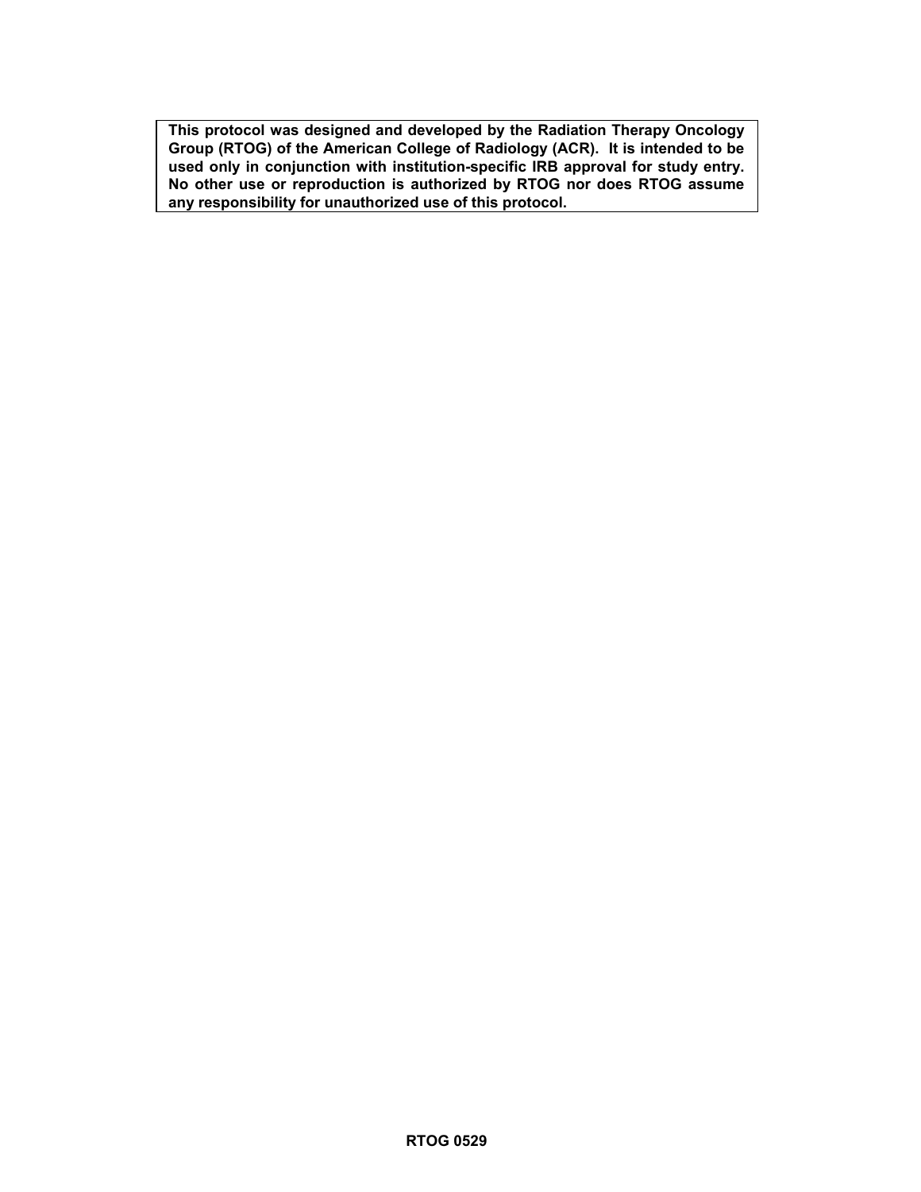**This protocol was designed and developed by the Radiation Therapy Oncology Group (RTOG) of the American College of Radiology (ACR). It is intended to be used only in conjunction with institution-specific IRB approval for study entry. No other use or reproduction is authorized by RTOG nor does RTOG assume any responsibility for unauthorized use of this protocol.**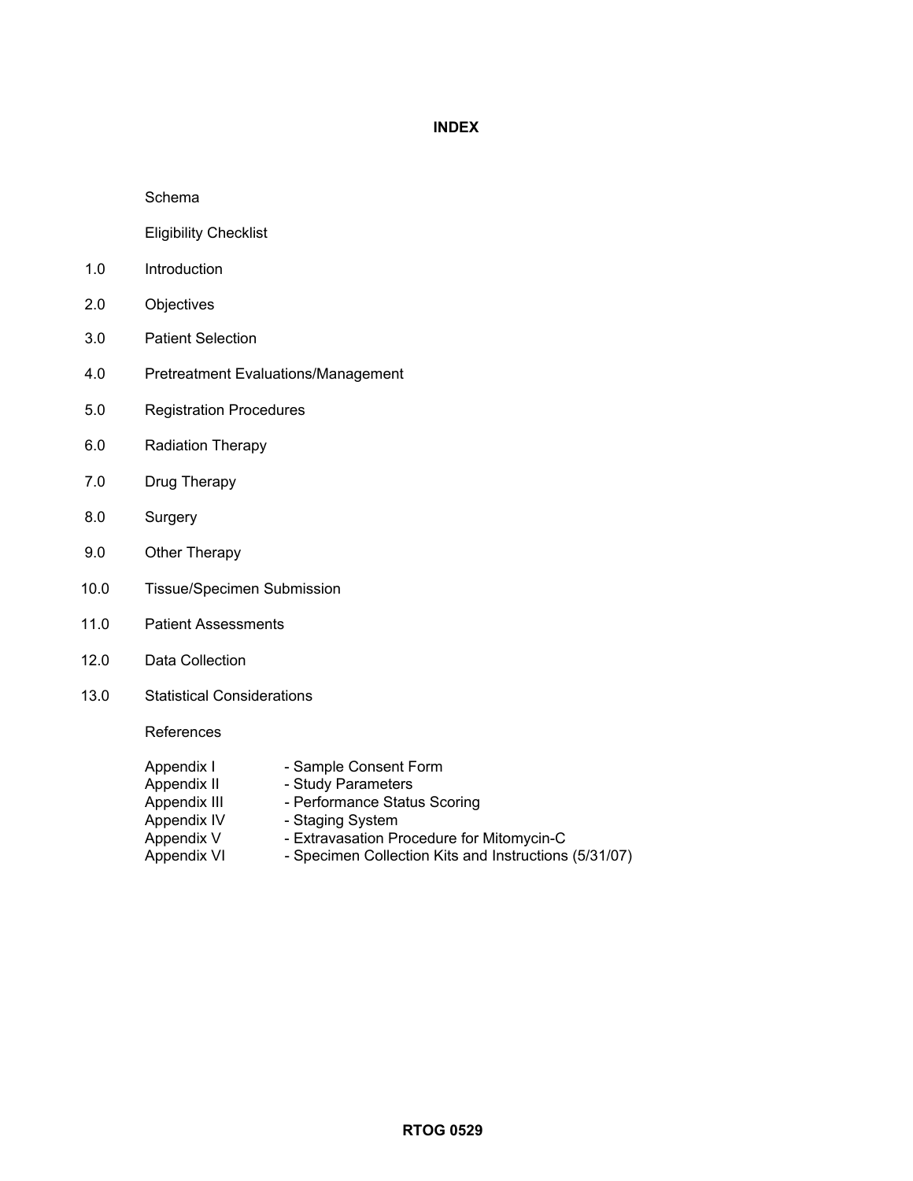# INDEX

Schema

Eligibility Checklist

1.0 Introduction

2.0 Objectives

3.0 Patient Selection

4.0 Pretreatment Evaluations/Management

5.0 Registration Procedures

6.0 Radiation Therapy

7.0 Drug Therapy

8.0 Surgery

9.0 Other Therapy

10.0 Tissue/Specimen Submission

11.0 Patient Assessments

12.0 Data Collection

13.0 Statistical Considerations

References

Appendix I - Sample Consent Form
Appendix II - Study Parameters
Appendix III - Performance Status Scoring
Appendix IV - Staging System
Appendix V - Extravasation Procedure for Mitomycin-C
Appendix VI - Specimen Collection Kits and Instructions (5/31/07)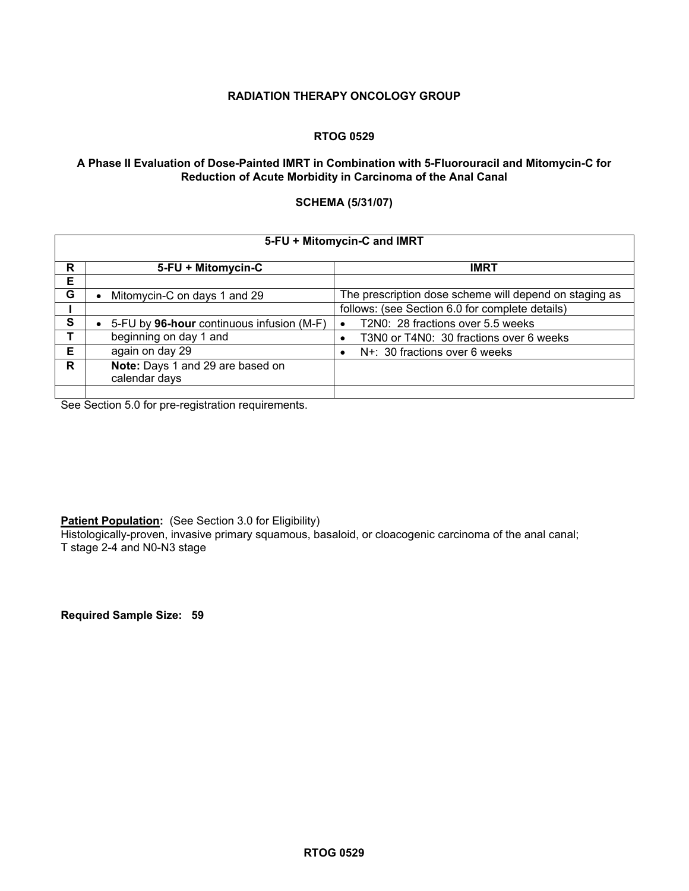**RADIATION THERAPY ONCOLOGY GROUP**

**RTOG 0529**

**A Phase II Evaluation of Dose-Painted IMRT in Combination with 5-Fluorouracil and Mitomycin-C for Reduction of Acute Morbidity in Carcinoma of the Anal Canal**

**SCHEMA (5/31/07)**

| 5-FU + Mitomycin-C and IMRT | | |
|---|---|---|
| **R** | **5-FU + Mitomycin-C** | **IMRT** |
| **E** | | |
| **G** | • Mitomycin-C on days 1 and 29 | The prescription dose scheme will depend on staging as |
| **I** | | follows: (see Section 6.0 for complete details) |
| **S** | • 5-FU by **96-hour** continuous infusion (M-F) | • T2N0: 28 fractions over 5.5 weeks |
| **T** | beginning on day 1 and | • T3N0 or T4N0: 30 fractions over 6 weeks |
| **E** | again on day 29 | • N+: 30 fractions over 6 weeks |
| **R** | **Note:** Days 1 and 29 are based on calendar days | |
| | | |

See Section 5.0 for pre-registration requirements.

**Patient Population:** (See Section 3.0 for Eligibility)
Histologically-proven, invasive primary squamous, basaloid, or cloacogenic carcinoma of the anal canal; T stage 2-4 and N0-N3 stage

**Required Sample Size: 59**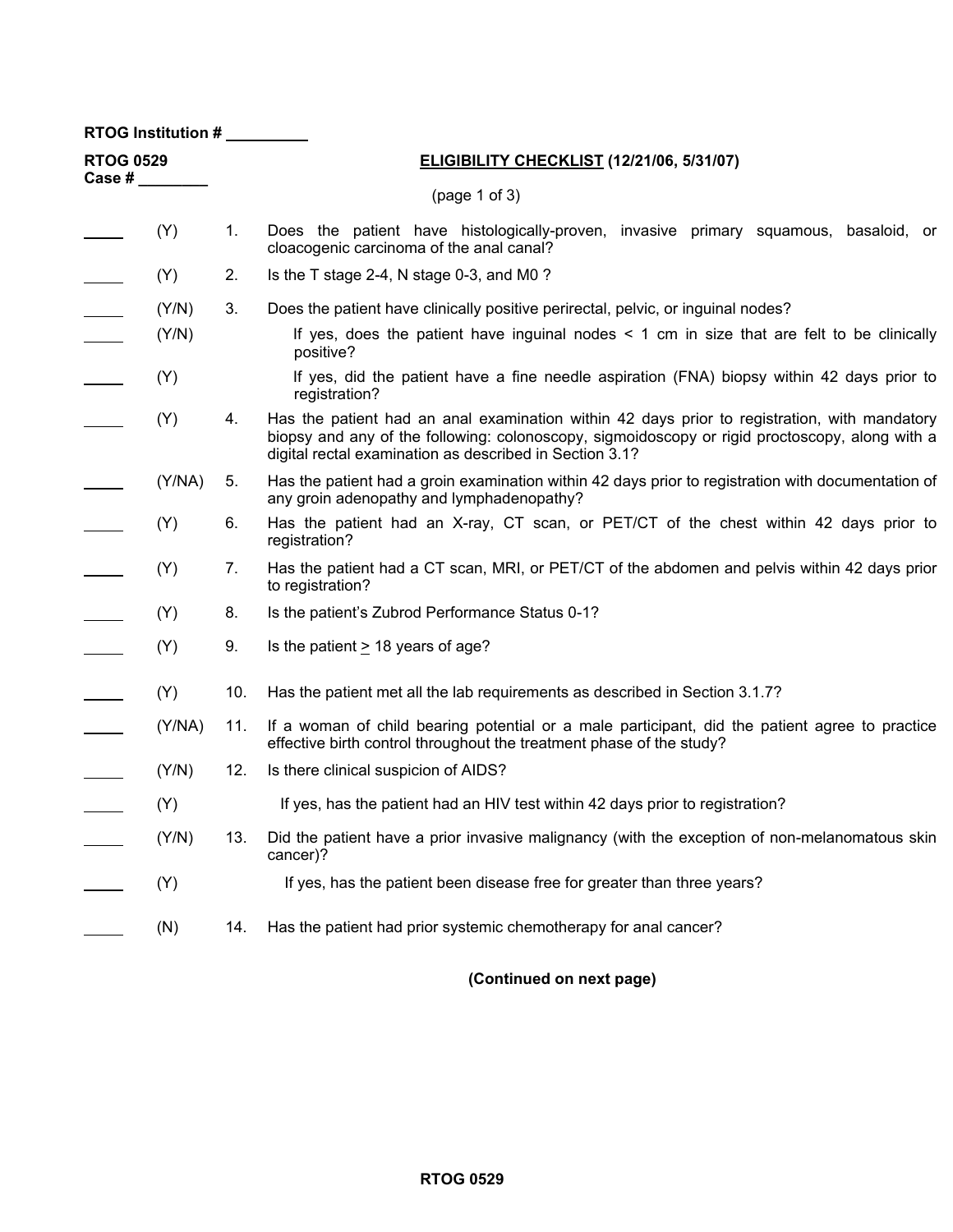RTOG Institution # _________

RTOG 0529
Case # ________

**ELIGIBILITY CHECKLIST (12/21/06, 5/31/07)**

(page 1 of 3)

| | | | |
|---|---|---|---|
| _____ | (Y) | 1. | Does the patient have histologically-proven, invasive primary squamous, basaloid, or cloacogenic carcinoma of the anal canal? |
| _____ | (Y) | 2. | Is the T stage 2-4, N stage 0-3, and M0 ? |
| _____ | (Y/N) | 3. | Does the patient have clinically positive perirectal, pelvic, or inguinal nodes? |
| _____ | (Y/N) | | If yes, does the patient have inguinal nodes < 1 cm in size that are felt to be clinically positive? |
| _____ | (Y) | | If yes, did the patient have a fine needle aspiration (FNA) biopsy within 42 days prior to registration? |
| _____ | (Y) | 4. | Has the patient had an anal examination within 42 days prior to registration, with mandatory biopsy and any of the following: colonoscopy, sigmoidoscopy or rigid proctoscopy, along with a digital rectal examination as described in Section 3.1? |
| _____ | (Y/NA) | 5. | Has the patient had a groin examination within 42 days prior to registration with documentation of any groin adenopathy and lymphadenopathy? |
| _____ | (Y) | 6. | Has the patient had an X-ray, CT scan, or PET/CT of the chest within 42 days prior to registration? |
| _____ | (Y) | 7. | Has the patient had a CT scan, MRI, or PET/CT of the abdomen and pelvis within 42 days prior to registration? |
| _____ | (Y) | 8. | Is the patient's Zubrod Performance Status 0-1? |
| _____ | (Y) | 9. | Is the patient ≥ 18 years of age? |
| _____ | (Y) | 10. | Has the patient met all the lab requirements as described in Section 3.1.7? |
| _____ | (Y/NA) | 11. | If a woman of child bearing potential or a male participant, did the patient agree to practice effective birth control throughout the treatment phase of the study? |
| _____ | (Y/N) | 12. | Is there clinical suspicion of AIDS? |
| _____ | (Y) | | If yes, has the patient had an HIV test within 42 days prior to registration? |
| _____ | (Y/N) | 13. | Did the patient have a prior invasive malignancy (with the exception of non-melanomatous skin cancer)? |
| _____ | (Y) | | If yes, has the patient been disease free for greater than three years? |
| _____ | (N) | 14. | Has the patient had prior systemic chemotherapy for anal cancer? |

**(Continued on next page)**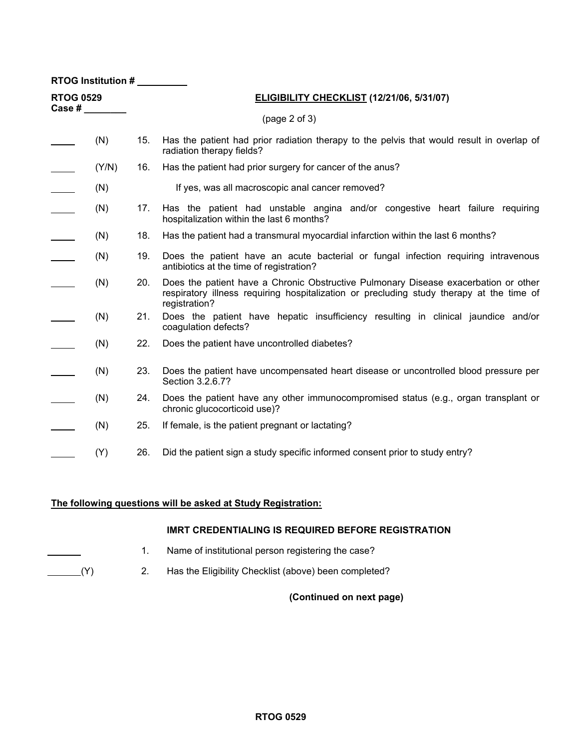RTOG Institution # ________

RTOG 0529
Case # ________

**ELIGIBILITY CHECKLIST (12/21/06, 5/31/07)**

(page 2 of 3)

| | | | |
|---|---|---|---|
| _____ | (N) | 15. | Has the patient had prior radiation therapy to the pelvis that would result in overlap of radiation therapy fields? |
| _____ | (Y/N) | 16. | Has the patient had prior surgery for cancer of the anus? |
| _____ | (N) | | If yes, was all macroscopic anal cancer removed? |
| _____ | (N) | 17. | Has the patient had unstable angina and/or congestive heart failure requiring hospitalization within the last 6 months? |
| _____ | (N) | 18. | Has the patient had a transmural myocardial infarction within the last 6 months? |
| _____ | (N) | 19. | Does the patient have an acute bacterial or fungal infection requiring intravenous antibiotics at the time of registration? |
| _____ | (N) | 20. | Does the patient have a Chronic Obstructive Pulmonary Disease exacerbation or other respiratory illness requiring hospitalization or precluding study therapy at the time of registration? |
| _____ | (N) | 21. | Does the patient have hepatic insufficiency resulting in clinical jaundice and/or coagulation defects? |
| _____ | (N) | 22. | Does the patient have uncontrolled diabetes? |
| _____ | (N) | 23. | Does the patient have uncompensated heart disease or uncontrolled blood pressure per Section 3.2.6.7? |
| _____ | (N) | 24. | Does the patient have any other immunocompromised status (e.g., organ transplant or chronic glucocorticoid use)? |
| _____ | (N) | 25. | If female, is the patient pregnant or lactating? |
| _____ | (Y) | 26. | Did the patient sign a study specific informed consent prior to study entry? |

**The following questions will be asked at Study Registration:**

**IMRT CREDENTIALING IS REQUIRED BEFORE REGISTRATION**

| | | |
|---|---|---|
| _______ | 1. | Name of institutional person registering the case? |
| _______(Y) | 2. | Has the Eligibility Checklist (above) been completed? |

**(Continued on next page)**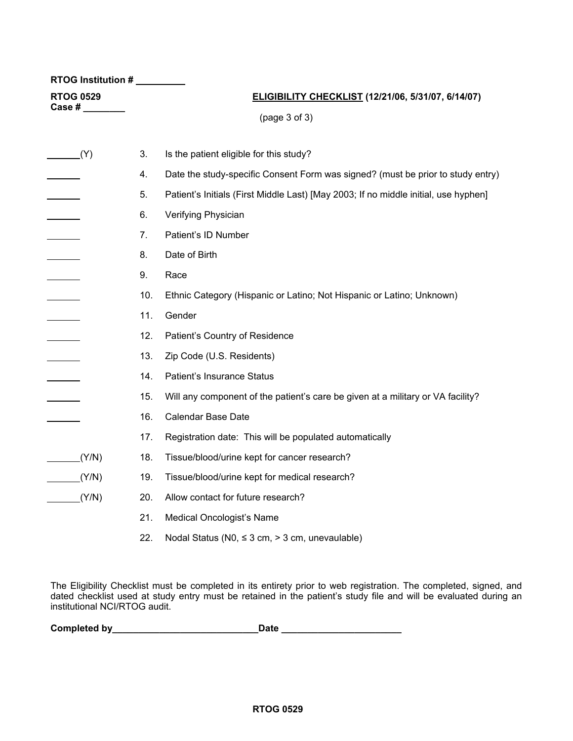RTOG Institution # _________

**RTOG 0529**
**Case # ________**

**ELIGIBILITY CHECKLIST (12/21/06, 5/31/07, 6/14/07)**

(page 3 of 3)

| | | |
|---|---|---|
| ______(Y) | 3. | Is the patient eligible for this study? |
| ______ | 4. | Date the study-specific Consent Form was signed? (must be prior to study entry) |
| ______ | 5. | Patient's Initials (First Middle Last) [May 2003; If no middle initial, use hyphen] |
| ______ | 6. | Verifying Physician |
| ______ | 7. | Patient's ID Number |
| ______ | 8. | Date of Birth |
| ______ | 9. | Race |
| ______ | 10. | Ethnic Category (Hispanic or Latino; Not Hispanic or Latino; Unknown) |
| ______ | 11. | Gender |
| ______ | 12. | Patient's Country of Residence |
| ______ | 13. | Zip Code (U.S. Residents) |
| ______ | 14. | Patient's Insurance Status |
| ______ | 15. | Will any component of the patient's care be given at a military or VA facility? |
| ______ | 16. | Calendar Base Date |
| | 17. | Registration date: This will be populated automatically |
| ______(Y/N) | 18. | Tissue/blood/urine kept for cancer research? |
| ______(Y/N) | 19. | Tissue/blood/urine kept for medical research? |
| ______(Y/N) | 20. | Allow contact for future research? |
| | 21. | Medical Oncologist's Name |
| | 22. | Nodal Status (N0, ≤ 3 cm, > 3 cm, unevaulable) |

The Eligibility Checklist must be completed in its entirety prior to web registration. The completed, signed, and dated checklist used at study entry must be retained in the patient's study file and will be evaluated during an institutional NCI/RTOG audit.

**Completed by**____________________________**Date** _______________________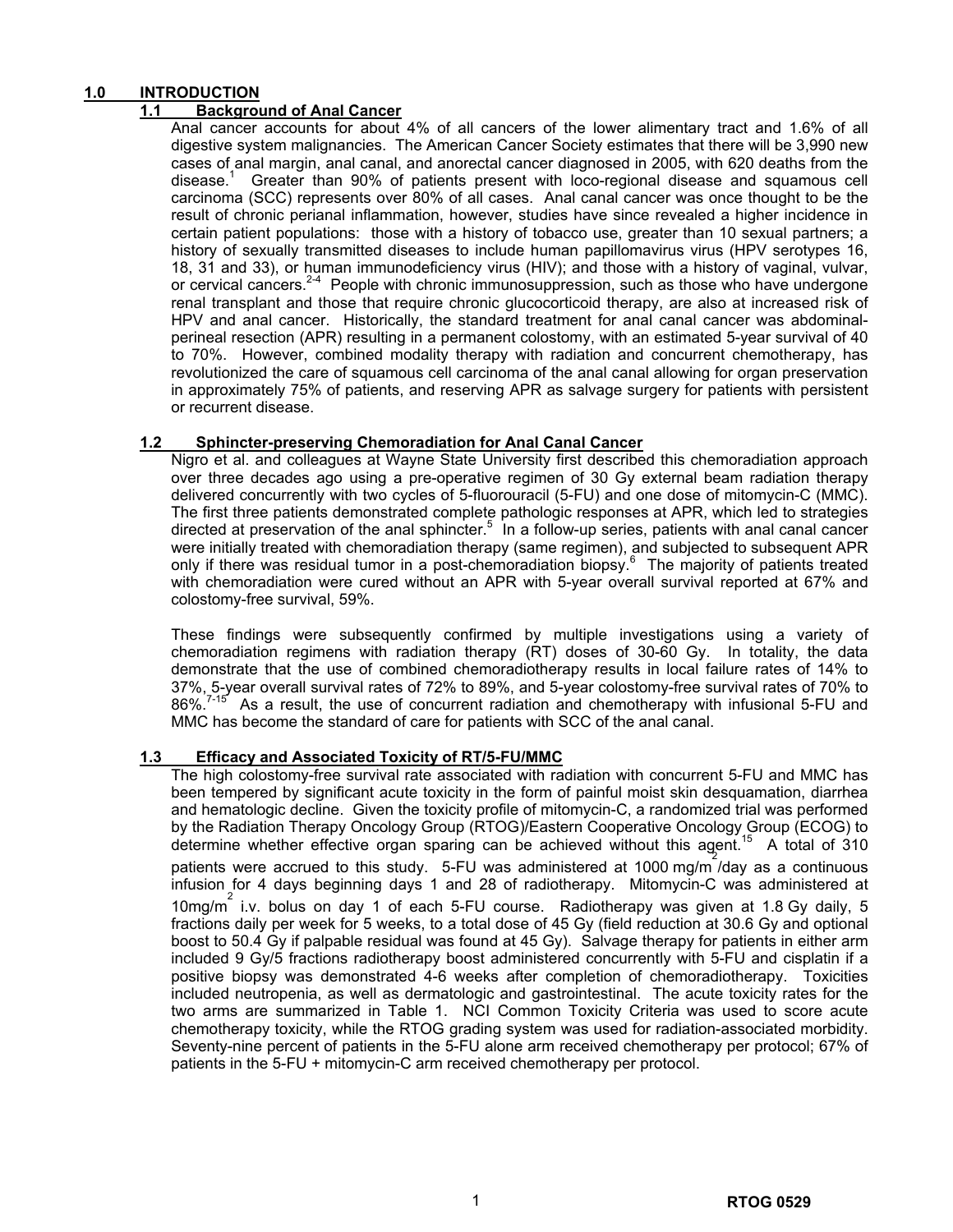# 1.0 INTRODUCTION

## 1.1 Background of Anal Cancer

Anal cancer accounts for about 4% of all cancers of the lower alimentary tract and 1.6% of all digestive system malignancies. The American Cancer Society estimates that there will be 3,990 new cases of anal margin, anal canal, and anorectal cancer diagnosed in 2005, with 620 deaths from the disease.[1] Greater than 90% of patients present with loco-regional disease and squamous cell carcinoma (SCC) represents over 80% of all cases. Anal canal cancer was once thought to be the result of chronic perianal inflammation, however, studies have since revealed a higher incidence in certain patient populations: those with a history of tobacco use, greater than 10 sexual partners; a history of sexually transmitted diseases to include human papillomavirus virus (HPV serotypes 16, 18, 31 and 33), or human immunodeficiency virus (HIV); and those with a history of vaginal, vulvar, or cervical cancers.[2-4] People with chronic immunosuppression, such as those who have undergone renal transplant and those that require chronic glucocorticoid therapy, are also at increased risk of HPV and anal cancer. Historically, the standard treatment for anal canal cancer was abdominal-perineal resection (APR) resulting in a permanent colostomy, with an estimated 5-year survival of 40 to 70%. However, combined modality therapy with radiation and concurrent chemotherapy, has revolutionized the care of squamous cell carcinoma of the anal canal allowing for organ preservation in approximately 75% of patients, and reserving APR as salvage surgery for patients with persistent or recurrent disease.

## 1.2 Sphincter-preserving Chemoradiation for Anal Canal Cancer

Nigro et al. and colleagues at Wayne State University first described this chemoradiation approach over three decades ago using a pre-operative regimen of 30 Gy external beam radiation therapy delivered concurrently with two cycles of 5-fluorouracil (5-FU) and one dose of mitomycin-C (MMC). The first three patients demonstrated complete pathologic responses at APR, which led to strategies directed at preservation of the anal sphincter.[5] In a follow-up series, patients with anal canal cancer were initially treated with chemoradiation therapy (same regimen), and subjected to subsequent APR only if there was residual tumor in a post-chemoradiation biopsy.[6] The majority of patients treated with chemoradiation were cured without an APR with 5-year overall survival reported at 67% and colostomy-free survival, 59%.

These findings were subsequently confirmed by multiple investigations using a variety of chemoradiation regimens with radiation therapy (RT) doses of 30-60 Gy. In totality, the data demonstrate that the use of combined chemoradiotherapy results in local failure rates of 14% to 37%, 5-year overall survival rates of 72% to 89%, and 5-year colostomy-free survival rates of 70% to 86%.[7-15] As a result, the use of concurrent radiation and chemotherapy with infusional 5-FU and MMC has become the standard of care for patients with SCC of the anal canal.

## 1.3 Efficacy and Associated Toxicity of RT/5-FU/MMC

The high colostomy-free survival rate associated with radiation with concurrent 5-FU and MMC has been tempered by significant acute toxicity in the form of painful moist skin desquamation, diarrhea and hematologic decline. Given the toxicity profile of mitomycin-C, a randomized trial was performed by the Radiation Therapy Oncology Group (RTOG)/Eastern Cooperative Oncology Group (ECOG) to determine whether effective organ sparing can be achieved without this agent.[15] A total of 310 patients were accrued to this study. 5-FU was administered at 1000 mg/m$^2$/day as a continuous infusion for 4 days beginning days 1 and 28 of radiotherapy. Mitomycin-C was administered at 10mg/m$^2$ i.v. bolus on day 1 of each 5-FU course. Radiotherapy was given at 1.8 Gy daily, 5 fractions daily per week for 5 weeks, to a total dose of 45 Gy (field reduction at 30.6 Gy and optional boost to 50.4 Gy if palpable residual was found at 45 Gy). Salvage therapy for patients in either arm included 9 Gy/5 fractions radiotherapy boost administered concurrently with 5-FU and cisplatin if a positive biopsy was demonstrated 4-6 weeks after completion of chemoradiotherapy. Toxicities included neutropenia, as well as dermatologic and gastrointestinal. The acute toxicity rates for the two arms are summarized in Table 1. NCI Common Toxicity Criteria was used to score acute chemotherapy toxicity, while the RTOG grading system was used for radiation-associated morbidity. Seventy-nine percent of patients in the 5-FU alone arm received chemotherapy per protocol; 67% of patients in the 5-FU + mitomycin-C arm received chemotherapy per protocol.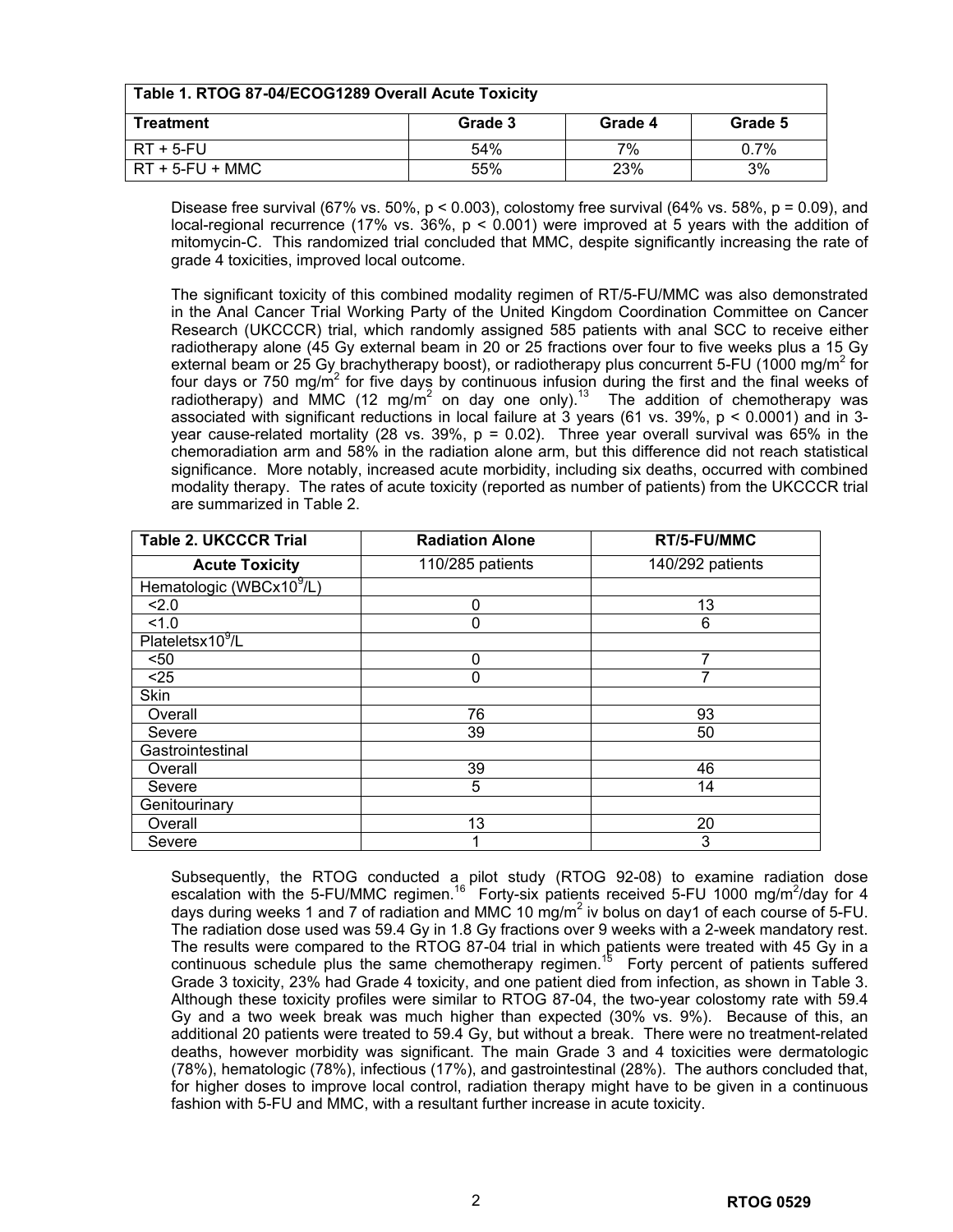| Table 1. RTOG 87-04/ECOG1289 Overall Acute Toxicity | | | |
|---|---|---|---|
| **Treatment** | **Grade 3** | **Grade 4** | **Grade 5** |
| RT + 5-FU | 54% | 7% | 0.7% |
| RT + 5-FU + MMC | 55% | 23% | 3% |

Disease free survival (67% vs. 50%, $p < 0.003$), colostomy free survival (64% vs. 58%, $p = 0.09$), and local-regional recurrence (17% vs. 36%, $p < 0.001$) were improved at 5 years with the addition of mitomycin-C. This randomized trial concluded that MMC, despite significantly increasing the rate of grade 4 toxicities, improved local outcome.

The significant toxicity of this combined modality regimen of RT/5-FU/MMC was also demonstrated in the Anal Cancer Trial Working Party of the United Kingdom Coordination Committee on Cancer Research (UKCCCR) trial, which randomly assigned 585 patients with anal SCC to receive either radiotherapy alone (45 Gy external beam in 20 or 25 fractions over four to five weeks plus a 15 Gy external beam or 25 Gy brachytherapy boost), or radiotherapy plus concurrent 5-FU (1000 mg/m$^2$ for four days or 750 mg/m$^2$ for five days by continuous infusion during the first and the final weeks of radiotherapy) and MMC (12 mg/m$^2$ on day one only).[13] The addition of chemotherapy was associated with significant reductions in local failure at 3 years (61 vs. 39%, $p < 0.0001$) and in 3-year cause-related mortality (28 vs. 39%, $p = 0.02$). Three year overall survival was 65% in the chemoradiation arm and 58% in the radiation alone arm, but this difference did not reach statistical significance. More notably, increased acute morbidity, including six deaths, occurred with combined modality therapy. The rates of acute toxicity (reported as number of patients) from the UKCCCR trial are summarized in Table 2.

| Table 2. UKCCCR Trial | Radiation Alone | RT/5-FU/MMC |
|---|---|---|
| **Acute Toxicity** | 110/285 patients | 140/292 patients |
| Hematologic (WBCx10$^9$/L) | | |
| <2.0 | 0 | 13 |
| <1.0 | 0 | 6 |
| Plateletsx10$^9$/L | | |
| <50 | 0 | 7 |
| <25 | 0 | 7 |
| Skin | | |
| Overall | 76 | 93 |
| Severe | 39 | 50 |
| Gastrointestinal | | |
| Overall | 39 | 46 |
| Severe | 5 | 14 |
| Genitourinary | | |
| Overall | 13 | 20 |
| Severe | 1 | 3 |

Subsequently, the RTOG conducted a pilot study (RTOG 92-08) to examine radiation dose escalation with the 5-FU/MMC regimen.[16] Forty-six patients received 5-FU 1000 mg/m$^2$/day for 4 days during weeks 1 and 7 of radiation and MMC 10 mg/m$^2$ iv bolus on day1 of each course of 5-FU. The radiation dose used was 59.4 Gy in 1.8 Gy fractions over 9 weeks with a 2-week mandatory rest. The results were compared to the RTOG 87-04 trial in which patients were treated with 45 Gy in a continuous schedule plus the same chemotherapy regimen.[15] Forty percent of patients suffered Grade 3 toxicity, 23% had Grade 4 toxicity, and one patient died from infection, as shown in Table 3. Although these toxicity profiles were similar to RTOG 87-04, the two-year colostomy rate with 59.4 Gy and a two week break was much higher than expected (30% vs. 9%). Because of this, an additional 20 patients were treated to 59.4 Gy, but without a break. There were no treatment-related deaths, however morbidity was significant. The main Grade 3 and 4 toxicities were dermatologic (78%), hematologic (78%), infectious (17%), and gastrointestinal (28%). The authors concluded that, for higher doses to improve local control, radiation therapy might have to be given in a continuous fashion with 5-FU and MMC, with a resultant further increase in acute toxicity.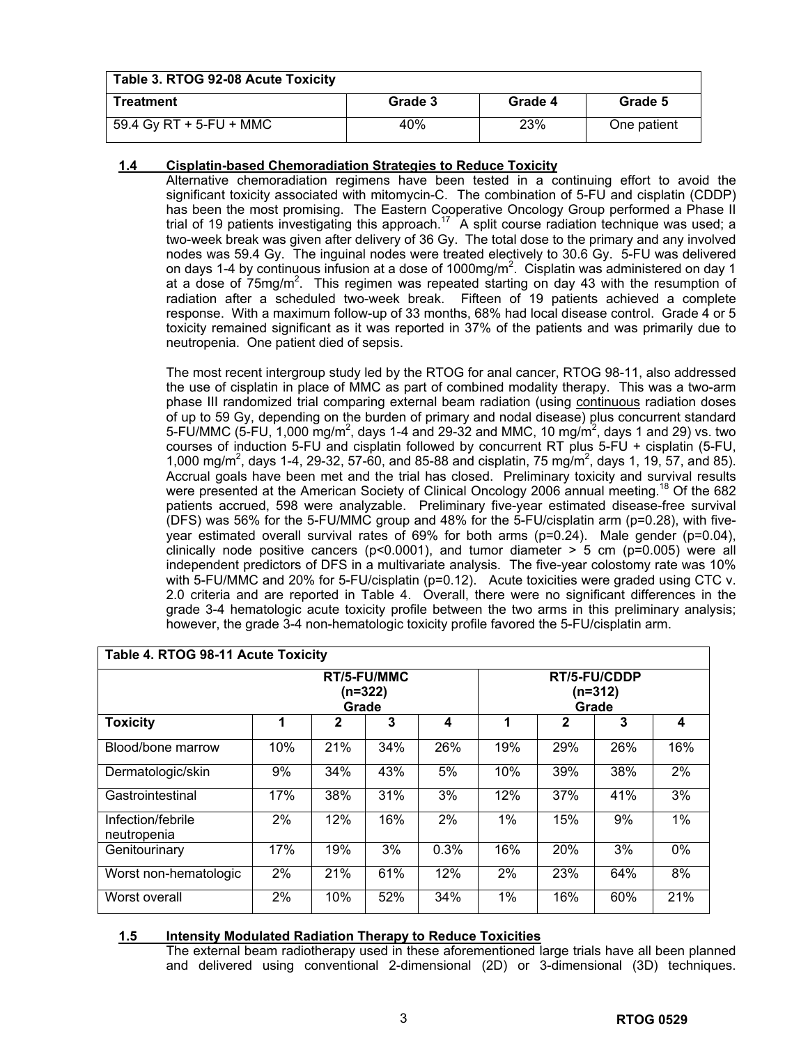| Table 3. RTOG 92-08 Acute Toxicity | | | |
|---|---|---|---|
| **Treatment** | **Grade 3** | **Grade 4** | **Grade 5** |
| 59.4 Gy RT + 5-FU + MMC | 40% | 23% | One patient |

## 1.4 Cisplatin-based Chemoradiation Strategies to Reduce Toxicity

Alternative chemoradiation regimens have been tested in a continuing effort to avoid the significant toxicity associated with mitomycin-C. The combination of 5-FU and cisplatin (CDDP) has been the most promising. The Eastern Cooperative Oncology Group performed a Phase II trial of 19 patients investigating this approach.[17] A split course radiation technique was used; a two-week break was given after delivery of 36 Gy. The total dose to the primary and any involved nodes was 59.4 Gy. The inguinal nodes were treated electively to 30.6 Gy. 5-FU was delivered on days 1-4 by continuous infusion at a dose of 1000mg/m$^2$. Cisplatin was administered on day 1 at a dose of 75mg/m$^2$. This regimen was repeated starting on day 43 with the resumption of radiation after a scheduled two-week break. Fifteen of 19 patients achieved a complete response. With a maximum follow-up of 33 months, 68% had local disease control. Grade 4 or 5 toxicity remained significant as it was reported in 37% of the patients and was primarily due to neutropenia. One patient died of sepsis.

The most recent intergroup study led by the RTOG for anal cancer, RTOG 98-11, also addressed the use of cisplatin in place of MMC as part of combined modality therapy. This was a two-arm phase III randomized trial comparing external beam radiation (using continuous radiation doses of up to 59 Gy, depending on the burden of primary and nodal disease) plus concurrent standard 5-FU/MMC (5-FU, 1,000 mg/m$^2$, days 1-4 and 29-32 and MMC, 10 mg/m$^2$, days 1 and 29) vs. two courses of induction 5-FU and cisplatin followed by concurrent RT plus 5-FU + cisplatin (5-FU, 1,000 mg/m$^2$, days 1-4, 29-32, 57-60, and 85-88 and cisplatin, 75 mg/m$^2$, days 1, 19, 57, and 85). Accrual goals have been met and the trial has closed. Preliminary toxicity and survival results were presented at the American Society of Clinical Oncology 2006 annual meeting.[18] Of the 682 patients accrued, 598 were analyzable. Preliminary five-year estimated disease-free survival (DFS) was 56% for the 5-FU/MMC group and 48% for the 5-FU/cisplatin arm ($p=0.28$), with five-year estimated overall survival rates of 69% for both arms ($p=0.24$). Male gender ($p=0.04$), clinically node positive cancers ($p<0.0001$), and tumor diameter > 5 cm ($p=0.005$) were all independent predictors of DFS in a multivariate analysis. The five-year colostomy rate was 10% with 5-FU/MMC and 20% for 5-FU/cisplatin ($p=0.12$). Acute toxicities were graded using CTC v. 2.0 criteria and are reported in Table 4. Overall, there were no significant differences in the grade 3-4 hematologic acute toxicity profile between the two arms in this preliminary analysis; however, the grade 3-4 non-hematologic toxicity profile favored the 5-FU/cisplatin arm.

| Table 4. RTOG 98-11 Acute Toxicity | | | | | | | | |
|---|---|---|---|---|---|---|---|---|
| | RT/5-FU/MMC (n=322) Grade | | | | RT/5-FU/CDDP (n=312) Grade | | | |
| **Toxicity** | **1** | **2** | **3** | **4** | **1** | **2** | **3** | **4** |
| Blood/bone marrow | 10% | 21% | 34% | 26% | 19% | 29% | 26% | 16% |
| Dermatologic/skin | 9% | 34% | 43% | 5% | 10% | 39% | 38% | 2% |
| Gastrointestinal | 17% | 38% | 31% | 3% | 12% | 37% | 41% | 3% |
| Infection/febrile neutropenia | 2% | 12% | 16% | 2% | 1% | 15% | 9% | 1% |
| Genitourinary | 17% | 19% | 3% | 0.3% | 16% | 20% | 3% | 0% |
| Worst non-hematologic | 2% | 21% | 61% | 12% | 2% | 23% | 64% | 8% |
| Worst overall | 2% | 10% | 52% | 34% | 1% | 16% | 60% | 21% |

## 1.5 Intensity Modulated Radiation Therapy to Reduce Toxicities

The external beam radiotherapy used in these aforementioned large trials have all been planned and delivered using conventional 2-dimensional (2D) or 3-dimensional (3D) techniques.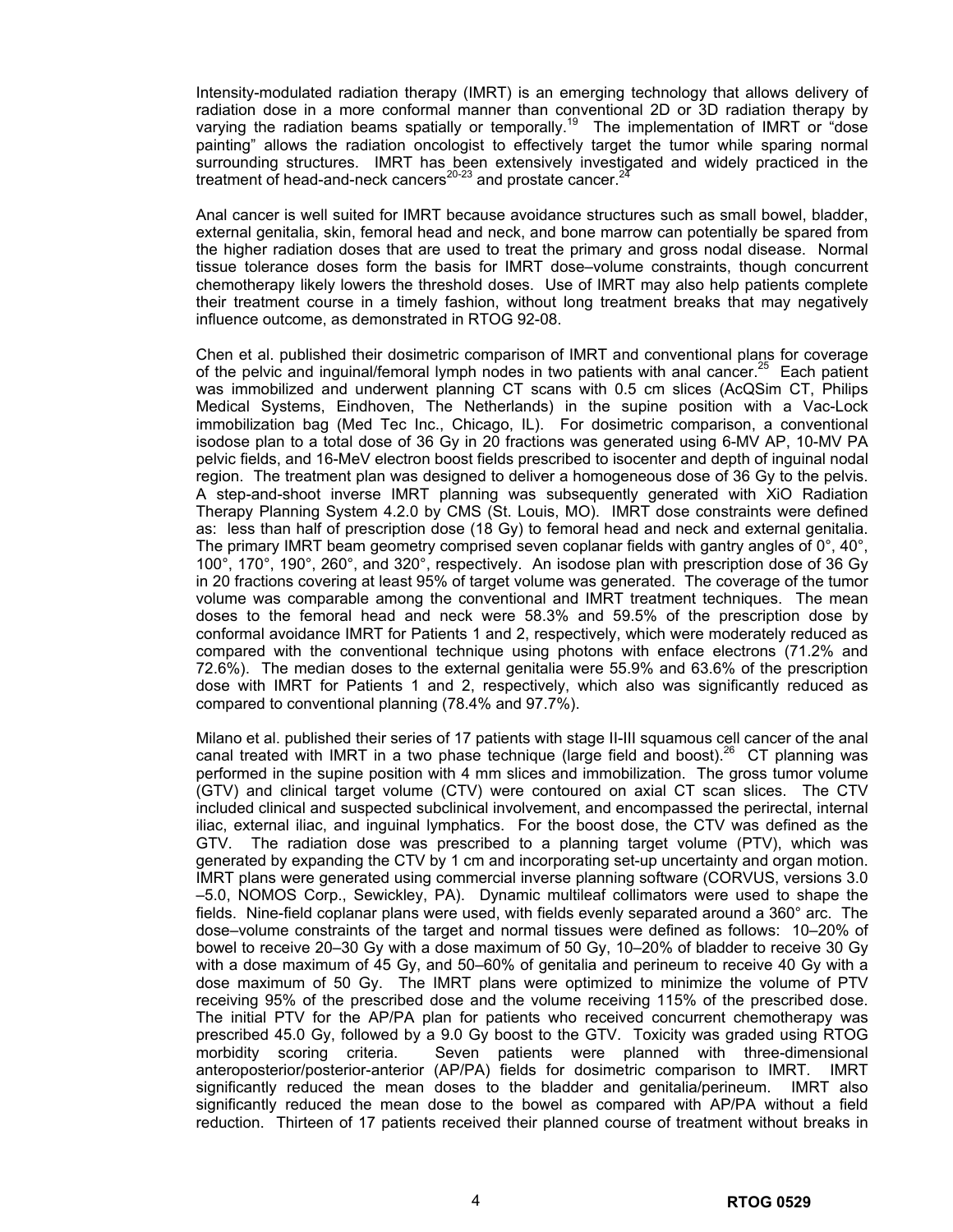Intensity-modulated radiation therapy (IMRT) is an emerging technology that allows delivery of radiation dose in a more conformal manner than conventional 2D or 3D radiation therapy by varying the radiation beams spatially or temporally.[19] The implementation of IMRT or "dose painting" allows the radiation oncologist to effectively target the tumor while sparing normal surrounding structures. IMRT has been extensively investigated and widely practiced in the treatment of head-and-neck cancers[20-23] and prostate cancer.[24]

Anal cancer is well suited for IMRT because avoidance structures such as small bowel, bladder, external genitalia, skin, femoral head and neck, and bone marrow can potentially be spared from the higher radiation doses that are used to treat the primary and gross nodal disease. Normal tissue tolerance doses form the basis for IMRT dose–volume constraints, though concurrent chemotherapy likely lowers the threshold doses. Use of IMRT may also help patients complete their treatment course in a timely fashion, without long treatment breaks that may negatively influence outcome, as demonstrated in RTOG 92-08.

Chen et al. published their dosimetric comparison of IMRT and conventional plans for coverage of the pelvic and inguinal/femoral lymph nodes in two patients with anal cancer.[25] Each patient was immobilized and underwent planning CT scans with 0.5 cm slices (AcQSim CT, Philips Medical Systems, Eindhoven, The Netherlands) in the supine position with a Vac-Lock immobilization bag (Med Tec Inc., Chicago, IL). For dosimetric comparison, a conventional isodose plan to a total dose of 36 Gy in 20 fractions was generated using 6-MV AP, 10-MV PA pelvic fields, and 16-MeV electron boost fields prescribed to isocenter and depth of inguinal nodal region. The treatment plan was designed to deliver a homogeneous dose of 36 Gy to the pelvis. A step-and-shoot inverse IMRT planning was subsequently generated with XiO Radiation Therapy Planning System 4.2.0 by CMS (St. Louis, MO). IMRT dose constraints were defined as: less than half of prescription dose (18 Gy) to femoral head and neck and external genitalia. The primary IMRT beam geometry comprised seven coplanar fields with gantry angles of 0°, 40°, 100°, 170°, 190°, 260°, and 320°, respectively. An isodose plan with prescription dose of 36 Gy in 20 fractions covering at least 95% of target volume was generated. The coverage of the tumor volume was comparable among the conventional and IMRT treatment techniques. The mean doses to the femoral head and neck were 58.3% and 59.5% of the prescription dose by conformal avoidance IMRT for Patients 1 and 2, respectively, which were moderately reduced as compared with the conventional technique using photons with enface electrons (71.2% and 72.6%). The median doses to the external genitalia were 55.9% and 63.6% of the prescription dose with IMRT for Patients 1 and 2, respectively, which also was significantly reduced as compared to conventional planning (78.4% and 97.7%).

Milano et al. published their series of 17 patients with stage II-III squamous cell cancer of the anal canal treated with IMRT in a two phase technique (large field and boost).[26] CT planning was performed in the supine position with 4 mm slices and immobilization. The gross tumor volume (GTV) and clinical target volume (CTV) were contoured on axial CT scan slices. The CTV included clinical and suspected subclinical involvement, and encompassed the perirectal, internal iliac, external iliac, and inguinal lymphatics. For the boost dose, the CTV was defined as the GTV. The radiation dose was prescribed to a planning target volume (PTV), which was generated by expanding the CTV by 1 cm and incorporating set-up uncertainty and organ motion. IMRT plans were generated using commercial inverse planning software (CORVUS, versions 3.0 –5.0, NOMOS Corp., Sewickley, PA). Dynamic multileaf collimators were used to shape the fields. Nine-field coplanar plans were used, with fields evenly separated around a 360° arc. The dose–volume constraints of the target and normal tissues were defined as follows: 10–20% of bowel to receive 20–30 Gy with a dose maximum of 50 Gy, 10–20% of bladder to receive 30 Gy with a dose maximum of 45 Gy, and 50–60% of genitalia and perineum to receive 40 Gy with a dose maximum of 50 Gy. The IMRT plans were optimized to minimize the volume of PTV receiving 95% of the prescribed dose and the volume receiving 115% of the prescribed dose. The initial PTV for the AP/PA plan for patients who received concurrent chemotherapy was prescribed 45.0 Gy, followed by a 9.0 Gy boost to the GTV. Toxicity was graded using RTOG morbidity scoring criteria. Seven patients were planned with three-dimensional anteroposterior/posterior-anterior (AP/PA) fields for dosimetric comparison to IMRT. IMRT significantly reduced the mean doses to the bladder and genitalia/perineum. IMRT also significantly reduced the mean dose to the bowel as compared with AP/PA without a field reduction. Thirteen of 17 patients received their planned course of treatment without breaks in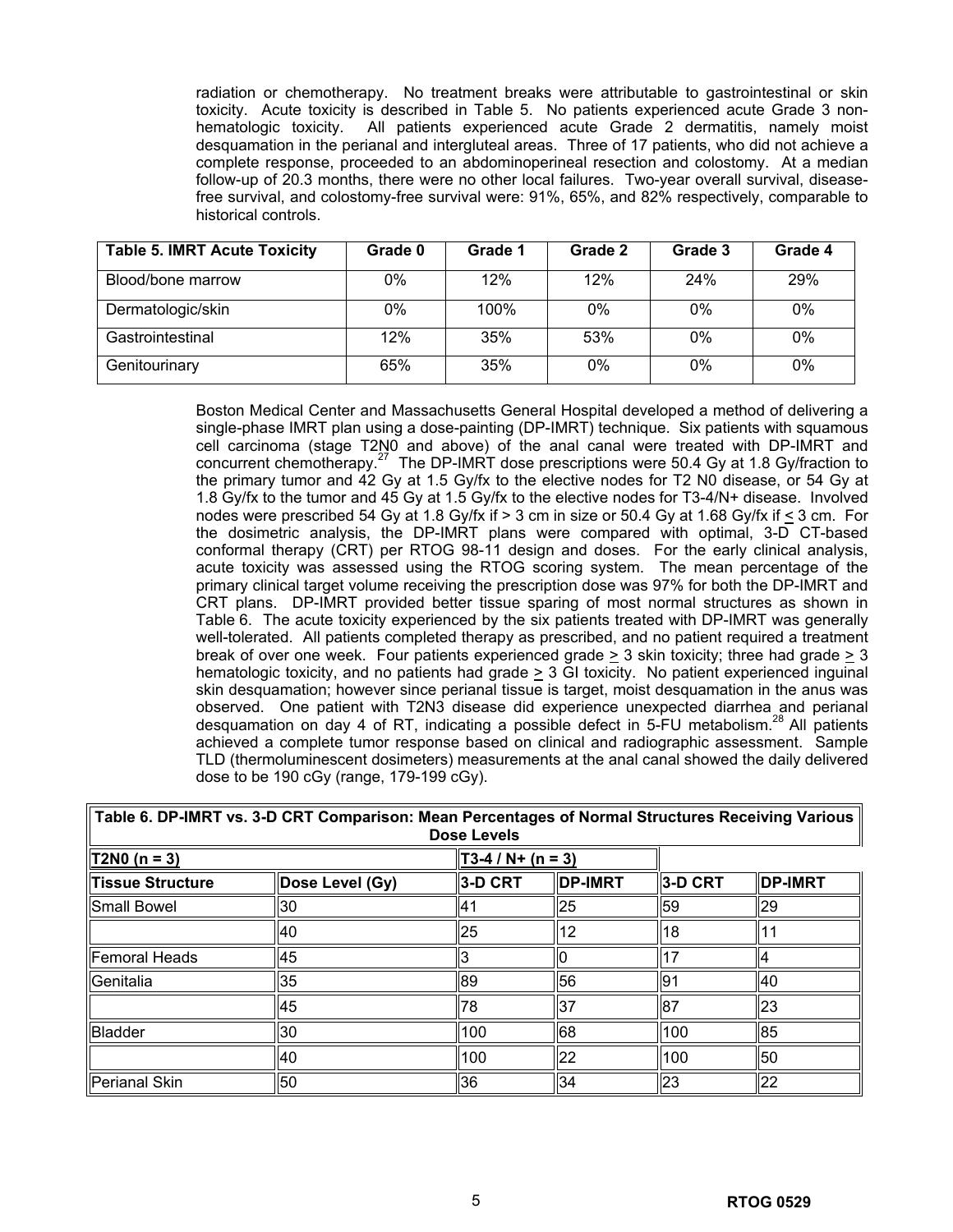radiation or chemotherapy. No treatment breaks were attributable to gastrointestinal or skin toxicity. Acute toxicity is described in Table 5. No patients experienced acute Grade 3 non-hematologic toxicity. All patients experienced acute Grade 2 dermatitis, namely moist desquamation in the perianal and intergluteal areas. Three of 17 patients, who did not achieve a complete response, proceeded to an abdominoperineal resection and colostomy. At a median follow-up of 20.3 months, there were no other local failures. Two-year overall survival, disease-free survival, and colostomy-free survival were: 91%, 65%, and 82% respectively, comparable to historical controls.

| Table 5. IMRT Acute Toxicity | Grade 0 | Grade 1 | Grade 2 | Grade 3 | Grade 4 |
|---|---|---|---|---|---|
| Blood/bone marrow | 0% | 12% | 12% | 24% | 29% |
| Dermatologic/skin | 0% | 100% | 0% | 0% | 0% |
| Gastrointestinal | 12% | 35% | 53% | 0% | 0% |
| Genitourinary | 65% | 35% | 0% | 0% | 0% |

Boston Medical Center and Massachusetts General Hospital developed a method of delivering a single-phase IMRT plan using a dose-painting (DP-IMRT) technique. Six patients with squamous cell carcinoma (stage T2N0 and above) of the anal canal were treated with DP-IMRT and concurrent chemotherapy.[27] The DP-IMRT dose prescriptions were 50.4 Gy at 1.8 Gy/fraction to the primary tumor and 42 Gy at 1.5 Gy/fx to the elective nodes for T2 N0 disease, or 54 Gy at 1.8 Gy/fx to the tumor and 45 Gy at 1.5 Gy/fx to the elective nodes for T3-4/N+ disease. Involved nodes were prescribed 54 Gy at 1.8 Gy/fx if > 3 cm in size or 50.4 Gy at 1.68 Gy/fx if ≤ 3 cm. For the dosimetric analysis, the DP-IMRT plans were compared with optimal, 3-D CT-based conformal therapy (CRT) per RTOG 98-11 design and doses. For the early clinical analysis, acute toxicity was assessed using the RTOG scoring system. The mean percentage of the primary clinical target volume receiving the prescription dose was 97% for both the DP-IMRT and CRT plans. DP-IMRT provided better tissue sparing of most normal structures as shown in Table 6. The acute toxicity experienced by the six patients treated with DP-IMRT was generally well-tolerated. All patients completed therapy as prescribed, and no patient required a treatment break of over one week. Four patients experienced grade ≥ 3 skin toxicity; three had grade ≥ 3 hematologic toxicity, and no patients had grade ≥ 3 GI toxicity. No patient experienced inguinal skin desquamation; however since perianal tissue is target, moist desquamation in the anus was observed. One patient with T2N3 disease did experience unexpected diarrhea and perianal desquamation on day 4 of RT, indicating a possible defect in 5-FU metabolism.[28] All patients achieved a complete tumor response based on clinical and radiographic assessment. Sample TLD (thermoluminescent dosimeters) measurements at the anal canal showed the daily delivered dose to be 190 cGy (range, 179-199 cGy).

| Table 6. DP-IMRT vs. 3-D CRT Comparison: Mean Percentages of Normal Structures Receiving Various Dose Levels | | | | | |
|---|---|---|---|---|---|
| T2N0 (n = 3) | | T3-4 / N+ (n = 3) | | | |
| Tissue Structure | Dose Level (Gy) | 3-D CRT | DP-IMRT | 3-D CRT | DP-IMRT |
| Small Bowel | 30 | 41 | 25 | 59 | 29 |
| | 40 | 25 | 12 | 18 | 11 |
| Femoral Heads | 45 | 3 | 0 | 17 | 4 |
| Genitalia | 35 | 89 | 56 | 91 | 40 |
| | 45 | 78 | 37 | 87 | 23 |
| Bladder | 30 | 100 | 68 | 100 | 85 |
| | 40 | 100 | 22 | 100 | 50 |
| Perianal Skin | 50 | 36 | 34 | 23 | 22 |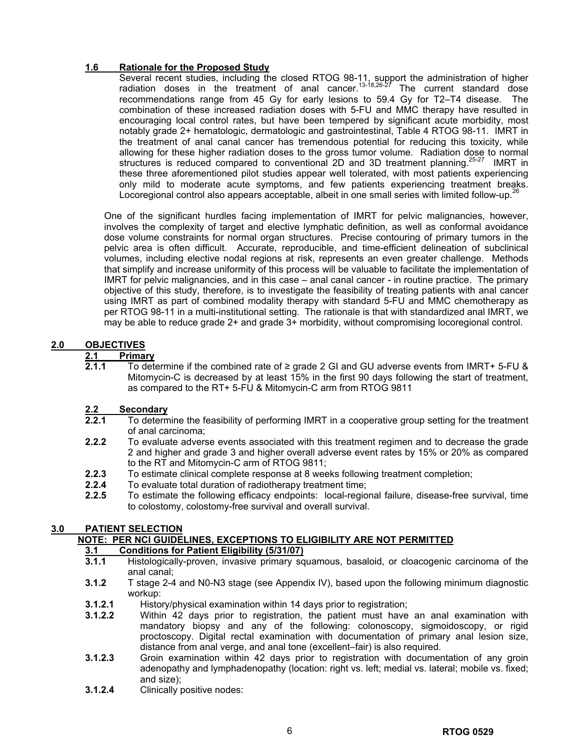### 1.6 Rationale for the Proposed Study

Several recent studies, including the closed RTOG 98-11, support the administration of higher radiation doses in the treatment of anal cancer.[13-18,26-27] The current standard dose recommendations range from 45 Gy for early lesions to 59.4 Gy for T2–T4 disease. The combination of these increased radiation doses with 5-FU and MMC therapy have resulted in encouraging local control rates, but have been tempered by significant acute morbidity, most notably grade 2+ hematologic, dermatologic and gastrointestinal, Table 4 RTOG 98-11. IMRT in the treatment of anal canal cancer has tremendous potential for reducing this toxicity, while allowing for these higher radiation doses to the gross tumor volume. Radiation dose to normal structures is reduced compared to conventional 2D and 3D treatment planning.[25-27] IMRT in these three aforementioned pilot studies appear well tolerated, with most patients experiencing only mild to moderate acute symptoms, and few patients experiencing treatment breaks. Locoregional control also appears acceptable, albeit in one small series with limited follow-up.[26]

One of the significant hurdles facing implementation of IMRT for pelvic malignancies, however, involves the complexity of target and elective lymphatic definition, as well as conformal avoidance dose volume constraints for normal organ structures. Precise contouring of primary tumors in the pelvic area is often difficult. Accurate, reproducible, and time-efficient delineation of subclinical volumes, including elective nodal regions at risk, represents an even greater challenge. Methods that simplify and increase uniformity of this process will be valuable to facilitate the implementation of IMRT for pelvic malignancies, and in this case – anal canal cancer - in routine practice. The primary objective of this study, therefore, is to investigate the feasibility of treating patients with anal cancer using IMRT as part of combined modality therapy with standard 5-FU and MMC chemotherapy as per RTOG 98-11 in a multi-institutional setting. The rationale is that with standardized anal IMRT, we may be able to reduce grade 2+ and grade 3+ morbidity, without compromising locoregional control.

## 2.0 OBJECTIVES

### 2.1 Primary

**2.1.1** To determine if the combined rate of ≥ grade 2 GI and GU adverse events from IMRT+ 5-FU & Mitomycin-C is decreased by at least 15% in the first 90 days following the start of treatment, as compared to the RT+ 5-FU & Mitomycin-C arm from RTOG 9811

### 2.2 Secondary

**2.2.1** To determine the feasibility of performing IMRT in a cooperative group setting for the treatment of anal carcinoma;

**2.2.2** To evaluate adverse events associated with this treatment regimen and to decrease the grade 2 and higher and grade 3 and higher overall adverse event rates by 15% or 20% as compared to the RT and Mitomycin-C arm of RTOG 9811;

**2.2.3** To estimate clinical complete response at 8 weeks following treatment completion;

**2.2.4** To evaluate total duration of radiotherapy treatment time;

**2.2.5** To estimate the following efficacy endpoints: local-regional failure, disease-free survival, time to colostomy, colostomy-free survival and overall survival.

## 3.0 PATIENT SELECTION

**NOTE: PER NCI GUIDELINES, EXCEPTIONS TO ELIGIBILITY ARE NOT PERMITTED**

### 3.1 Conditions for Patient Eligibility (5/31/07)

**3.1.1** Histologically-proven, invasive primary squamous, basaloid, or cloacogenic carcinoma of the anal canal;

**3.1.2** T stage 2-4 and N0-N3 stage (see Appendix IV), based upon the following minimum diagnostic workup:

**3.1.2.1** History/physical examination within 14 days prior to registration;

**3.1.2.2** Within 42 days prior to registration, the patient must have an anal examination with mandatory biopsy and any of the following: colonoscopy, sigmoidoscopy, or rigid proctoscopy. Digital rectal examination with documentation of primary anal lesion size, distance from anal verge, and anal tone (excellent–fair) is also required.

**3.1.2.3** Groin examination within 42 days prior to registration with documentation of any groin adenopathy and lymphadenopathy (location: right vs. left; medial vs. lateral; mobile vs. fixed; and size);

**3.1.2.4** Clinically positive nodes: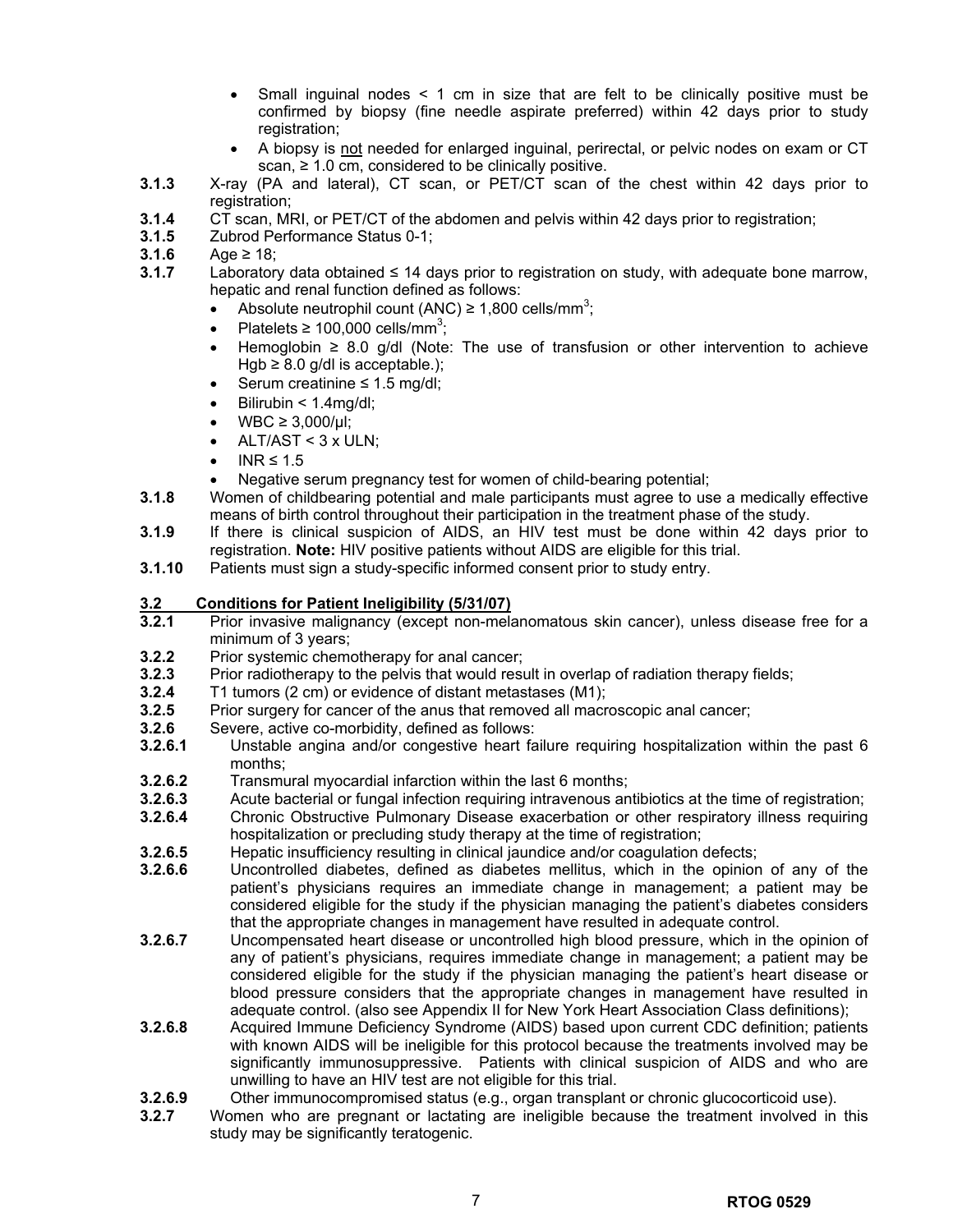- Small inguinal nodes < 1 cm in size that are felt to be clinically positive must be confirmed by biopsy (fine needle aspirate preferred) within 42 days prior to study registration;
- A biopsy is not needed for enlarged inguinal, perirectal, or pelvic nodes on exam or CT scan, ≥ 1.0 cm, considered to be clinically positive.

**3.1.3** X-ray (PA and lateral), CT scan, or PET/CT scan of the chest within 42 days prior to registration;

**3.1.4** CT scan, MRI, or PET/CT of the abdomen and pelvis within 42 days prior to registration;

**3.1.5** Zubrod Performance Status 0-1;

**3.1.6** Age ≥ 18;

**3.1.7** Laboratory data obtained ≤ 14 days prior to registration on study, with adequate bone marrow, hepatic and renal function defined as follows:

- Absolute neutrophil count (ANC) ≥ 1,800 cells/mm$^3$;
- Platelets ≥ 100,000 cells/mm$^3$;
- Hemoglobin ≥ 8.0 g/dl (Note: The use of transfusion or other intervention to achieve Hgb ≥ 8.0 g/dl is acceptable.);
- Serum creatinine ≤ 1.5 mg/dl;
- Bilirubin < 1.4mg/dl;
- WBC ≥ 3,000/µl;
- ALT/AST < 3 x ULN;
- INR ≤ 1.5
- Negative serum pregnancy test for women of child-bearing potential;

**3.1.8** Women of childbearing potential and male participants must agree to use a medically effective means of birth control throughout their participation in the treatment phase of the study.

**3.1.9** If there is clinical suspicion of AIDS, an HIV test must be done within 42 days prior to registration. **Note:** HIV positive patients without AIDS are eligible for this trial.

**3.1.10** Patients must sign a study-specific informed consent prior to study entry.

## 3.2 Conditions for Patient Ineligibility (5/31/07)

**3.2.1** Prior invasive malignancy (except non-melanomatous skin cancer), unless disease free for a minimum of 3 years;

**3.2.2** Prior systemic chemotherapy for anal cancer;

**3.2.3** Prior radiotherapy to the pelvis that would result in overlap of radiation therapy fields;

**3.2.4** T1 tumors (2 cm) or evidence of distant metastases (M1);

**3.2.5** Prior surgery for cancer of the anus that removed all macroscopic anal cancer;

**3.2.6** Severe, active co-morbidity, defined as follows:

**3.2.6.1** Unstable angina and/or congestive heart failure requiring hospitalization within the past 6 months;

**3.2.6.2** Transmural myocardial infarction within the last 6 months;

**3.2.6.3** Acute bacterial or fungal infection requiring intravenous antibiotics at the time of registration;

**3.2.6.4** Chronic Obstructive Pulmonary Disease exacerbation or other respiratory illness requiring hospitalization or precluding study therapy at the time of registration;

**3.2.6.5** Hepatic insufficiency resulting in clinical jaundice and/or coagulation defects;

**3.2.6.6** Uncontrolled diabetes, defined as diabetes mellitus, which in the opinion of any of the patient's physicians requires an immediate change in management; a patient may be considered eligible for the study if the physician managing the patient's diabetes considers that the appropriate changes in management have resulted in adequate control.

**3.2.6.7** Uncompensated heart disease or uncontrolled high blood pressure, which in the opinion of any of patient's physicians, requires immediate change in management; a patient may be considered eligible for the study if the physician managing the patient's heart disease or blood pressure considers that the appropriate changes in management have resulted in adequate control. (also see Appendix II for New York Heart Association Class definitions);

**3.2.6.8** Acquired Immune Deficiency Syndrome (AIDS) based upon current CDC definition; patients with known AIDS will be ineligible for this protocol because the treatments involved may be significantly immunosuppressive. Patients with clinical suspicion of AIDS and who are unwilling to have an HIV test are not eligible for this trial.

**3.2.6.9** Other immunocompromised status (e.g., organ transplant or chronic glucocorticoid use).

**3.2.7** Women who are pregnant or lactating are ineligible because the treatment involved in this study may be significantly teratogenic.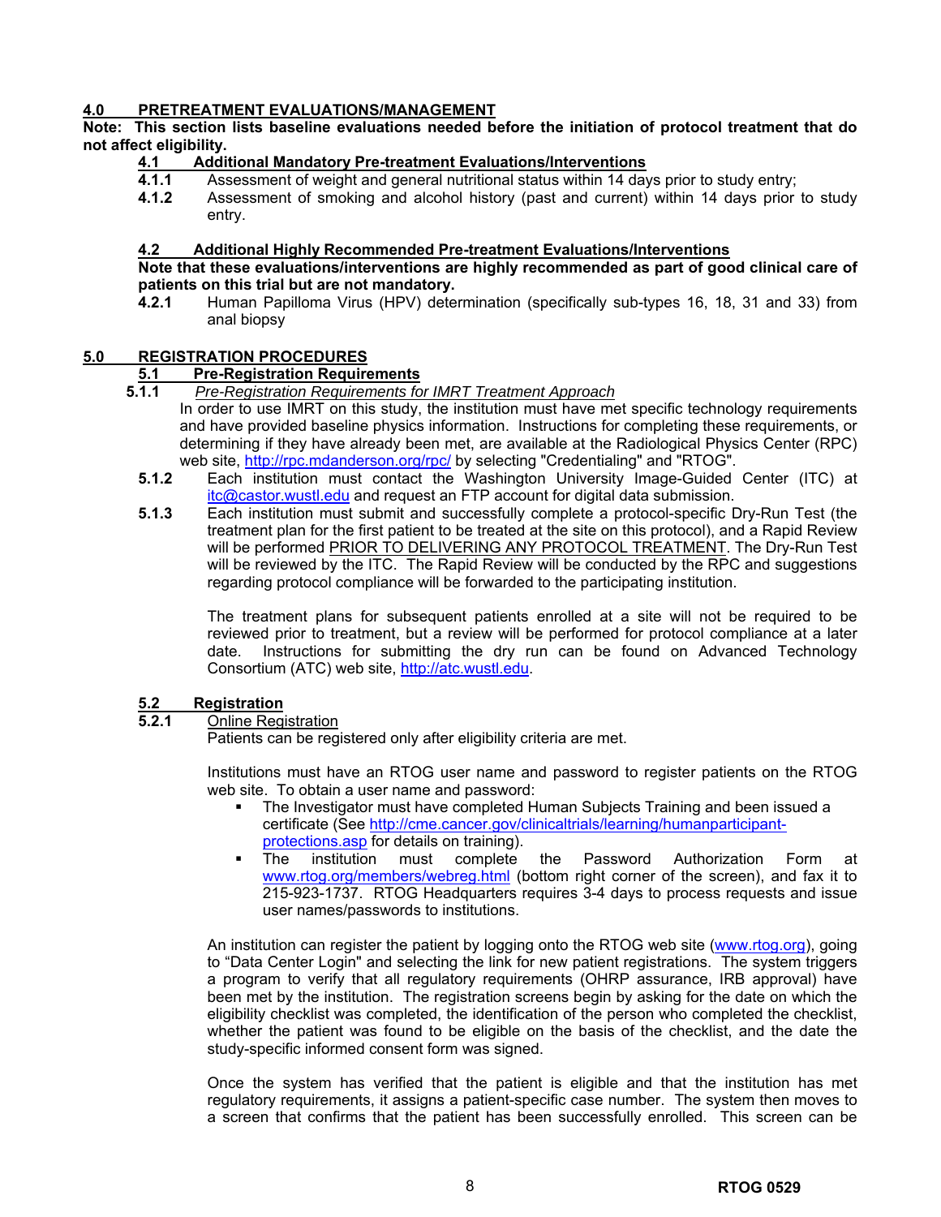## 4.0 PRETREATMENT EVALUATIONS/MANAGEMENT

**Note: This section lists baseline evaluations needed before the initiation of protocol treatment that do not affect eligibility.**

### 4.1 Additional Mandatory Pre-treatment Evaluations/Interventions

**4.1.1** Assessment of weight and general nutritional status within 14 days prior to study entry;

**4.1.2** Assessment of smoking and alcohol history (past and current) within 14 days prior to study entry.

### 4.2 Additional Highly Recommended Pre-treatment Evaluations/Interventions

**Note that these evaluations/interventions are highly recommended as part of good clinical care of patients on this trial but are not mandatory.**

**4.2.1** Human Papilloma Virus (HPV) determination (specifically sub-types 16, 18, 31 and 33) from anal biopsy

## 5.0 REGISTRATION PROCEDURES

### 5.1 Pre-Registration Requirements

**5.1.1** *Pre-Registration Requirements for IMRT Treatment Approach*

In order to use IMRT on this study, the institution must have met specific technology requirements and have provided baseline physics information. Instructions for completing these requirements, or determining if they have already been met, are available at the Radiological Physics Center (RPC) web site, http://rpc.mdanderson.org/rpc/ by selecting "Credentialing" and "RTOG".

**5.1.2** Each institution must contact the Washington University Image-Guided Center (ITC) at itc@castor.wustl.edu and request an FTP account for digital data submission.

**5.1.3** Each institution must submit and successfully complete a protocol-specific Dry-Run Test (the treatment plan for the first patient to be treated at the site on this protocol), and a Rapid Review will be performed PRIOR TO DELIVERING ANY PROTOCOL TREATMENT. The Dry-Run Test will be reviewed by the ITC. The Rapid Review will be conducted by the RPC and suggestions regarding protocol compliance will be forwarded to the participating institution.

The treatment plans for subsequent patients enrolled at a site will not be required to be reviewed prior to treatment, but a review will be performed for protocol compliance at a later date. Instructions for submitting the dry run can be found on Advanced Technology Consortium (ATC) web site, http://atc.wustl.edu.

### 5.2 Registration

**5.2.1** Online Registration

Patients can be registered only after eligibility criteria are met.

Institutions must have an RTOG user name and password to register patients on the RTOG web site. To obtain a user name and password:

- The Investigator must have completed Human Subjects Training and been issued a certificate (See http://cme.cancer.gov/clinicaltrials/learning/humanparticipant-protections.asp for details on training).
- The institution must complete the Password Authorization Form at www.rtog.org/members/webreg.html (bottom right corner of the screen), and fax it to 215-923-1737. RTOG Headquarters requires 3-4 days to process requests and issue user names/passwords to institutions.

An institution can register the patient by logging onto the RTOG web site (www.rtog.org), going to "Data Center Login" and selecting the link for new patient registrations. The system triggers a program to verify that all regulatory requirements (OHRP assurance, IRB approval) have been met by the institution. The registration screens begin by asking for the date on which the eligibility checklist was completed, the identification of the person who completed the checklist, whether the patient was found to be eligible on the basis of the checklist, and the date the study-specific informed consent form was signed.

Once the system has verified that the patient is eligible and that the institution has met regulatory requirements, it assigns a patient-specific case number. The system then moves to a screen that confirms that the patient has been successfully enrolled. This screen can be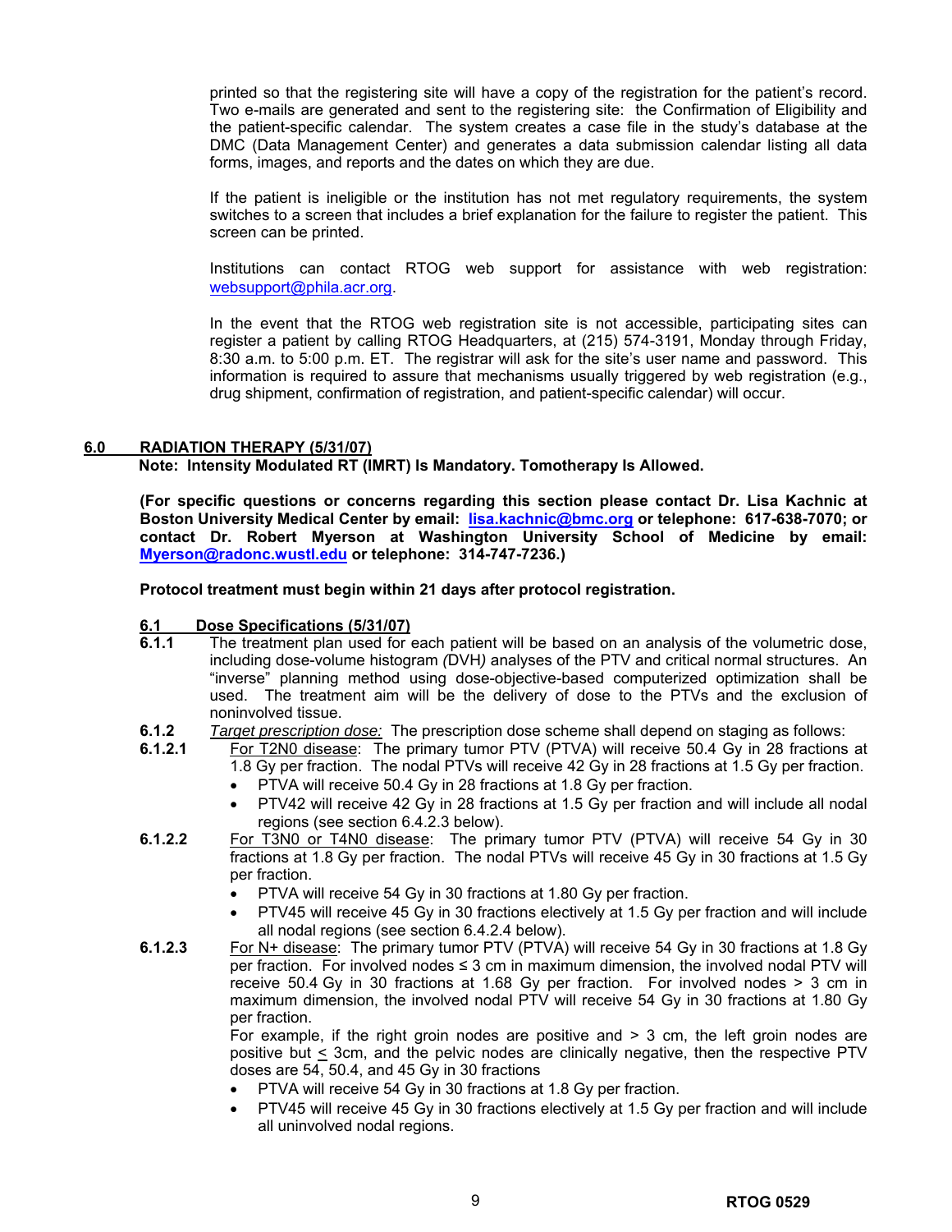printed so that the registering site will have a copy of the registration for the patient's record. Two e-mails are generated and sent to the registering site: the Confirmation of Eligibility and the patient-specific calendar. The system creates a case file in the study's database at the DMC (Data Management Center) and generates a data submission calendar listing all data forms, images, and reports and the dates on which they are due.

If the patient is ineligible or the institution has not met regulatory requirements, the system switches to a screen that includes a brief explanation for the failure to register the patient. This screen can be printed.

Institutions can contact RTOG web support for assistance with web registration: websupport@phila.acr.org.

In the event that the RTOG web registration site is not accessible, participating sites can register a patient by calling RTOG Headquarters, at (215) 574-3191, Monday through Friday, 8:30 a.m. to 5:00 p.m. ET. The registrar will ask for the site's user name and password. This information is required to assure that mechanisms usually triggered by web registration (e.g., drug shipment, confirmation of registration, and patient-specific calendar) will occur.

## 6.0 RADIATION THERAPY (5/31/07)

**Note: Intensity Modulated RT (IMRT) Is Mandatory. Tomotherapy Is Allowed.**

**(For specific questions or concerns regarding this section please contact Dr. Lisa Kachnic at Boston University Medical Center by email: lisa.kachnic@bmc.org or telephone: 617-638-7070; or contact Dr. Robert Myerson at Washington University School of Medicine by email: Myerson@radonc.wustl.edu or telephone: 314-747-7236.)**

**Protocol treatment must begin within 21 days after protocol registration.**

### 6.1 Dose Specifications (5/31/07)

**6.1.1** The treatment plan used for each patient will be based on an analysis of the volumetric dose, including dose-volume histogram *(*DVH*)* analyses of the PTV and critical normal structures. An "inverse" planning method using dose-objective-based computerized optimization shall be used. The treatment aim will be the delivery of dose to the PTVs and the exclusion of noninvolved tissue.

**6.1.2** *Target prescription dose:* The prescription dose scheme shall depend on staging as follows:

**6.1.2.1** For T2N0 disease: The primary tumor PTV (PTVA) will receive 50.4 Gy in 28 fractions at 1.8 Gy per fraction. The nodal PTVs will receive 42 Gy in 28 fractions at 1.5 Gy per fraction.

- PTVA will receive 50.4 Gy in 28 fractions at 1.8 Gy per fraction.
- PTV42 will receive 42 Gy in 28 fractions at 1.5 Gy per fraction and will include all nodal regions (see section 6.4.2.3 below).

**6.1.2.2** For T3N0 or T4N0 disease: The primary tumor PTV (PTVA) will receive 54 Gy in 30 fractions at 1.8 Gy per fraction. The nodal PTVs will receive 45 Gy in 30 fractions at 1.5 Gy per fraction.

- PTVA will receive 54 Gy in 30 fractions at 1.80 Gy per fraction.
- PTV45 will receive 45 Gy in 30 fractions electively at 1.5 Gy per fraction and will include all nodal regions (see section 6.4.2.4 below).

**6.1.2.3** For N+ disease: The primary tumor PTV (PTVA) will receive 54 Gy in 30 fractions at 1.8 Gy per fraction. For involved nodes ≤ 3 cm in maximum dimension, the involved nodal PTV will receive 50.4 Gy in 30 fractions at 1.68 Gy per fraction. For involved nodes > 3 cm in maximum dimension, the involved nodal PTV will receive 54 Gy in 30 fractions at 1.80 Gy per fraction.

For example, if the right groin nodes are positive and > 3 cm, the left groin nodes are positive but ≤ 3cm, and the pelvic nodes are clinically negative, then the respective PTV doses are 54, 50.4, and 45 Gy in 30 fractions

- PTVA will receive 54 Gy in 30 fractions at 1.8 Gy per fraction.
- PTV45 will receive 45 Gy in 30 fractions electively at 1.5 Gy per fraction and will include all uninvolved nodal regions.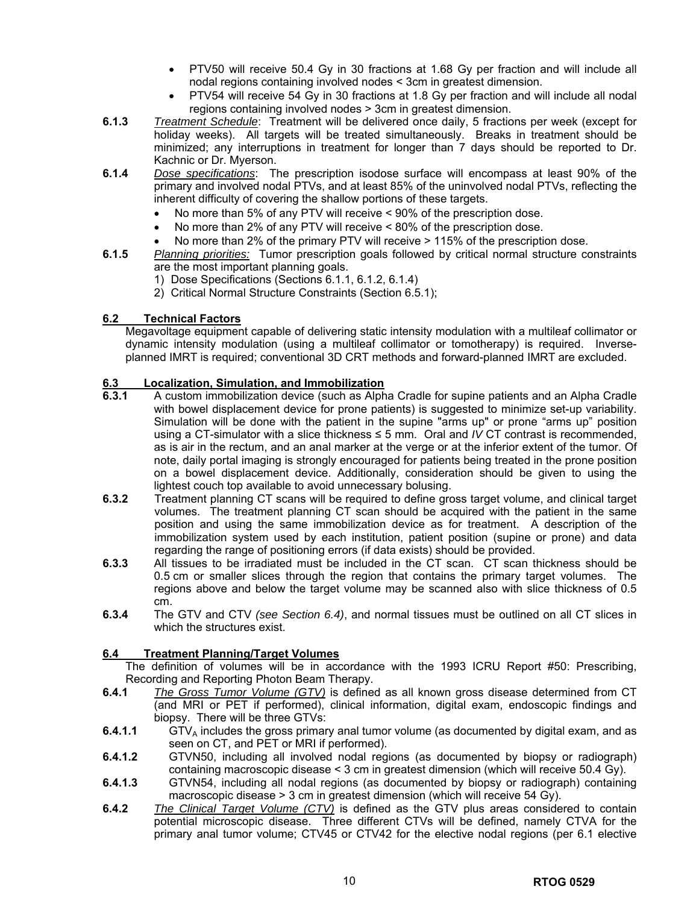- PTV50 will receive 50.4 Gy in 30 fractions at 1.68 Gy per fraction and will include all nodal regions containing involved nodes < 3cm in greatest dimension.
- PTV54 will receive 54 Gy in 30 fractions at 1.8 Gy per fraction and will include all nodal regions containing involved nodes > 3cm in greatest dimension.

**6.1.3** *Treatment Schedule*: Treatment will be delivered once daily, 5 fractions per week (except for holiday weeks). All targets will be treated simultaneously. Breaks in treatment should be minimized; any interruptions in treatment for longer than 7 days should be reported to Dr. Kachnic or Dr. Myerson.

**6.1.4** *Dose specifications*: The prescription isodose surface will encompass at least 90% of the primary and involved nodal PTVs, and at least 85% of the uninvolved nodal PTVs, reflecting the inherent difficulty of covering the shallow portions of these targets.

- No more than 5% of any PTV will receive < 90% of the prescription dose.
- No more than 2% of any PTV will receive < 80% of the prescription dose.
- No more than 2% of the primary PTV will receive > 115% of the prescription dose.

**6.1.5** *Planning priorities:* Tumor prescription goals followed by critical normal structure constraints are the most important planning goals.

1) Dose Specifications (Sections 6.1.1, 6.1.2, 6.1.4)
2) Critical Normal Structure Constraints (Section 6.5.1);

## 6.2 Technical Factors

Megavoltage equipment capable of delivering static intensity modulation with a multileaf collimator or dynamic intensity modulation (using a multileaf collimator or tomotherapy) is required. Inverse-planned IMRT is required; conventional 3D CRT methods and forward-planned IMRT are excluded.

## 6.3 Localization, Simulation, and Immobilization

**6.3.1** A custom immobilization device (such as Alpha Cradle for supine patients and an Alpha Cradle with bowel displacement device for prone patients) is suggested to minimize set-up variability. Simulation will be done with the patient in the supine "arms up" or prone "arms up" position using a CT-simulator with a slice thickness ≤ 5 mm. Oral and *IV* CT contrast is recommended, as is air in the rectum, and an anal marker at the verge or at the inferior extent of the tumor. Of note, daily portal imaging is strongly encouraged for patients being treated in the prone position on a bowel displacement device. Additionally, consideration should be given to using the lightest couch top available to avoid unnecessary bolusing.

**6.3.2** Treatment planning CT scans will be required to define gross target volume, and clinical target volumes. The treatment planning CT scan should be acquired with the patient in the same position and using the same immobilization device as for treatment. A description of the immobilization system used by each institution, patient position (supine or prone) and data regarding the range of positioning errors (if data exists) should be provided.

**6.3.3** All tissues to be irradiated must be included in the CT scan. CT scan thickness should be 0.5 cm or smaller slices through the region that contains the primary target volumes. The regions above and below the target volume may be scanned also with slice thickness of 0.5 cm.

**6.3.4** The GTV and CTV *(see Section 6.4)*, and normal tissues must be outlined on all CT slices in which the structures exist.

## 6.4 Treatment Planning/Target Volumes

The definition of volumes will be in accordance with the 1993 ICRU Report #50: Prescribing, Recording and Reporting Photon Beam Therapy.

**6.4.1** *The Gross Tumor Volume (GTV)* is defined as all known gross disease determined from CT (and MRI or PET if performed), clinical information, digital exam, endoscopic findings and biopsy. There will be three GTVs:

**6.4.1.1** $GTV_A$ includes the gross primary anal tumor volume (as documented by digital exam, and as seen on CT, and PET or MRI if performed).

**6.4.1.2** GTVN50, including all involved nodal regions (as documented by biopsy or radiograph) containing macroscopic disease < 3 cm in greatest dimension (which will receive 50.4 Gy).

**6.4.1.3** GTVN54, including all nodal regions (as documented by biopsy or radiograph) containing macroscopic disease > 3 cm in greatest dimension (which will receive 54 Gy).

**6.4.2** *The Clinical Target Volume (CTV)* is defined as the GTV plus areas considered to contain potential microscopic disease. Three different CTVs will be defined, namely CTVA for the primary anal tumor volume; CTV45 or CTV42 for the elective nodal regions (per 6.1 elective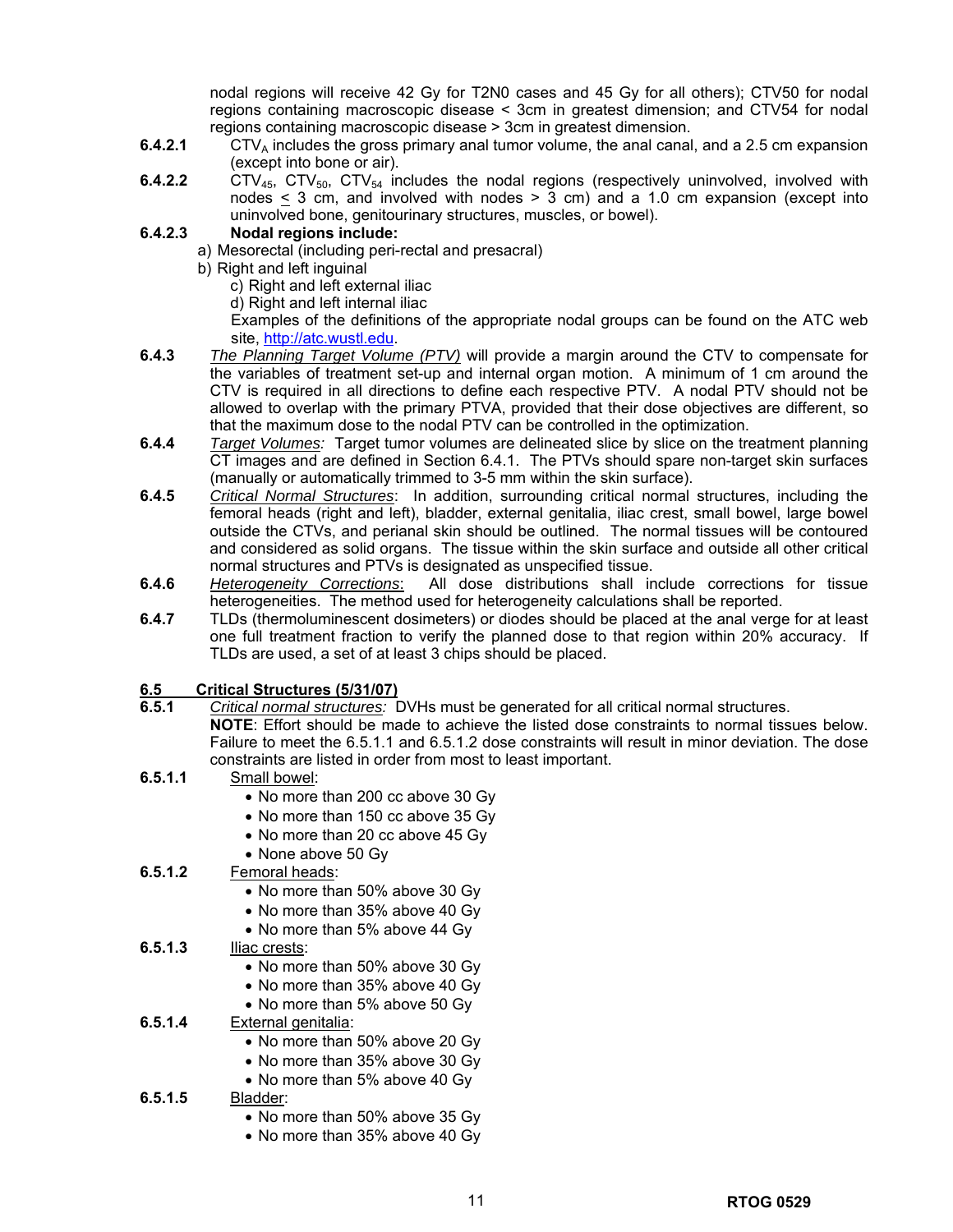nodal regions will receive 42 Gy for T2N0 cases and 45 Gy for all others); CTV50 for nodal regions containing macroscopic disease < 3cm in greatest dimension; and CTV54 for nodal regions containing macroscopic disease > 3cm in greatest dimension.

**6.4.2.1** $CTV_A$ includes the gross primary anal tumor volume, the anal canal, and a 2.5 cm expansion (except into bone or air).

**6.4.2.2** $CTV_{45}$, $CTV_{50}$, $CTV_{54}$ includes the nodal regions (respectively uninvolved, involved with nodes $\leq$ 3 cm, and involved with nodes > 3 cm) and a 1.0 cm expansion (except into uninvolved bone, genitourinary structures, muscles, or bowel).

**6.4.2.3 Nodal regions include:**

a) Mesorectal (including peri-rectal and presacral)

b) Right and left inguinal

c) Right and left external iliac

d) Right and left internal iliac

Examples of the definitions of the appropriate nodal groups can be found on the ATC web site, http://atc.wustl.edu.

**6.4.3** *The Planning Target Volume (PTV)* will provide a margin around the CTV to compensate for the variables of treatment set-up and internal organ motion. A minimum of 1 cm around the CTV is required in all directions to define each respective PTV. A nodal PTV should not be allowed to overlap with the primary PTVA, provided that their dose objectives are different, so that the maximum dose to the nodal PTV can be controlled in the optimization.

**6.4.4** *Target Volumes:* Target tumor volumes are delineated slice by slice on the treatment planning CT images and are defined in Section 6.4.1. The PTVs should spare non-target skin surfaces (manually or automatically trimmed to 3-5 mm within the skin surface).

**6.4.5** *Critical Normal Structures*: In addition, surrounding critical normal structures, including the femoral heads (right and left), bladder, external genitalia, iliac crest, small bowel, large bowel outside the CTVs, and perianal skin should be outlined. The normal tissues will be contoured and considered as solid organs. The tissue within the skin surface and outside all other critical normal structures and PTVs is designated as unspecified tissue.

**6.4.6** *Heterogeneity Corrections*: All dose distributions shall include corrections for tissue heterogeneities. The method used for heterogeneity calculations shall be reported.

**6.4.7** TLDs (thermoluminescent dosimeters) or diodes should be placed at the anal verge for at least one full treatment fraction to verify the planned dose to that region within 20% accuracy. If TLDs are used, a set of at least 3 chips should be placed.

## 6.5 Critical Structures (5/31/07)

**6.5.1** *Critical normal structures:* DVHs must be generated for all critical normal structures.

**NOTE**: Effort should be made to achieve the listed dose constraints to normal tissues below. Failure to meet the 6.5.1.1 and 6.5.1.2 dose constraints will result in minor deviation. The dose constraints are listed in order from most to least important.

**6.5.1.1** Small bowel:
- No more than 200 cc above 30 Gy
- No more than 150 cc above 35 Gy
- No more than 20 cc above 45 Gy
- None above 50 Gy

**6.5.1.2** Femoral heads:
- No more than 50% above 30 Gy
- No more than 35% above 40 Gy
- No more than 5% above 44 Gy

**6.5.1.3** Iliac crests:
- No more than 50% above 30 Gy
- No more than 35% above 40 Gy
- No more than 5% above 50 Gy

**6.5.1.4** External genitalia:
- No more than 50% above 20 Gy
- No more than 35% above 30 Gy
- No more than 5% above 40 Gy

**6.5.1.5** Bladder:
- No more than 50% above 35 Gy
- No more than 35% above 40 Gy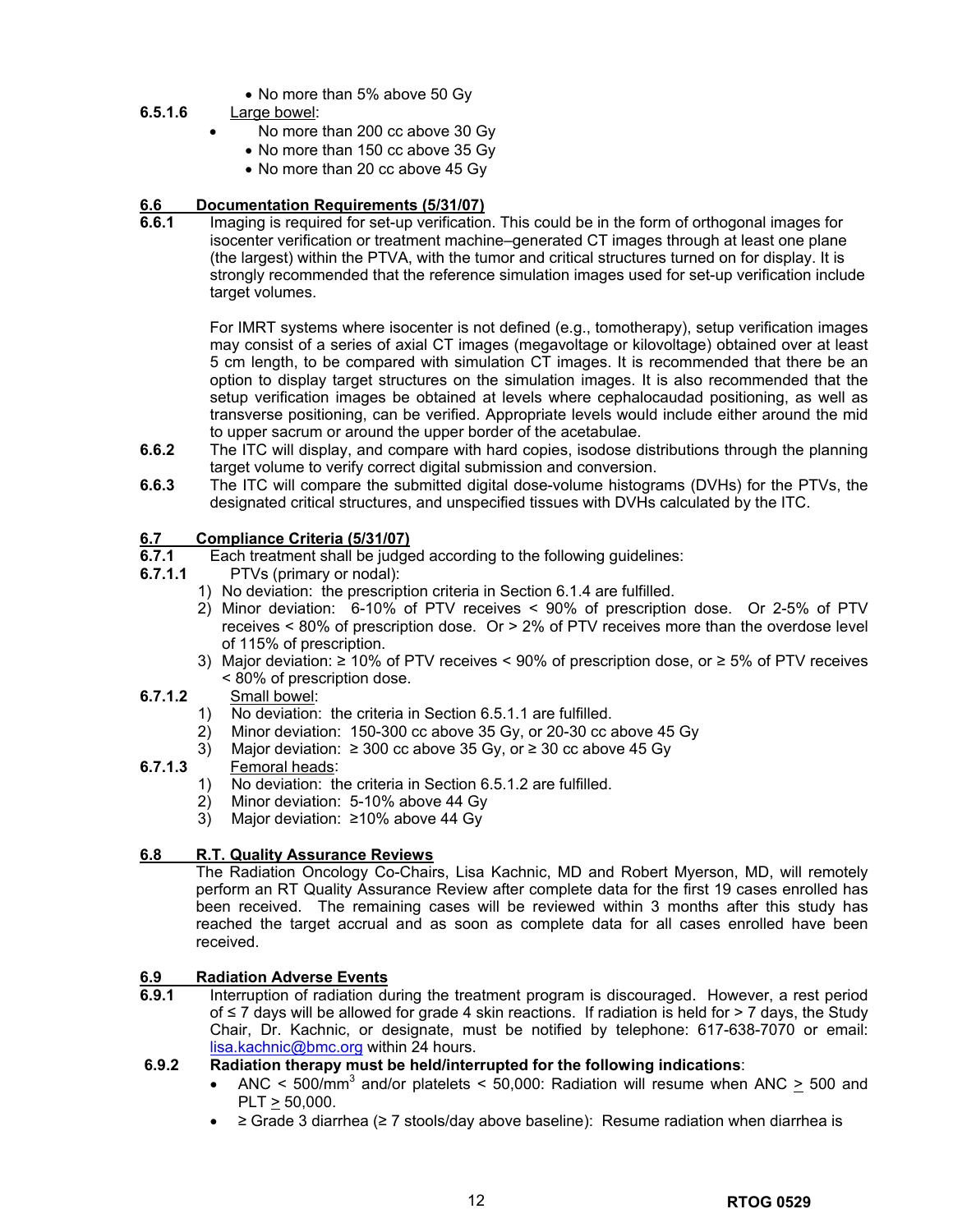- No more than 5% above 50 Gy

**6.5.1.6** Large bowel:

- No more than 200 cc above 30 Gy
- No more than 150 cc above 35 Gy
- No more than 20 cc above 45 Gy

## 6.6 Documentation Requirements (5/31/07)

**6.6.1** Imaging is required for set-up verification. This could be in the form of orthogonal images for isocenter verification or treatment machine–generated CT images through at least one plane (the largest) within the PTVA, with the tumor and critical structures turned on for display. It is strongly recommended that the reference simulation images used for set-up verification include target volumes.

For IMRT systems where isocenter is not defined (e.g., tomotherapy), setup verification images may consist of a series of axial CT images (megavoltage or kilovoltage) obtained over at least 5 cm length, to be compared with simulation CT images. It is recommended that there be an option to display target structures on the simulation images. It is also recommended that the setup verification images be obtained at levels where cephalocaudad positioning, as well as transverse positioning, can be verified. Appropriate levels would include either around the mid to upper sacrum or around the upper border of the acetabulae.

**6.6.2** The ITC will display, and compare with hard copies, isodose distributions through the planning target volume to verify correct digital submission and conversion.

**6.6.3** The ITC will compare the submitted digital dose-volume histograms (DVHs) for the PTVs, the designated critical structures, and unspecified tissues with DVHs calculated by the ITC.

## 6.7 Compliance Criteria (5/31/07)

**6.7.1** Each treatment shall be judged according to the following guidelines:

**6.7.1.1** PTVs (primary or nodal):

1) No deviation: the prescription criteria in Section 6.1.4 are fulfilled.
2) Minor deviation: 6-10% of PTV receives < 90% of prescription dose. Or 2-5% of PTV receives < 80% of prescription dose. Or > 2% of PTV receives more than the overdose level of 115% of prescription.
3) Major deviation: ≥ 10% of PTV receives < 90% of prescription dose, or ≥ 5% of PTV receives < 80% of prescription dose.

**6.7.1.2** Small bowel:

1) No deviation: the criteria in Section 6.5.1.1 are fulfilled.
2) Minor deviation: 150-300 cc above 35 Gy, or 20-30 cc above 45 Gy
3) Major deviation: ≥ 300 cc above 35 Gy, or ≥ 30 cc above 45 Gy

**6.7.1.3** Femoral heads:

1) No deviation: the criteria in Section 6.5.1.2 are fulfilled.
2) Minor deviation: 5-10% above 44 Gy
3) Major deviation: ≥10% above 44 Gy

## 6.8 R.T. Quality Assurance Reviews

The Radiation Oncology Co-Chairs, Lisa Kachnic, MD and Robert Myerson, MD, will remotely perform an RT Quality Assurance Review after complete data for the first 19 cases enrolled has been received. The remaining cases will be reviewed within 3 months after this study has reached the target accrual and as soon as complete data for all cases enrolled have been received.

## 6.9 Radiation Adverse Events

**6.9.1** Interruption of radiation during the treatment program is discouraged. However, a rest period of ≤ 7 days will be allowed for grade 4 skin reactions. If radiation is held for > 7 days, the Study Chair, Dr. Kachnic, or designate, must be notified by telephone: 617-638-7070 or email: lisa.kachnic@bmc.org within 24 hours.

**6.9.2 Radiation therapy must be held/interrupted for the following indications**:

- ANC < 500/$mm^3$ and/or platelets < 50,000: Radiation will resume when ANC ≥ 500 and PLT ≥ 50,000.
- ≥ Grade 3 diarrhea (≥ 7 stools/day above baseline): Resume radiation when diarrhea is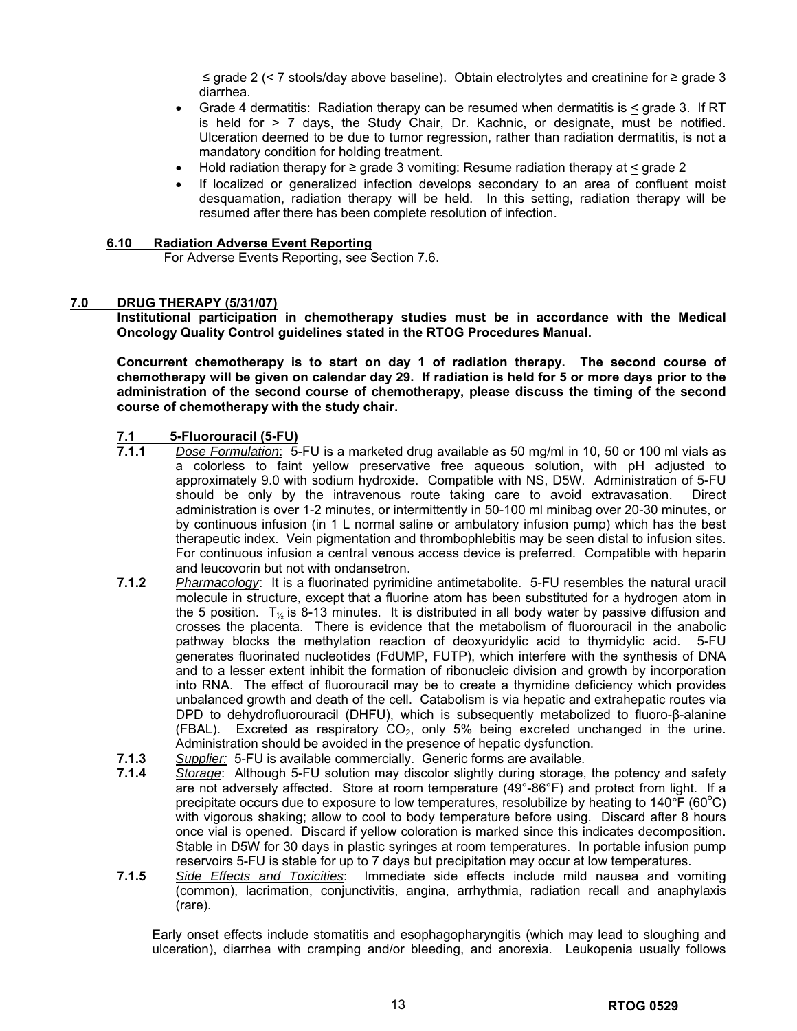≤ grade 2 (< 7 stools/day above baseline). Obtain electrolytes and creatinine for ≥ grade 3 diarrhea.

- Grade 4 dermatitis: Radiation therapy can be resumed when dermatitis is ≤ grade 3. If RT is held for > 7 days, the Study Chair, Dr. Kachnic, or designate, must be notified. Ulceration deemed to be due to tumor regression, rather than radiation dermatitis, is not a mandatory condition for holding treatment.
- Hold radiation therapy for ≥ grade 3 vomiting: Resume radiation therapy at ≤ grade 2
- If localized or generalized infection develops secondary to an area of confluent moist desquamation, radiation therapy will be held. In this setting, radiation therapy will be resumed after there has been complete resolution of infection.

### 6.10 Radiation Adverse Event Reporting

For Adverse Events Reporting, see Section 7.6.

## 7.0 DRUG THERAPY (5/31/07)

**Institutional participation in chemotherapy studies must be in accordance with the Medical Oncology Quality Control guidelines stated in the RTOG Procedures Manual.**

**Concurrent chemotherapy is to start on day 1 of radiation therapy. The second course of chemotherapy will be given on calendar day 29. If radiation is held for 5 or more days prior to the administration of the second course of chemotherapy, please discuss the timing of the second course of chemotherapy with the study chair.**

### 7.1 5-Fluorouracil (5-FU)

**7.1.1** *Dose Formulation*: 5-FU is a marketed drug available as 50 mg/ml in 10, 50 or 100 ml vials as a colorless to faint yellow preservative free aqueous solution, with pH adjusted to approximately 9.0 with sodium hydroxide. Compatible with NS, D5W. Administration of 5-FU should be only by the intravenous route taking care to avoid extravasation. Direct administration is over 1-2 minutes, or intermittently in 50-100 ml minibag over 20-30 minutes, or by continuous infusion (in 1 L normal saline or ambulatory infusion pump) which has the best therapeutic index. Vein pigmentation and thrombophlebitis may be seen distal to infusion sites. For continuous infusion a central venous access device is preferred. Compatible with heparin and leucovorin but not with ondansetron.

**7.1.2** *Pharmacology*: It is a fluorinated pyrimidine antimetabolite. 5-FU resembles the natural uracil molecule in structure, except that a fluorine atom has been substituted for a hydrogen atom in the 5 position. $T_{½}$ is 8-13 minutes. It is distributed in all body water by passive diffusion and crosses the placenta. There is evidence that the metabolism of fluorouracil in the anabolic pathway blocks the methylation reaction of deoxyuridylic acid to thymidylic acid. 5-FU generates fluorinated nucleotides (FdUMP, FUTP), which interfere with the synthesis of DNA and to a lesser extent inhibit the formation of ribonucleic division and growth by incorporation into RNA. The effect of fluorouracil may be to create a thymidine deficiency which provides unbalanced growth and death of the cell. Catabolism is via hepatic and extrahepatic routes via DPD to dehydrofluorouracil (DHFU), which is subsequently metabolized to fluoro-β-alanine (FBAL). Excreted as respiratory $CO_2$, only 5% being excreted unchanged in the urine. Administration should be avoided in the presence of hepatic dysfunction.

**7.1.3** *Supplier:* 5-FU is available commercially. Generic forms are available.

**7.1.4** *Storage*: Although 5-FU solution may discolor slightly during storage, the potency and safety are not adversely affected. Store at room temperature (49°-86°F) and protect from light. If a precipitate occurs due to exposure to low temperatures, resolubilize by heating to 140°F (60°C) with vigorous shaking; allow to cool to body temperature before using. Discard after 8 hours once vial is opened. Discard if yellow coloration is marked since this indicates decomposition. Stable in D5W for 30 days in plastic syringes at room temperatures. In portable infusion pump reservoirs 5-FU is stable for up to 7 days but precipitation may occur at low temperatures.

**7.1.5** *Side Effects and Toxicities*: Immediate side effects include mild nausea and vomiting (common), lacrimation, conjunctivitis, angina, arrhythmia, radiation recall and anaphylaxis (rare).

Early onset effects include stomatitis and esophagopharyngitis (which may lead to sloughing and ulceration), diarrhea with cramping and/or bleeding, and anorexia. Leukopenia usually follows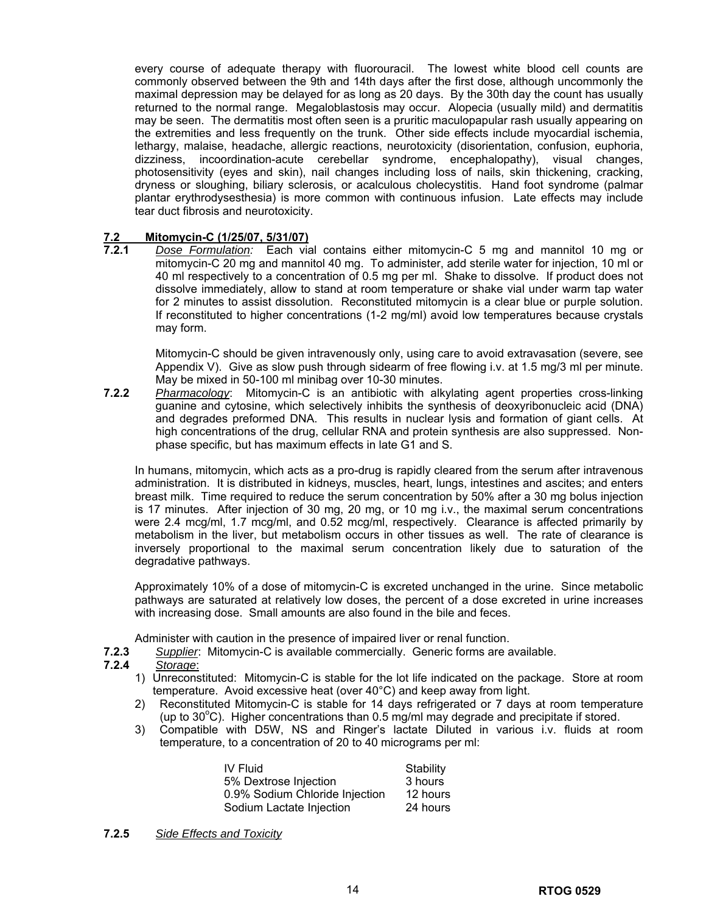every course of adequate therapy with fluorouracil. The lowest white blood cell counts are commonly observed between the 9th and 14th days after the first dose, although uncommonly the maximal depression may be delayed for as long as 20 days. By the 30th day the count has usually returned to the normal range. Megaloblastosis may occur. Alopecia (usually mild) and dermatitis may be seen. The dermatitis most often seen is a pruritic maculopapular rash usually appearing on the extremities and less frequently on the trunk. Other side effects include myocardial ischemia, lethargy, malaise, headache, allergic reactions, neurotoxicity (disorientation, confusion, euphoria, dizziness, incoordination-acute cerebellar syndrome, encephalopathy), visual changes, photosensitivity (eyes and skin), nail changes including loss of nails, skin thickening, cracking, dryness or sloughing, biliary sclerosis, or acalculous cholecystitis. Hand foot syndrome (palmar plantar erythrodysesthesia) is more common with continuous infusion. Late effects may include tear duct fibrosis and neurotoxicity.

## 7.2 Mitomycin-C (1/25/07, 5/31/07)

**7.2.1** *Dose Formulation:* Each vial contains either mitomycin-C 5 mg and mannitol 10 mg or mitomycin-C 20 mg and mannitol 40 mg. To administer, add sterile water for injection, 10 ml or 40 ml respectively to a concentration of 0.5 mg per ml. Shake to dissolve. If product does not dissolve immediately, allow to stand at room temperature or shake vial under warm tap water for 2 minutes to assist dissolution. Reconstituted mitomycin is a clear blue or purple solution. If reconstituted to higher concentrations (1-2 mg/ml) avoid low temperatures because crystals may form.

Mitomycin-C should be given intravenously only, using care to avoid extravasation (severe, see Appendix V). Give as slow push through sidearm of free flowing i.v. at 1.5 mg/3 ml per minute. May be mixed in 50-100 ml minibag over 10-30 minutes.

**7.2.2** *Pharmacology*: Mitomycin-C is an antibiotic with alkylating agent properties cross-linking guanine and cytosine, which selectively inhibits the synthesis of deoxyribonucleic acid (DNA) and degrades preformed DNA. This results in nuclear lysis and formation of giant cells. At high concentrations of the drug, cellular RNA and protein synthesis are also suppressed. Non-phase specific, but has maximum effects in late G1 and S.

In humans, mitomycin, which acts as a pro-drug is rapidly cleared from the serum after intravenous administration. It is distributed in kidneys, muscles, heart, lungs, intestines and ascites; and enters breast milk. Time required to reduce the serum concentration by 50% after a 30 mg bolus injection is 17 minutes. After injection of 30 mg, 20 mg, or 10 mg i.v., the maximal serum concentrations were 2.4 mcg/ml, 1.7 mcg/ml, and 0.52 mcg/ml, respectively. Clearance is affected primarily by metabolism in the liver, but metabolism occurs in other tissues as well. The rate of clearance is inversely proportional to the maximal serum concentration likely due to saturation of the degradative pathways.

Approximately 10% of a dose of mitomycin-C is excreted unchanged in the urine. Since metabolic pathways are saturated at relatively low doses, the percent of a dose excreted in urine increases with increasing dose. Small amounts are also found in the bile and feces.

Administer with caution in the presence of impaired liver or renal function.

**7.2.3** *Supplier*: Mitomycin-C is available commercially. Generic forms are available.

**7.2.4** *Storage*:

1) Unreconstituted: Mitomycin-C is stable for the lot life indicated on the package. Store at room temperature. Avoid excessive heat (over 40°C) and keep away from light.
2) Reconstituted Mitomycin-C is stable for 14 days refrigerated or 7 days at room temperature (up to 30°C). Higher concentrations than 0.5 mg/ml may degrade and precipitate if stored.
3) Compatible with D5W, NS and Ringer's lactate Diluted in various i.v. fluids at room temperature, to a concentration of 20 to 40 micrograms per ml:

| IV Fluid | Stability |
|---|---|
| 5% Dextrose Injection | 3 hours |
| 0.9% Sodium Chloride Injection | 12 hours |
| Sodium Lactate Injection | 24 hours |

**7.2.5** *Side Effects and Toxicity*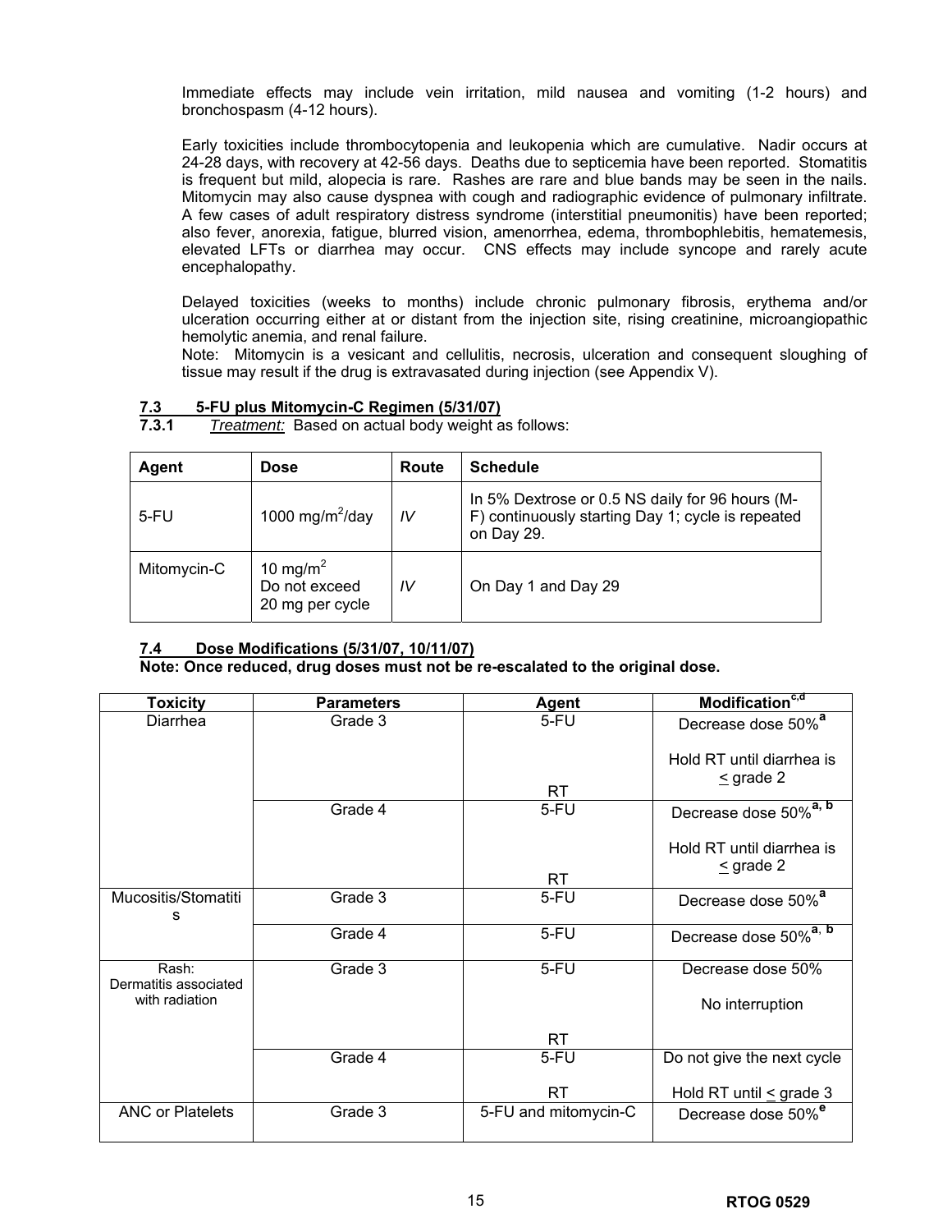Immediate effects may include vein irritation, mild nausea and vomiting (1-2 hours) and bronchospasm (4-12 hours).

Early toxicities include thrombocytopenia and leukopenia which are cumulative. Nadir occurs at 24-28 days, with recovery at 42-56 days. Deaths due to septicemia have been reported. Stomatitis is frequent but mild, alopecia is rare. Rashes are rare and blue bands may be seen in the nails. Mitomycin may also cause dyspnea with cough and radiographic evidence of pulmonary infiltrate. A few cases of adult respiratory distress syndrome (interstitial pneumonitis) have been reported; also fever, anorexia, fatigue, blurred vision, amenorrhea, edema, thrombophlebitis, hematemesis, elevated LFTs or diarrhea may occur. CNS effects may include syncope and rarely acute encephalopathy.

Delayed toxicities (weeks to months) include chronic pulmonary fibrosis, erythema and/or ulceration occurring either at or distant from the injection site, rising creatinine, microangiopathic hemolytic anemia, and renal failure.

Note: Mitomycin is a vesicant and cellulitis, necrosis, ulceration and consequent sloughing of tissue may result if the drug is extravasated during injection (see Appendix V).

### 7.3 5-FU plus Mitomycin-C Regimen (5/31/07)

**7.3.1** *Treatment:* Based on actual body weight as follows:

| Agent | Dose | Route | Schedule |
|---|---|---|---|
| 5-FU | 1000 mg/m$^2$/day | *IV* | In 5% Dextrose or 0.5 NS daily for 96 hours (M-F) continuously starting Day 1; cycle is repeated on Day 29. |
| Mitomycin-C | 10 mg/m$^2$ Do not exceed 20 mg per cycle | *IV* | On Day 1 and Day 29 |

### 7.4 Dose Modifications (5/31/07, 10/11/07)

**Note: Once reduced, drug doses must not be re-escalated to the original dose.**

| Toxicity | Parameters | Agent | Modification[c,d] |
|---|---|---|---|
| Diarrhea | Grade 3 | 5-FU | Decrease dose 50%[a] |
| | | RT | Hold RT until diarrhea is ≤ grade 2 |
| | Grade 4 | 5-FU | Decrease dose 50%[a, b] |
| | | RT | Hold RT until diarrhea is ≤ grade 2 |
| Mucositis/Stomatitis | Grade 3 | 5-FU | Decrease dose 50%[a] |
| | Grade 4 | 5-FU | Decrease dose 50%[a, b] |
| Rash: Dermatitis associated with radiation | Grade 3 | 5-FU | Decrease dose 50% |
| | | RT | No interruption |
| | Grade 4 | 5-FU | Do not give the next cycle |
| | | RT | Hold RT until ≤ grade 3 |
| ANC or Platelets | Grade 3 | 5-FU and mitomycin-C | Decrease dose 50%[e] |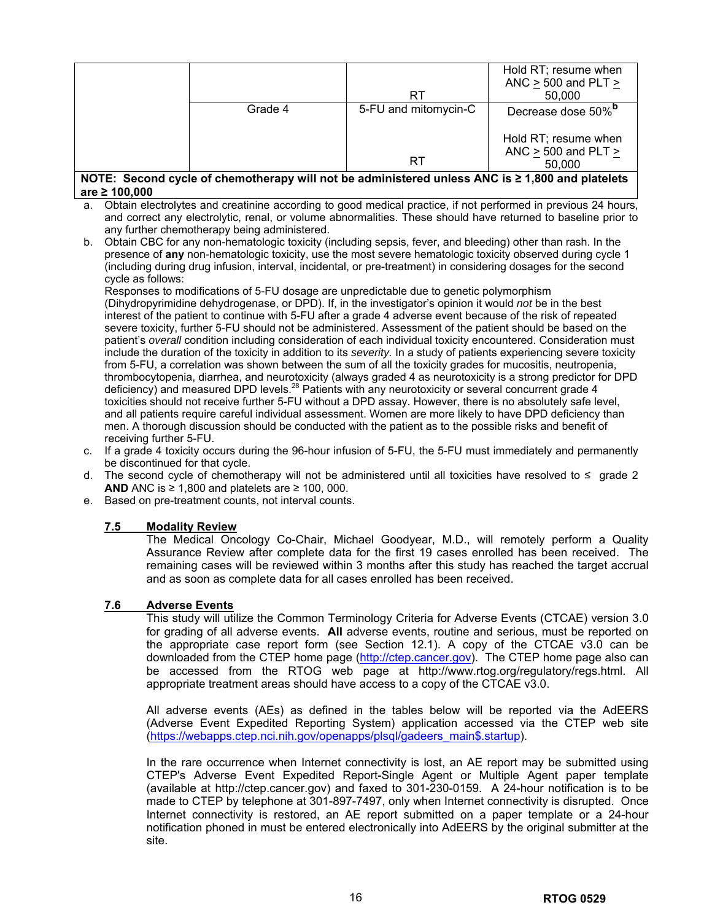| | | | |
|---|---|---|---|
| | | RT | Hold RT; resume when ANC ≥ 500 and PLT ≥ 50,000 |
| | Grade 4 | 5-FU and mitomycin-C | Decrease dose 50%[b] |
| | | RT | Hold RT; resume when ANC ≥ 500 and PLT ≥ 50,000 |
| **NOTE: Second cycle of chemotherapy will not be administered unless ANC is ≥ 1,800 and platelets are ≥ 100,000** | | | |

a. Obtain electrolytes and creatinine according to good medical practice, if not performed in previous 24 hours, and correct any electrolytic, renal, or volume abnormalities. These should have returned to baseline prior to any further chemotherapy being administered.

b. Obtain CBC for any non-hematologic toxicity (including sepsis, fever, and bleeding) other than rash. In the presence of **any** non-hematologic toxicity, use the most severe hematologic toxicity observed during cycle 1 (including during drug infusion, interval, incidental, or pre-treatment) in considering dosages for the second cycle as follows:
Responses to modifications of 5-FU dosage are unpredictable due to genetic polymorphism (Dihydropyrimidine dehydrogenase, or DPD). If, in the investigator's opinion it would *not* be in the best interest of the patient to continue with 5-FU after a grade 4 adverse event because of the risk of repeated severe toxicity, further 5-FU should not be administered. Assessment of the patient should be based on the patient's *overall* condition including consideration of each individual toxicity encountered. Consideration must include the duration of the toxicity in addition to its *severity.* In a study of patients experiencing severe toxicity from 5-FU, a correlation was shown between the sum of all the toxicity grades for mucositis, neutropenia, thrombocytopenia, diarrhea, and neurotoxicity (always graded 4 as neurotoxicity is a strong predictor for DPD deficiency) and measured DPD levels.[28] Patients with any neurotoxicity or several concurrent grade 4 toxicities should not receive further 5-FU without a DPD assay. However, there is no absolutely safe level, and all patients require careful individual assessment. Women are more likely to have DPD deficiency than men. A thorough discussion should be conducted with the patient as to the possible risks and benefit of receiving further 5-FU.

c. If a grade 4 toxicity occurs during the 96-hour infusion of 5-FU, the 5-FU must immediately and permanently be discontinued for that cycle.

d. The second cycle of chemotherapy will not be administered until all toxicities have resolved to ≤ grade 2 **AND** ANC is ≥ 1,800 and platelets are ≥ 100, 000.

e. Based on pre-treatment counts, not interval counts.

### 7.5 Modality Review

The Medical Oncology Co-Chair, Michael Goodyear, M.D., will remotely perform a Quality Assurance Review after complete data for the first 19 cases enrolled has been received. The remaining cases will be reviewed within 3 months after this study has reached the target accrual and as soon as complete data for all cases enrolled has been received.

### 7.6 Adverse Events

This study will utilize the Common Terminology Criteria for Adverse Events (CTCAE) version 3.0 for grading of all adverse events. **All** adverse events, routine and serious, must be reported on the appropriate case report form (see Section 12.1). A copy of the CTCAE v3.0 can be downloaded from the CTEP home page (http://ctep.cancer.gov). The CTEP home page also can be accessed from the RTOG web page at http://www.rtog.org/regulatory/regs.html. All appropriate treatment areas should have access to a copy of the CTCAE v3.0.

All adverse events (AEs) as defined in the tables below will be reported via the AdEERS (Adverse Event Expedited Reporting System) application accessed via the CTEP web site (https://webapps.ctep.nci.nih.gov/openapps/plsql/gadeers_main$.startup).

In the rare occurrence when Internet connectivity is lost, an AE report may be submitted using CTEP's Adverse Event Expedited Report-Single Agent or Multiple Agent paper template (available at http://ctep.cancer.gov) and faxed to 301-230-0159. A 24-hour notification is to be made to CTEP by telephone at 301-897-7497, only when Internet connectivity is disrupted. Once Internet connectivity is restored, an AE report submitted on a paper template or a 24-hour notification phoned in must be entered electronically into AdEERS by the original submitter at the site.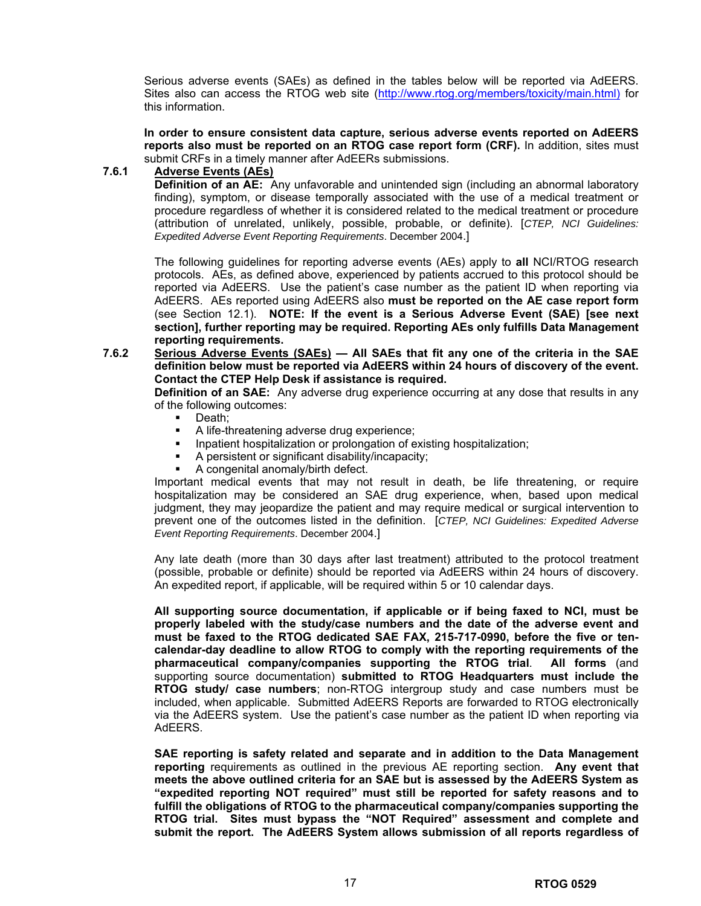Serious adverse events (SAEs) as defined in the tables below will be reported via AdEERS. Sites also can access the RTOG web site (http://www.rtog.org/members/toxicity/main.html) for this information.

**In order to ensure consistent data capture, serious adverse events reported on AdEERS reports also must be reported on an RTOG case report form (CRF).** In addition, sites must submit CRFs in a timely manner after AdEERs submissions.

**7.6.1** **<u>Adverse Events (AEs)</u>**

**Definition of an AE:** Any unfavorable and unintended sign (including an abnormal laboratory finding), symptom, or disease temporally associated with the use of a medical treatment or procedure regardless of whether it is considered related to the medical treatment or procedure (attribution of unrelated, unlikely, possible, probable, or definite). [*CTEP, NCI Guidelines: Expedited Adverse Event Reporting Requirements*. December 2004.]

The following guidelines for reporting adverse events (AEs) apply to **all** NCI/RTOG research protocols. AEs, as defined above, experienced by patients accrued to this protocol should be reported via AdEERS. Use the patient's case number as the patient ID when reporting via AdEERS. AEs reported using AdEERS also **must be reported on the AE case report form** (see Section 12.1). **NOTE: If the event is a Serious Adverse Event (SAE) [see next section], further reporting may be required. Reporting AEs only fulfills Data Management reporting requirements.**

**7.6.2** **<u>Serious Adverse Events (SAEs)</u> — All SAEs that fit any one of the criteria in the SAE definition below must be reported via AdEERS within 24 hours of discovery of the event. Contact the CTEP Help Desk if assistance is required.**

**Definition of an SAE:** Any adverse drug experience occurring at any dose that results in any of the following outcomes:

- Death;
- A life-threatening adverse drug experience;
- Inpatient hospitalization or prolongation of existing hospitalization;
- A persistent or significant disability/incapacity;
- A congenital anomaly/birth defect.

Important medical events that may not result in death, be life threatening, or require hospitalization may be considered an SAE drug experience, when, based upon medical judgment, they may jeopardize the patient and may require medical or surgical intervention to prevent one of the outcomes listed in the definition. [*CTEP, NCI Guidelines: Expedited Adverse Event Reporting Requirements*. December 2004.]

Any late death (more than 30 days after last treatment) attributed to the protocol treatment (possible, probable or definite) should be reported via AdEERS within 24 hours of discovery. An expedited report, if applicable, will be required within 5 or 10 calendar days.

**All supporting source documentation, if applicable or if being faxed to NCI, must be properly labeled with the study/case numbers and the date of the adverse event and must be faxed to the RTOG dedicated SAE FAX, 215-717-0990, before the five or ten-calendar-day deadline to allow RTOG to comply with the reporting requirements of the pharmaceutical company/companies supporting the RTOG trial**. **All forms** (and supporting source documentation) **submitted to RTOG Headquarters must include the RTOG study/ case numbers**; non-RTOG intergroup study and case numbers must be included, when applicable. Submitted AdEERS Reports are forwarded to RTOG electronically via the AdEERS system. Use the patient's case number as the patient ID when reporting via AdEERS.

**SAE reporting is safety related and separate and in addition to the Data Management reporting** requirements as outlined in the previous AE reporting section. **Any event that meets the above outlined criteria for an SAE but is assessed by the AdEERS System as "expedited reporting NOT required" must still be reported for safety reasons and to fulfill the obligations of RTOG to the pharmaceutical company/companies supporting the RTOG trial. Sites must bypass the "NOT Required" assessment and complete and submit the report. The AdEERS System allows submission of all reports regardless of**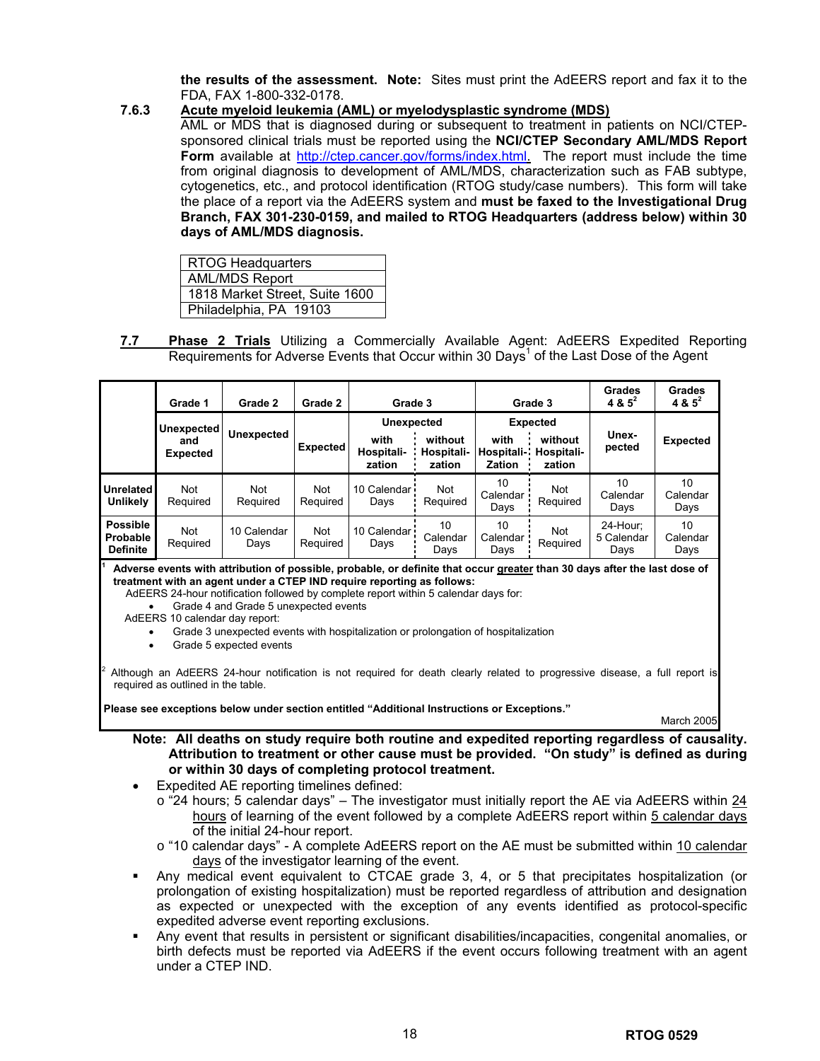**the results of the assessment. Note:** Sites must print the AdEERS report and fax it to the FDA, FAX 1-800-332-0178.

**7.6.3 Acute myeloid leukemia (AML) or myelodysplastic syndrome (MDS)**

AML or MDS that is diagnosed during or subsequent to treatment in patients on NCI/CTEP-sponsored clinical trials must be reported using the **NCI/CTEP Secondary AML/MDS Report Form** available at http://ctep.cancer.gov/forms/index.html. The report must include the time from original diagnosis to development of AML/MDS, characterization such as FAB subtype, cytogenetics, etc., and protocol identification (RTOG study/case numbers). This form will take the place of a report via the AdEERS system and **must be faxed to the Investigational Drug Branch, FAX 301-230-0159, and mailed to RTOG Headquarters (address below) within 30 days of AML/MDS diagnosis.**

| RTOG Headquarters |
|---|
| AML/MDS Report |
| 1818 Market Street, Suite 1600 |
| Philadelphia, PA 19103 |

**7.7 Phase 2 Trials** Utilizing a Commercially Available Agent: AdEERS Expedited Reporting Requirements for Adverse Events that Occur within 30 Days[1] of the Last Dose of the Agent

| | Grade 1 | Grade 2 | Grade 2 | Grade 3 | | Grade 3 | | Grades 4 & 5[2] | Grades 4 & 5[2] |
|---|---|---|---|---|---|---|---|---|---|
| | Unexpected and Expected | Unexpected | Expected | Unexpected | | Expected | | Unex-pected | Expected |
| | | | | with Hospitalization | without Hospitalization | with Hospitalization | without Hospitalization | | |
| **Unrelated Unlikely** | Not Required | Not Required | Not Required | 10 Calendar Days | Not Required | 10 Calendar Days | Not Required | 10 Calendar Days | 10 Calendar Days |
| **Possible Probable Definite** | Not Required | 10 Calendar Days | Not Required | 10 Calendar Days | 10 Calendar Days | 10 Calendar Days | Not Required | 24-Hour; 5 Calendar Days | 10 Calendar Days |

[1] **Adverse events with attribution of possible, probable, or definite that occur greater than 30 days after the last dose of treatment with an agent under a CTEP IND require reporting as follows:**

AdEERS 24-hour notification followed by complete report within 5 calendar days for:

- Grade 4 and Grade 5 unexpected events

AdEERS 10 calendar day report:

- Grade 3 unexpected events with hospitalization or prolongation of hospitalization
- Grade 5 expected events

[2] Although an AdEERS 24-hour notification is not required for death clearly related to progressive disease, a full report is required as outlined in the table.

**Please see exceptions below under section entitled "Additional Instructions or Exceptions."**

March 2005

**Note: All deaths on study require both routine and expedited reporting regardless of causality. Attribution to treatment or other cause must be provided. "On study" is defined as during or within 30 days of completing protocol treatment.**

- Expedited AE reporting timelines defined:
  - o "24 hours; 5 calendar days" – The investigator must initially report the AE via AdEERS within 24 hours of learning of the event followed by a complete AdEERS report within 5 calendar days of the initial 24-hour report.
  - o "10 calendar days" - A complete AdEERS report on the AE must be submitted within 10 calendar days of the investigator learning of the event.
- Any medical event equivalent to CTCAE grade 3, 4, or 5 that precipitates hospitalization (or prolongation of existing hospitalization) must be reported regardless of attribution and designation as expected or unexpected with the exception of any events identified as protocol-specific expedited adverse event reporting exclusions.
- Any event that results in persistent or significant disabilities/incapacities, congenital anomalies, or birth defects must be reported via AdEERS if the event occurs following treatment with an agent under a CTEP IND.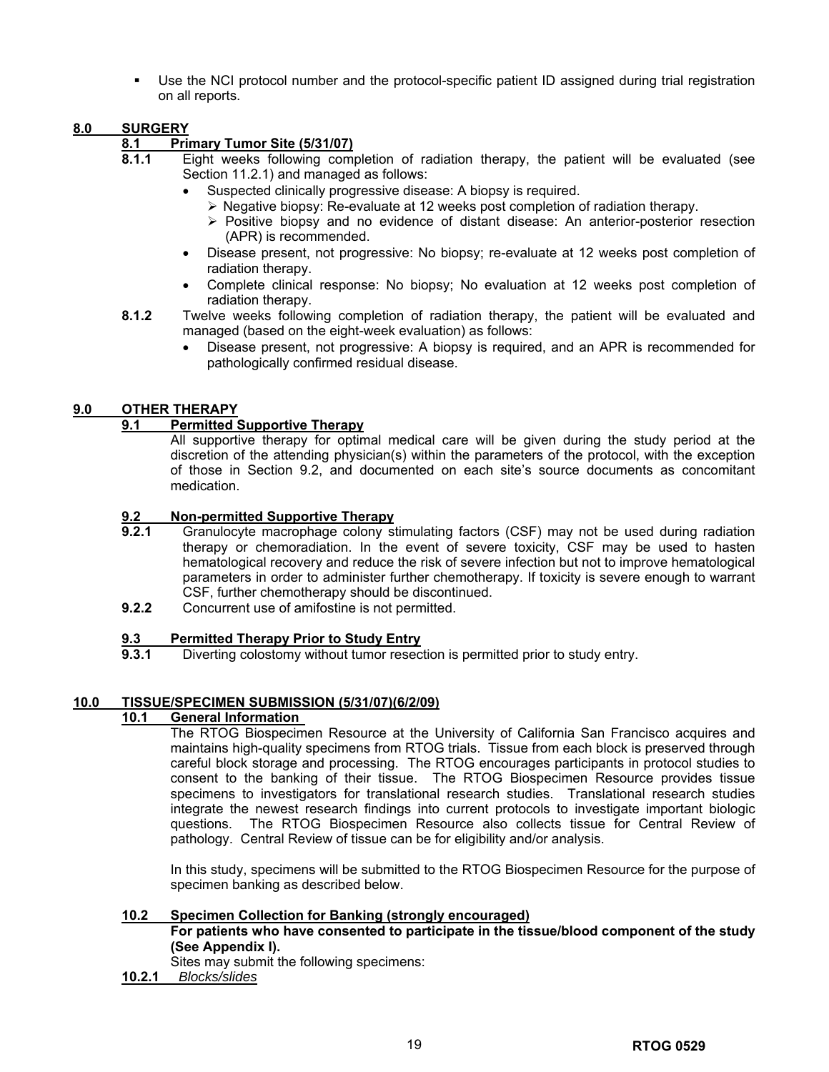- Use the NCI protocol number and the protocol-specific patient ID assigned during trial registration on all reports.

## 8.0 SURGERY

### 8.1 Primary Tumor Site (5/31/07)

**8.1.1** Eight weeks following completion of radiation therapy, the patient will be evaluated (see Section 11.2.1) and managed as follows:

- Suspected clinically progressive disease: A biopsy is required.
  - Negative biopsy: Re-evaluate at 12 weeks post completion of radiation therapy.
  - Positive biopsy and no evidence of distant disease: An anterior-posterior resection (APR) is recommended.
- Disease present, not progressive: No biopsy; re-evaluate at 12 weeks post completion of radiation therapy.
- Complete clinical response: No biopsy; No evaluation at 12 weeks post completion of radiation therapy.

**8.1.2** Twelve weeks following completion of radiation therapy, the patient will be evaluated and managed (based on the eight-week evaluation) as follows:

- Disease present, not progressive: A biopsy is required, and an APR is recommended for pathologically confirmed residual disease.

## 9.0 OTHER THERAPY

### 9.1 Permitted Supportive Therapy

All supportive therapy for optimal medical care will be given during the study period at the discretion of the attending physician(s) within the parameters of the protocol, with the exception of those in Section 9.2, and documented on each site's source documents as concomitant medication.

### 9.2 Non-permitted Supportive Therapy

**9.2.1** Granulocyte macrophage colony stimulating factors (CSF) may not be used during radiation therapy or chemoradiation. In the event of severe toxicity, CSF may be used to hasten hematological recovery and reduce the risk of severe infection but not to improve hematological parameters in order to administer further chemotherapy. If toxicity is severe enough to warrant CSF, further chemotherapy should be discontinued.

**9.2.2** Concurrent use of amifostine is not permitted.

### 9.3 Permitted Therapy Prior to Study Entry

**9.3.1** Diverting colostomy without tumor resection is permitted prior to study entry.

## 10.0 TISSUE/SPECIMEN SUBMISSION (5/31/07)(6/2/09)

### 10.1 General Information

The RTOG Biospecimen Resource at the University of California San Francisco acquires and maintains high-quality specimens from RTOG trials. Tissue from each block is preserved through careful block storage and processing. The RTOG encourages participants in protocol studies to consent to the banking of their tissue. The RTOG Biospecimen Resource provides tissue specimens to investigators for translational research studies. Translational research studies integrate the newest research findings into current protocols to investigate important biologic questions. The RTOG Biospecimen Resource also collects tissue for Central Review of pathology. Central Review of tissue can be for eligibility and/or analysis.

In this study, specimens will be submitted to the RTOG Biospecimen Resource for the purpose of specimen banking as described below.

### 10.2 Specimen Collection for Banking (strongly encouraged)

**For patients who have consented to participate in the tissue/blood component of the study (See Appendix I).**

Sites may submit the following specimens:

**10.2.1** *Blocks/slides*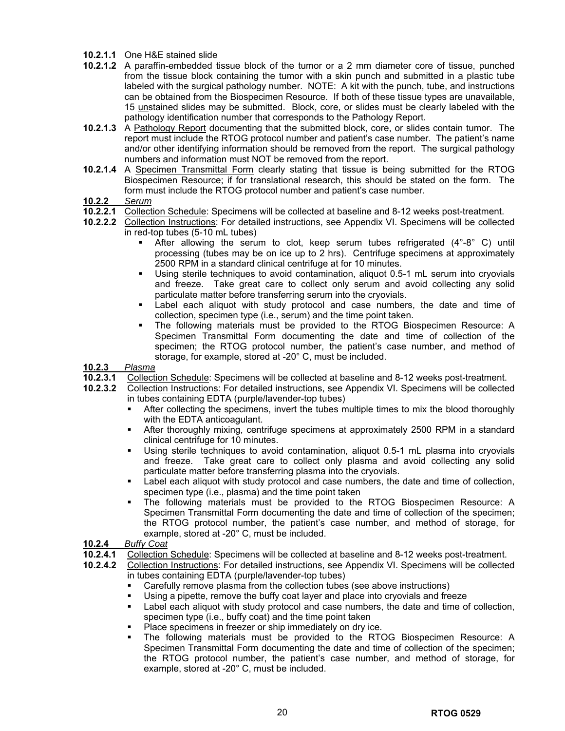**10.2.1.1** One H&E stained slide

**10.2.1.2** A paraffin-embedded tissue block of the tumor or a 2 mm diameter core of tissue, punched from the tissue block containing the tumor with a skin punch and submitted in a plastic tube labeled with the surgical pathology number. NOTE: A kit with the punch, tube, and instructions can be obtained from the Biospecimen Resource. If both of these tissue types are unavailable, 15 <u>un</u>stained slides may be submitted. Block, core, or slides must be clearly labeled with the pathology identification number that corresponds to the Pathology Report.

**10.2.1.3** A <u>Pathology Report</u> documenting that the submitted block, core, or slides contain tumor. The report must include the RTOG protocol number and patient's case number. The patient's name and/or other identifying information should be removed from the report. The surgical pathology numbers and information must NOT be removed from the report.

**10.2.1.4** A <u>Specimen Transmittal Form</u> clearly stating that tissue is being submitted for the RTOG Biospecimen Resource; if for translational research, this should be stated on the form. The form must include the RTOG protocol number and patient's case number.

**10.2.2** *<u>Serum</u>*

**10.2.2.1** <u>Collection Schedule</u>: Specimens will be collected at baseline and 8-12 weeks post-treatment.

**10.2.2.2** <u>Collection Instructions</u>: For detailed instructions, see Appendix VI. Specimens will be collected in red-top tubes (5-10 mL tubes)

- After allowing the serum to clot, keep serum tubes refrigerated (4°-8° C) until processing (tubes may be on ice up to 2 hrs). Centrifuge specimens at approximately 2500 RPM in a standard clinical centrifuge at for 10 minutes.
- Using sterile techniques to avoid contamination, aliquot 0.5-1 mL serum into cryovials and freeze. Take great care to collect only serum and avoid collecting any solid particulate matter before transferring serum into the cryovials.
- Label each aliquot with study protocol and case numbers, the date and time of collection, specimen type (i.e., serum) and the time point taken.
- The following materials must be provided to the RTOG Biospecimen Resource: A Specimen Transmittal Form documenting the date and time of collection of the specimen; the RTOG protocol number, the patient's case number, and method of storage, for example, stored at -20° C, must be included.

**10.2.3** *<u>Plasma</u>*

**10.2.3.1** <u>Collection Schedule</u>: Specimens will be collected at baseline and 8-12 weeks post-treatment.

**10.2.3.2** <u>Collection Instructions</u>: For detailed instructions, see Appendix VI. Specimens will be collected in tubes containing EDTA (purple/lavender-top tubes)

- After collecting the specimens, invert the tubes multiple times to mix the blood thoroughly with the EDTA anticoagulant.
- After thoroughly mixing, centrifuge specimens at approximately 2500 RPM in a standard clinical centrifuge for 10 minutes.
- Using sterile techniques to avoid contamination, aliquot 0.5-1 mL plasma into cryovials and freeze. Take great care to collect only plasma and avoid collecting any solid particulate matter before transferring plasma into the cryovials.
- Label each aliquot with study protocol and case numbers, the date and time of collection, specimen type (i.e., plasma) and the time point taken
- The following materials must be provided to the RTOG Biospecimen Resource: A Specimen Transmittal Form documenting the date and time of collection of the specimen; the RTOG protocol number, the patient's case number, and method of storage, for example, stored at -20° C, must be included.

**10.2.4** *<u>Buffy Coat</u>*

**10.2.4.1** <u>Collection Schedule</u>: Specimens will be collected at baseline and 8-12 weeks post-treatment.

**10.2.4.2** <u>Collection Instructions</u>: For detailed instructions, see Appendix VI. Specimens will be collected in tubes containing EDTA (purple/lavender-top tubes)

- Carefully remove plasma from the collection tubes (see above instructions)
- Using a pipette, remove the buffy coat layer and place into cryovials and freeze
- Label each aliquot with study protocol and case numbers, the date and time of collection, specimen type (i.e., buffy coat) and the time point taken
- Place specimens in freezer or ship immediately on dry ice.
- The following materials must be provided to the RTOG Biospecimen Resource: A Specimen Transmittal Form documenting the date and time of collection of the specimen; the RTOG protocol number, the patient's case number, and method of storage, for example, stored at -20° C, must be included.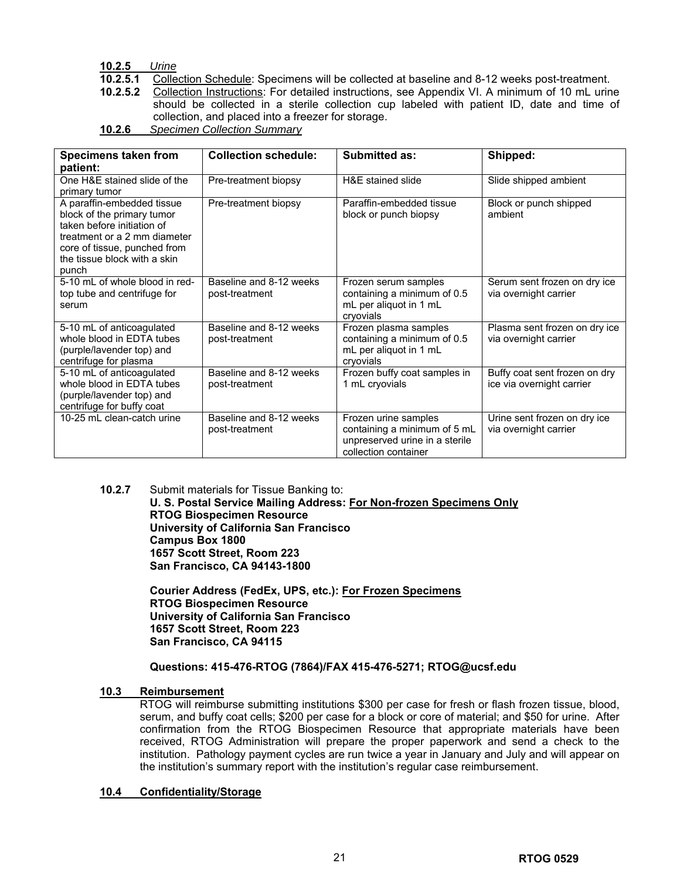**10.2.5** *Urine*

**10.2.5.1** Collection Schedule: Specimens will be collected at baseline and 8-12 weeks post-treatment.

**10.2.5.2** Collection Instructions: For detailed instructions, see Appendix VI. A minimum of 10 mL urine should be collected in a sterile collection cup labeled with patient ID, date and time of collection, and placed into a freezer for storage.

**10.2.6** *Specimen Collection Summary*

| Specimens taken from patient: | Collection schedule: | Submitted as: | Shipped: |
|---|---|---|---|
| One H&E stained slide of the primary tumor | Pre-treatment biopsy | H&E stained slide | Slide shipped ambient |
| A paraffin-embedded tissue block of the primary tumor taken before initiation of treatment or a 2 mm diameter core of tissue, punched from the tissue block with a skin punch | Pre-treatment biopsy | Paraffin-embedded tissue block or punch biopsy | Block or punch shipped ambient |
| 5-10 mL of whole blood in red-top tube and centrifuge for serum | Baseline and 8-12 weeks post-treatment | Frozen serum samples containing a minimum of 0.5 mL per aliquot in 1 mL cryovials | Serum sent frozen on dry ice via overnight carrier |
| 5-10 mL of anticoagulated whole blood in EDTA tubes (purple/lavender top) and centrifuge for plasma | Baseline and 8-12 weeks post-treatment | Frozen plasma samples containing a minimum of 0.5 mL per aliquot in 1 mL cryovials | Plasma sent frozen on dry ice via overnight carrier |
| 5-10 mL of anticoagulated whole blood in EDTA tubes (purple/lavender top) and centrifuge for buffy coat | Baseline and 8-12 weeks post-treatment | Frozen buffy coat samples in 1 mL cryovials | Buffy coat sent frozen on dry ice via overnight carrier |
| 10-25 mL clean-catch urine | Baseline and 8-12 weeks post-treatment | Frozen urine samples containing a minimum of 5 mL unpreserved urine in a sterile collection container | Urine sent frozen on dry ice via overnight carrier |

**10.2.7** Submit materials for Tissue Banking to:

**U. S. Postal Service Mailing Address: For Non-frozen Specimens Only**
**RTOG Biospecimen Resource**
**University of California San Francisco**
**Campus Box 1800**
**1657 Scott Street, Room 223**
**San Francisco, CA 94143-1800**

**Courier Address (FedEx, UPS, etc.): For Frozen Specimens**
**RTOG Biospecimen Resource**
**University of California San Francisco**
**1657 Scott Street, Room 223**
**San Francisco, CA 94115**

**Questions: 415-476-RTOG (7864)/FAX 415-476-5271; RTOG@ucsf.edu**

## 10.3 Reimbursement

RTOG will reimburse submitting institutions $300 per case for fresh or flash frozen tissue, blood, serum, and buffy coat cells; $200 per case for a block or core of material; and $50 for urine. After confirmation from the RTOG Biospecimen Resource that appropriate materials have been received, RTOG Administration will prepare the proper paperwork and send a check to the institution. Pathology payment cycles are run twice a year in January and July and will appear on the institution's summary report with the institution's regular case reimbursement.

## 10.4 Confidentiality/Storage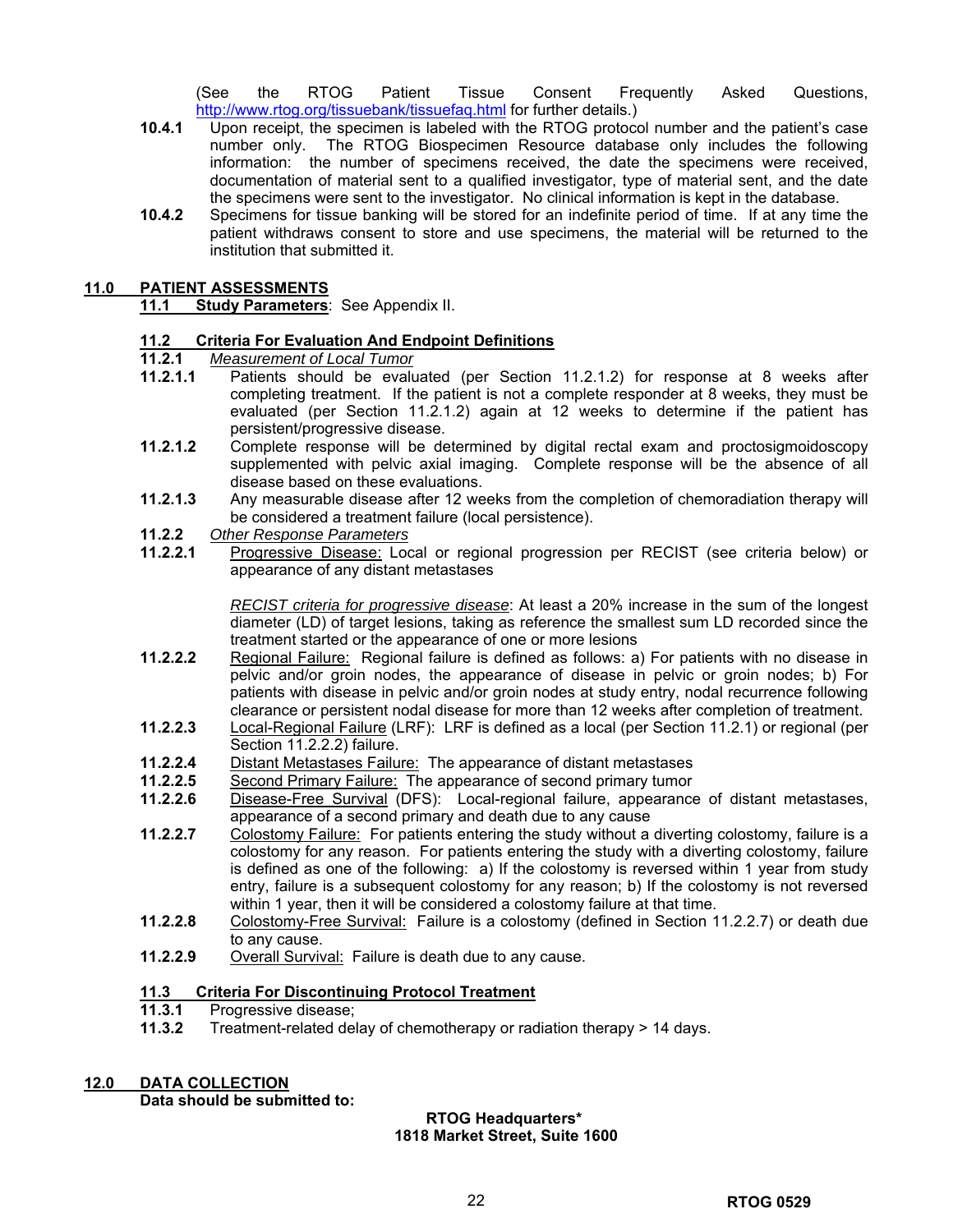(See the RTOG Patient Tissue Consent Frequently Asked Questions, http://www.rtog.org/tissuebank/tissuefaq.html for further details.)

**10.4.1** Upon receipt, the specimen is labeled with the RTOG protocol number and the patient's case number only. The RTOG Biospecimen Resource database only includes the following information: the number of specimens received, the date the specimens were received, documentation of material sent to a qualified investigator, type of material sent, and the date the specimens were sent to the investigator. No clinical information is kept in the database.

**10.4.2** Specimens for tissue banking will be stored for an indefinite period of time. If at any time the patient withdraws consent to store and use specimens, the material will be returned to the institution that submitted it.

## 11.0 PATIENT ASSESSMENTS

**11.1 Study Parameters**: See Appendix II.

### 11.2 Criteria For Evaluation And Endpoint Definitions

**11.2.1** *Measurement of Local Tumor*

**11.2.1.1** Patients should be evaluated (per Section 11.2.1.2) for response at 8 weeks after completing treatment. If the patient is not a complete responder at 8 weeks, they must be evaluated (per Section 11.2.1.2) again at 12 weeks to determine if the patient has persistent/progressive disease.

**11.2.1.2** Complete response will be determined by digital rectal exam and proctosigmoidoscopy supplemented with pelvic axial imaging. Complete response will be the absence of all disease based on these evaluations.

**11.2.1.3** Any measurable disease after 12 weeks from the completion of chemoradiation therapy will be considered a treatment failure (local persistence).

**11.2.2** *Other Response Parameters*

**11.2.2.1** Progressive Disease: Local or regional progression per RECIST (see criteria below) or appearance of any distant metastases

*RECIST criteria for progressive disease*: At least a 20% increase in the sum of the longest diameter (LD) of target lesions, taking as reference the smallest sum LD recorded since the treatment started or the appearance of one or more lesions

**11.2.2.2** Regional Failure: Regional failure is defined as follows: a) For patients with no disease in pelvic and/or groin nodes, the appearance of disease in pelvic or groin nodes; b) For patients with disease in pelvic and/or groin nodes at study entry, nodal recurrence following clearance or persistent nodal disease for more than 12 weeks after completion of treatment.

**11.2.2.3** Local-Regional Failure (LRF): LRF is defined as a local (per Section 11.2.1) or regional (per Section 11.2.2.2) failure.

**11.2.2.4** Distant Metastases Failure: The appearance of distant metastases

**11.2.2.5** Second Primary Failure: The appearance of second primary tumor

**11.2.2.6** Disease-Free Survival (DFS): Local-regional failure, appearance of distant metastases, appearance of a second primary and death due to any cause

**11.2.2.7** Colostomy Failure: For patients entering the study without a diverting colostomy, failure is a colostomy for any reason. For patients entering the study with a diverting colostomy, failure is defined as one of the following: a) If the colostomy is reversed within 1 year from study entry, failure is a subsequent colostomy for any reason; b) If the colostomy is not reversed within 1 year, then it will be considered a colostomy failure at that time.

**11.2.2.8** Colostomy-Free Survival: Failure is a colostomy (defined in Section 11.2.2.7) or death due to any cause.

**11.2.2.9** Overall Survival: Failure is death due to any cause.

### 11.3 Criteria For Discontinuing Protocol Treatment

**11.3.1** Progressive disease;

**11.3.2** Treatment-related delay of chemotherapy or radiation therapy > 14 days.

## 12.0 DATA COLLECTION

**Data should be submitted to:**

**RTOG Headquarters***
**1818 Market Street, Suite 1600**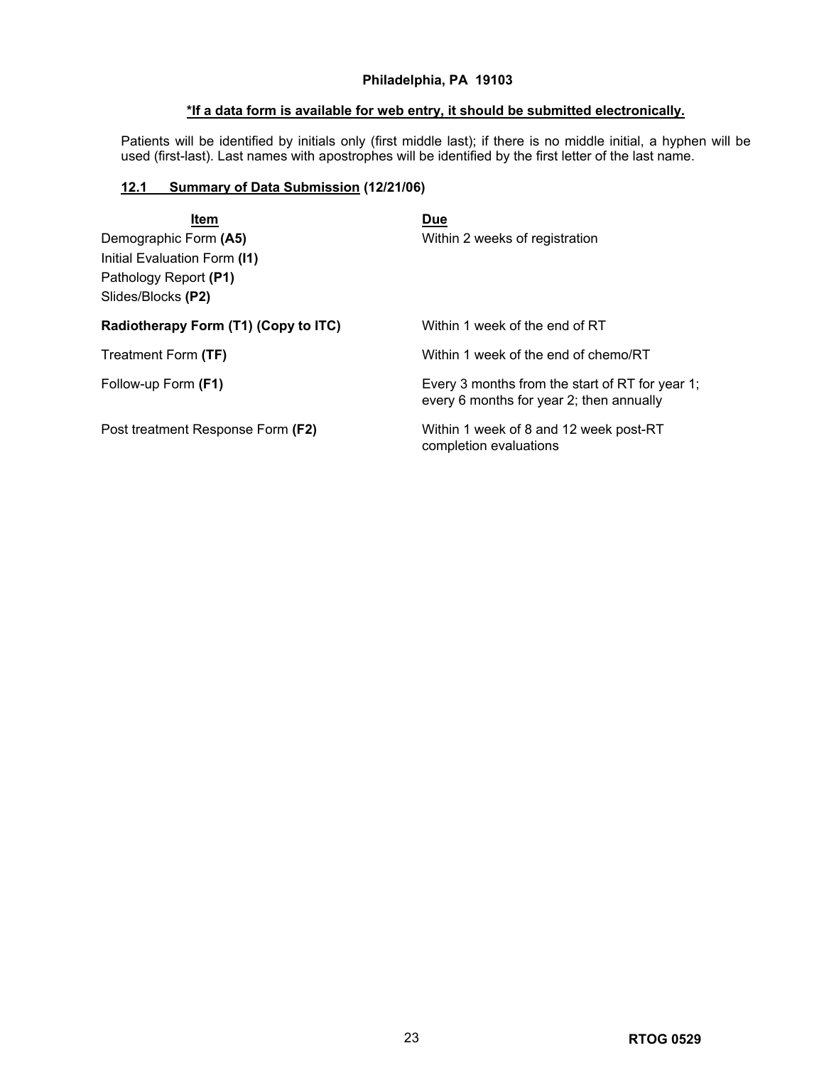**Philadelphia, PA 19103**

***If a data form is available for web entry, it should be submitted electronically.**

Patients will be identified by initials only (first middle last); if there is no middle initial, a hyphen will be used (first-last). Last names with apostrophes will be identified by the first letter of the last name.

### 12.1 Summary of Data Submission (12/21/06)

| Item | Due |
|---|---|
| Demographic Form **(A5)**<br>Initial Evaluation Form **(I1)**<br>Pathology Report **(P1)**<br>Slides/Blocks **(P2)** | Within 2 weeks of registration |
| **Radiotherapy Form (T1) (Copy to ITC)** | Within 1 week of the end of RT |
| Treatment Form **(TF)** | Within 1 week of the end of chemo/RT |
| Follow-up Form **(F1)** | Every 3 months from the start of RT for year 1; every 6 months for year 2; then annually |
| Post treatment Response Form **(F2)** | Within 1 week of 8 and 12 week post-RT completion evaluations |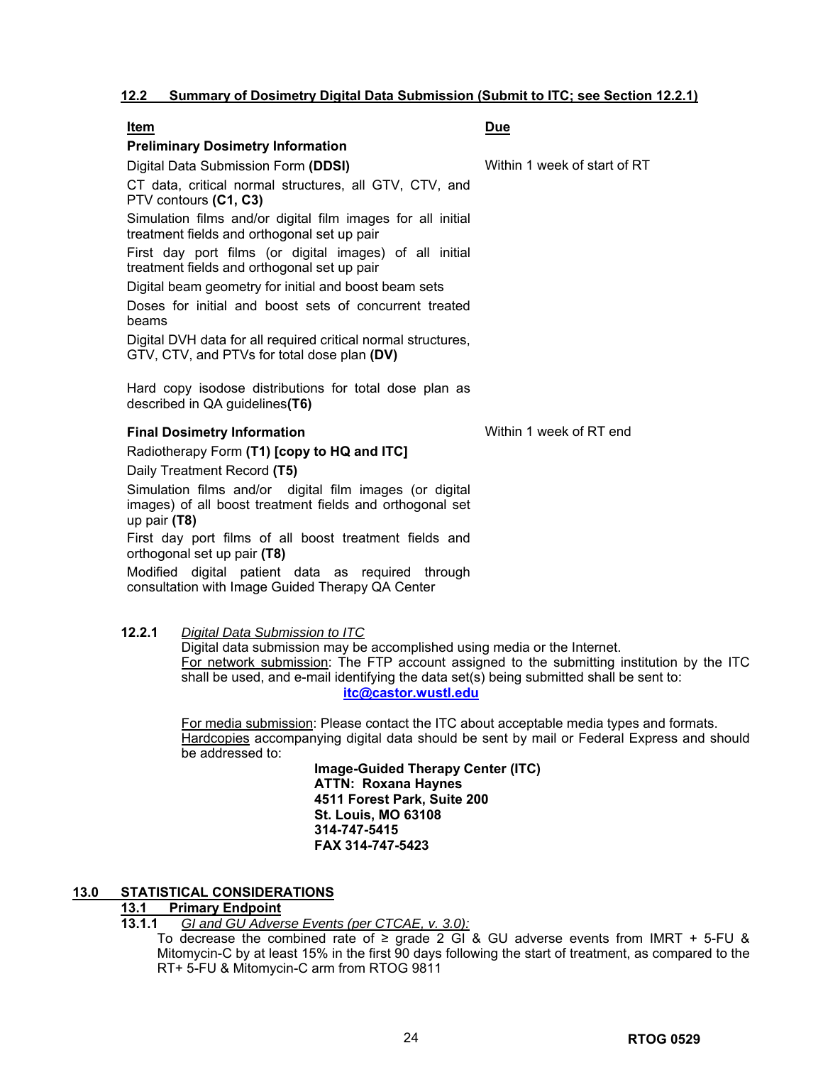### 12.2 Summary of Dosimetry Digital Data Submission (Submit to ITC; see Section 12.2.1)

| Item | Due |
|---|---|
| **Preliminary Dosimetry Information** | |
| Digital Data Submission Form **(DDSI)** | Within 1 week of start of RT |
| CT data, critical normal structures, all GTV, CTV, and PTV contours **(C1, C3)** | |
| Simulation films and/or digital film images for all initial treatment fields and orthogonal set up pair | |
| First day port films (or digital images) of all initial treatment fields and orthogonal set up pair | |
| Digital beam geometry for initial and boost beam sets | |
| Doses for initial and boost sets of concurrent treated beams | |
| Digital DVH data for all required critical normal structures, GTV, CTV, and PTVs for total dose plan **(DV)** | |
| Hard copy isodose distributions for total dose plan as described in QA guidelines**(T6)** | |
| **Final Dosimetry Information** | Within 1 week of RT end |
| Radiotherapy Form **(T1) [copy to HQ and ITC]** | |
| Daily Treatment Record **(T5)** | |
| Simulation films and/or digital film images (or digital images) of all boost treatment fields and orthogonal set up pair **(T8)** | |
| First day port films of all boost treatment fields and orthogonal set up pair **(T8)** | |
| Modified digital patient data as required through consultation with Image Guided Therapy QA Center | |

**12.2.1** *Digital Data Submission to ITC*

Digital data submission may be accomplished using media or the Internet.

For network submission: The FTP account assigned to the submitting institution by the ITC shall be used, and e-mail identifying the data set(s) being submitted shall be sent to:

**itc@castor.wustl.edu**

For media submission: Please contact the ITC about acceptable media types and formats.

Hardcopies accompanying digital data should be sent by mail or Federal Express and should be addressed to:

**Image-Guided Therapy Center (ITC)**
**ATTN: Roxana Haynes**
**4511 Forest Park, Suite 200**
**St. Louis, MO 63108**
**314-747-5415**
**FAX 314-747-5423**

## 13.0 STATISTICAL CONSIDERATIONS

### 13.1 Primary Endpoint

**13.1.1** *GI and GU Adverse Events (per CTCAE, v. 3.0):*

To decrease the combined rate of ≥ grade 2 GI & GU adverse events from IMRT + 5-FU & Mitomycin-C by at least 15% in the first 90 days following the start of treatment, as compared to the RT+ 5-FU & Mitomycin-C arm from RTOG 9811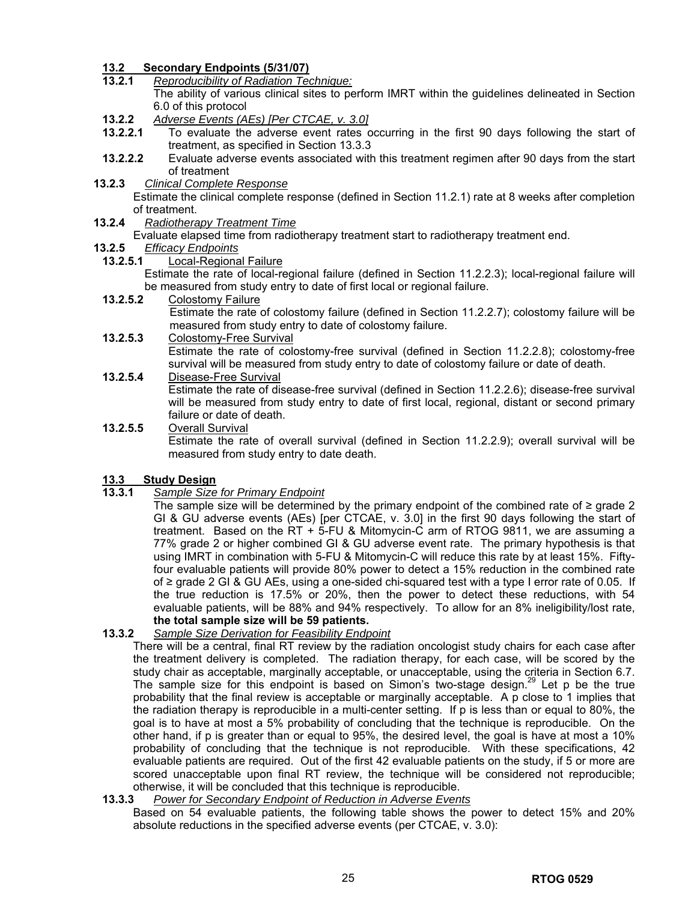## 13.2 Secondary Endpoints (5/31/07)

**13.2.1** *Reproducibility of Radiation Technique:*

The ability of various clinical sites to perform IMRT within the guidelines delineated in Section 6.0 of this protocol

**13.2.2** *Adverse Events (AEs) [Per CTCAE, v. 3.0]*

**13.2.2.1** To evaluate the adverse event rates occurring in the first 90 days following the start of treatment, as specified in Section 13.3.3

**13.2.2.2** Evaluate adverse events associated with this treatment regimen after 90 days from the start of treatment

**13.2.3** *Clinical Complete Response*

Estimate the clinical complete response (defined in Section 11.2.1) rate at 8 weeks after completion of treatment.

**13.2.4** *Radiotherapy Treatment Time*

Evaluate elapsed time from radiotherapy treatment start to radiotherapy treatment end.

**13.2.5** *Efficacy Endpoints*

**13.2.5.1** Local-Regional Failure

Estimate the rate of local-regional failure (defined in Section 11.2.2.3); local-regional failure will be measured from study entry to date of first local or regional failure.

**13.2.5.2** Colostomy Failure

Estimate the rate of colostomy failure (defined in Section 11.2.2.7); colostomy failure will be measured from study entry to date of colostomy failure.

**13.2.5.3** Colostomy-Free Survival

Estimate the rate of colostomy-free survival (defined in Section 11.2.2.8); colostomy-free survival will be measured from study entry to date of colostomy failure or date of death.

**13.2.5.4** Disease-Free Survival

Estimate the rate of disease-free survival (defined in Section 11.2.2.6); disease-free survival will be measured from study entry to date of first local, regional, distant or second primary failure or date of death.

**13.2.5.5** Overall Survival

Estimate the rate of overall survival (defined in Section 11.2.2.9); overall survival will be measured from study entry to date death.

## 13.3 Study Design

**13.3.1** *Sample Size for Primary Endpoint*

The sample size will be determined by the primary endpoint of the combined rate of ≥ grade 2 GI & GU adverse events (AEs) [per CTCAE, v. 3.0] in the first 90 days following the start of treatment. Based on the RT + 5-FU & Mitomycin-C arm of RTOG 9811, we are assuming a 77% grade 2 or higher combined GI & GU adverse event rate. The primary hypothesis is that using IMRT in combination with 5-FU & Mitomycin-C will reduce this rate by at least 15%. Fifty-four evaluable patients will provide 80% power to detect a 15% reduction in the combined rate of ≥ grade 2 GI & GU AEs, using a one-sided chi-squared test with a type I error rate of 0.05. If the true reduction is 17.5% or 20%, then the power to detect these reductions, with 54 evaluable patients, will be 88% and 94% respectively. To allow for an 8% ineligibility/lost rate, **the total sample size will be 59 patients.**

**13.3.2** *Sample Size Derivation for Feasibility Endpoint*

There will be a central, final RT review by the radiation oncologist study chairs for each case after the treatment delivery is completed. The radiation therapy, for each case, will be scored by the study chair as acceptable, marginally acceptable, or unacceptable, using the criteria in Section 6.7. The sample size for this endpoint is based on Simon's two-stage design.[29] Let p be the true probability that the final review is acceptable or marginally acceptable. A p close to 1 implies that the radiation therapy is reproducible in a multi-center setting. If p is less than or equal to 80%, the goal is to have at most a 5% probability of concluding that the technique is reproducible. On the other hand, if p is greater than or equal to 95%, the desired level, the goal is have at most a 10% probability of concluding that the technique is not reproducible. With these specifications, 42 evaluable patients are required. Out of the first 42 evaluable patients on the study, if 5 or more are scored unacceptable upon final RT review, the technique will be considered not reproducible; otherwise, it will be concluded that this technique is reproducible.

**13.3.3** *Power for Secondary Endpoint of Reduction in Adverse Events*

Based on 54 evaluable patients, the following table shows the power to detect 15% and 20% absolute reductions in the specified adverse events (per CTCAE, v. 3.0):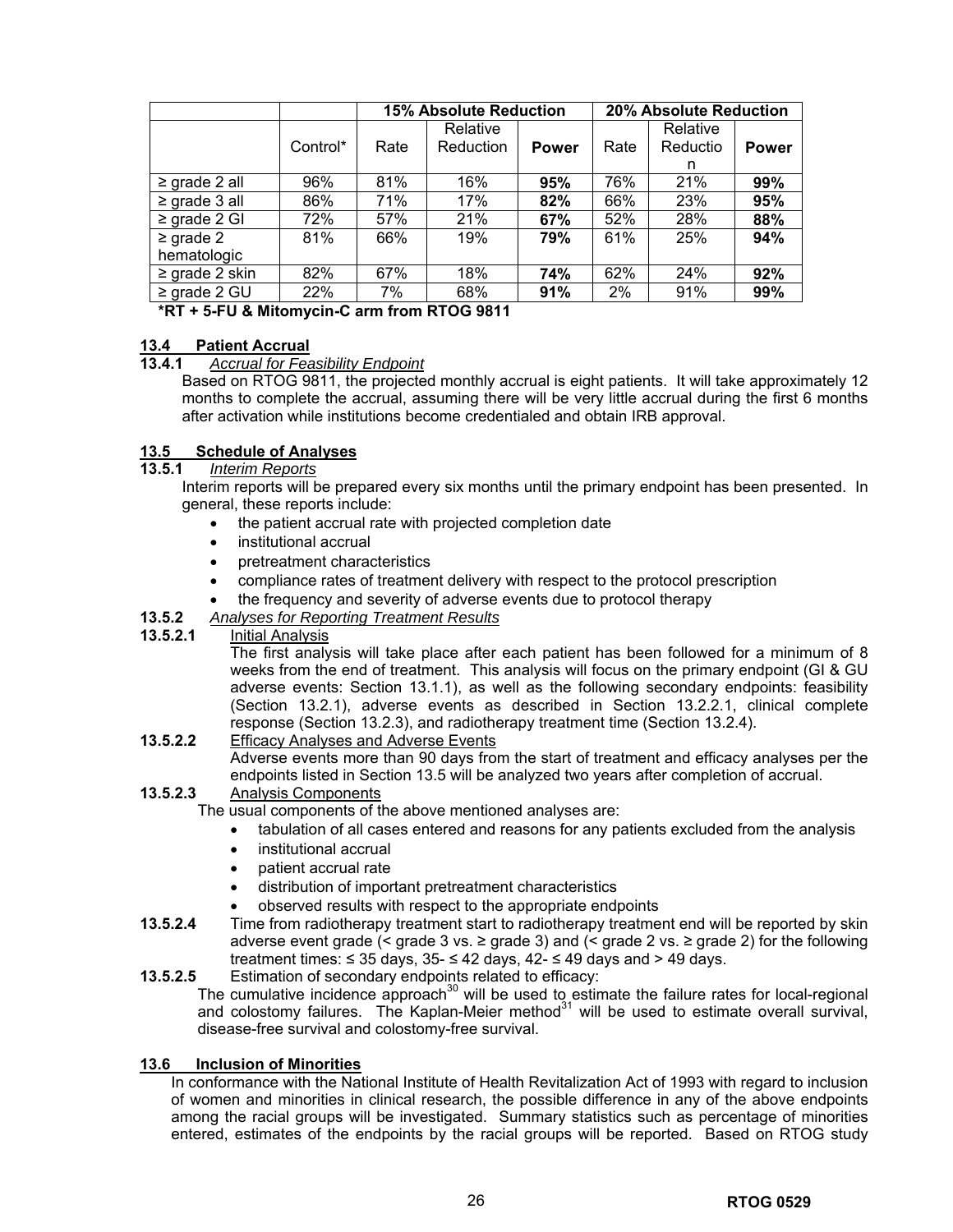| | | 15% Absolute Reduction | | | 20% Absolute Reduction | | |
|---|---|---|---|---|---|---|---|
| | Control* | Rate | Relative Reduction | **Power** | Rate | Relative Reduction | **Power** |
| ≥ grade 2 all | 96% | 81% | 16% | **95%** | 76% | 21% | **99%** |
| ≥ grade 3 all | 86% | 71% | 17% | **82%** | 66% | 23% | **95%** |
| ≥ grade 2 GI | 72% | 57% | 21% | **67%** | 52% | 28% | **88%** |
| ≥ grade 2 hematologic | 81% | 66% | 19% | **79%** | 61% | 25% | **94%** |
| ≥ grade 2 skin | 82% | 67% | 18% | **74%** | 62% | 24% | **92%** |
| ≥ grade 2 GU | 22% | 7% | 68% | **91%** | 2% | 91% | **99%** |

***RT + 5-FU & Mitomycin-C arm from RTOG 9811**

## 13.4 Patient Accrual

### 13.4.1 *Accrual for Feasibility Endpoint*

Based on RTOG 9811, the projected monthly accrual is eight patients. It will take approximately 12 months to complete the accrual, assuming there will be very little accrual during the first 6 months after activation while institutions become credentialed and obtain IRB approval.

## 13.5 Schedule of Analyses

### 13.5.1 *Interim Reports*

Interim reports will be prepared every six months until the primary endpoint has been presented. In general, these reports include:

- the patient accrual rate with projected completion date
- institutional accrual
- pretreatment characteristics
- compliance rates of treatment delivery with respect to the protocol prescription
- the frequency and severity of adverse events due to protocol therapy

### 13.5.2 *Analyses for Reporting Treatment Results*

#### 13.5.2.1 Initial Analysis

The first analysis will take place after each patient has been followed for a minimum of 8 weeks from the end of treatment. This analysis will focus on the primary endpoint (GI & GU adverse events: Section 13.1.1), as well as the following secondary endpoints: feasibility (Section 13.2.1), adverse events as described in Section 13.2.2.1, clinical complete response (Section 13.2.3), and radiotherapy treatment time (Section 13.2.4).

#### 13.5.2.2 Efficacy Analyses and Adverse Events

Adverse events more than 90 days from the start of treatment and efficacy analyses per the endpoints listed in Section 13.5 will be analyzed two years after completion of accrual.

#### 13.5.2.3 Analysis Components

The usual components of the above mentioned analyses are:

- tabulation of all cases entered and reasons for any patients excluded from the analysis
- institutional accrual
- patient accrual rate
- distribution of important pretreatment characteristics
- observed results with respect to the appropriate endpoints

#### 13.5.2.4

Time from radiotherapy treatment start to radiotherapy treatment end will be reported by skin adverse event grade (< grade 3 vs. ≥ grade 3) and (< grade 2 vs. ≥ grade 2) for the following treatment times: ≤ 35 days, 35- ≤ 42 days, 42- ≤ 49 days and > 49 days.

#### 13.5.2.5

Estimation of secondary endpoints related to efficacy:

The cumulative incidence approach[30] will be used to estimate the failure rates for local-regional and colostomy failures. The Kaplan-Meier method[31] will be used to estimate overall survival, disease-free survival and colostomy-free survival.

## 13.6 Inclusion of Minorities

In conformance with the National Institute of Health Revitalization Act of 1993 with regard to inclusion of women and minorities in clinical research, the possible difference in any of the above endpoints among the racial groups will be investigated. Summary statistics such as percentage of minorities entered, estimates of the endpoints by the racial groups will be reported. Based on RTOG study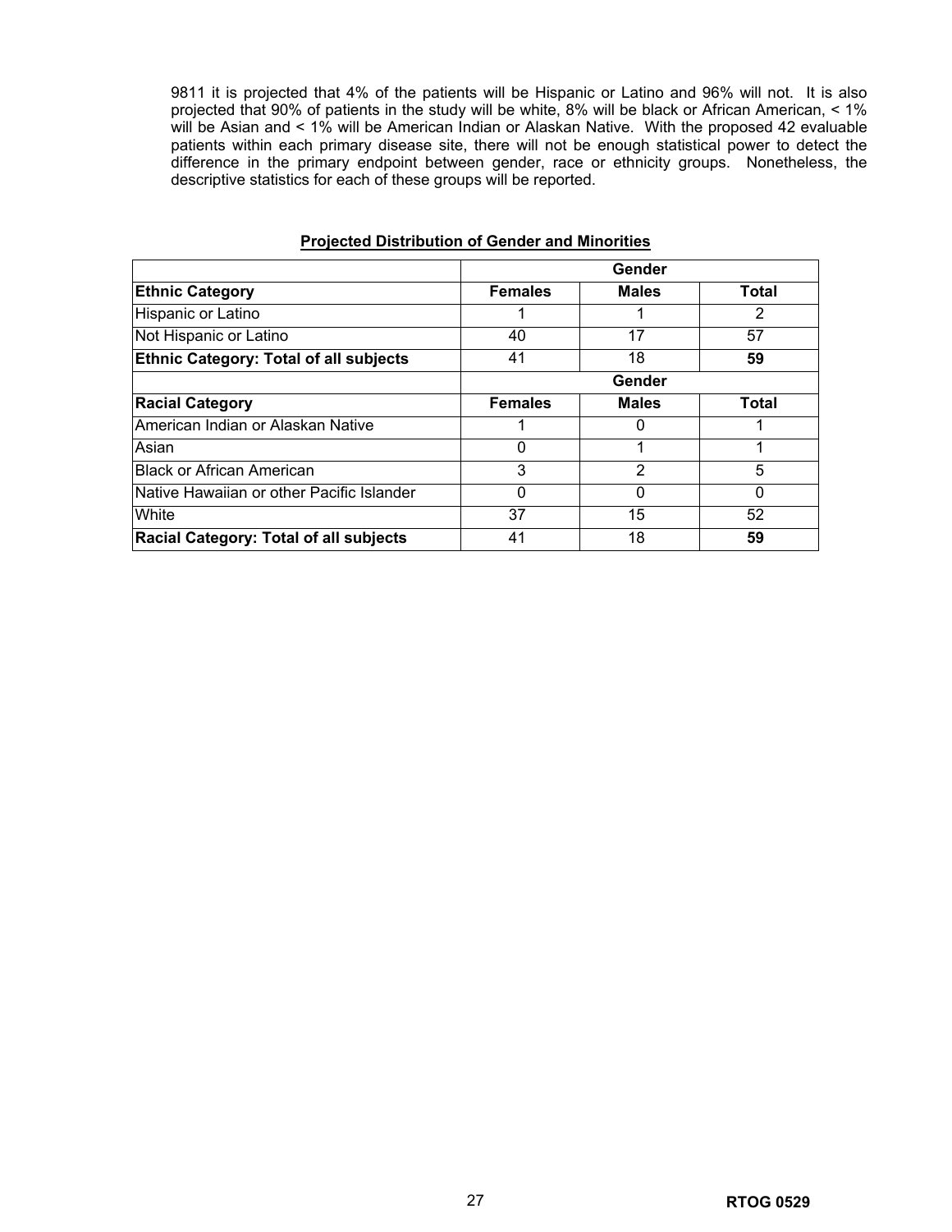9811 it is projected that 4% of the patients will be Hispanic or Latino and 96% will not. It is also projected that 90% of patients in the study will be white, 8% will be black or African American, < 1% will be Asian and < 1% will be American Indian or Alaskan Native. With the proposed 42 evaluable patients within each primary disease site, there will not be enough statistical power to detect the difference in the primary endpoint between gender, race or ethnicity groups. Nonetheless, the descriptive statistics for each of these groups will be reported.

**Projected Distribution of Gender and Minorities**

| | **Gender** | | |
|---|---|---|---|
| **Ethnic Category** | **Females** | **Males** | **Total** |
| Hispanic or Latino | 1 | 1 | 2 |
| Not Hispanic or Latino | 40 | 17 | 57 |
| **Ethnic Category: Total of all subjects** | 41 | 18 | **59** |
| | **Gender** | | |
| **Racial Category** | **Females** | **Males** | **Total** |
| American Indian or Alaskan Native | 1 | 0 | 1 |
| Asian | 0 | 1 | 1 |
| Black or African American | 3 | 2 | 5 |
| Native Hawaiian or other Pacific Islander | 0 | 0 | 0 |
| White | 37 | 15 | 52 |
| **Racial Category: Total of all subjects** | 41 | 18 | **59** |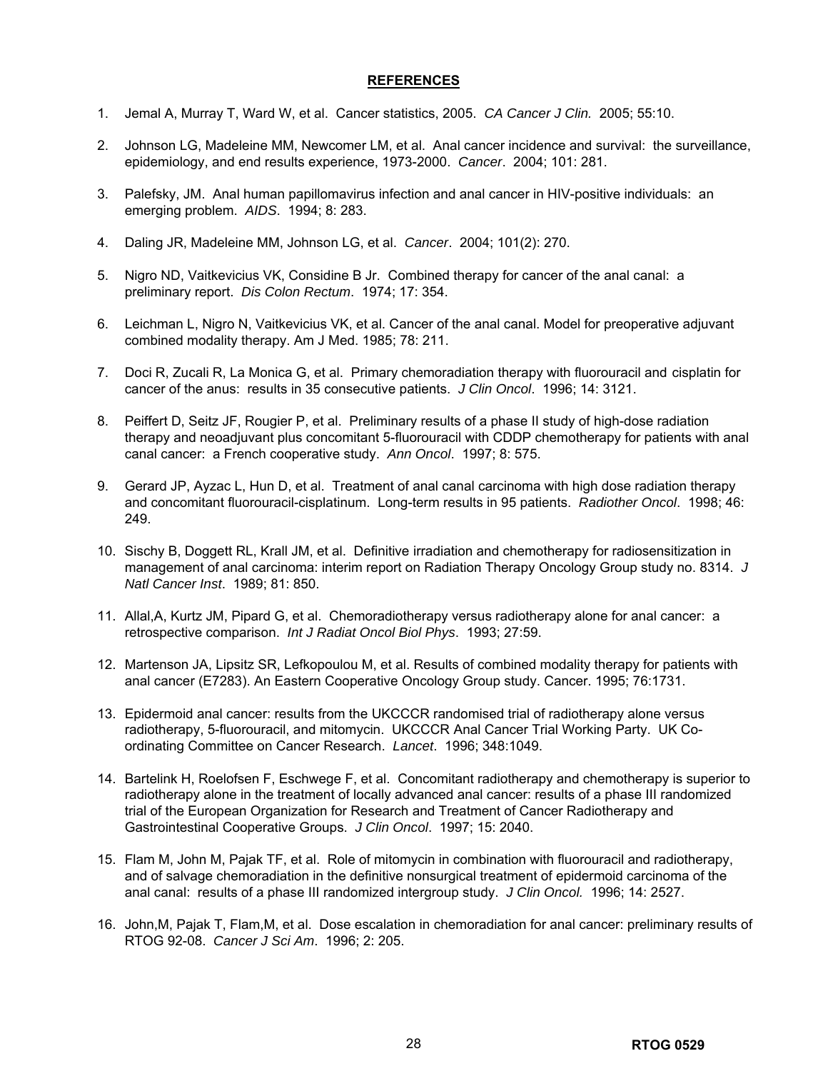## REFERENCES

1. Jemal A, Murray T, Ward W, et al. Cancer statistics, 2005. *CA Cancer J Clin.* 2005; 55:10.

2. Johnson LG, Madeleine MM, Newcomer LM, et al. Anal cancer incidence and survival: the surveillance, epidemiology, and end results experience, 1973-2000. *Cancer*. 2004; 101: 281.

3. Palefsky, JM. Anal human papillomavirus infection and anal cancer in HIV-positive individuals: an emerging problem. *AIDS*. 1994; 8: 283.

4. Daling JR, Madeleine MM, Johnson LG, et al. *Cancer*. 2004; 101(2): 270.

5. Nigro ND, Vaitkevicius VK, Considine B Jr. Combined therapy for cancer of the anal canal: a preliminary report. *Dis Colon Rectum*. 1974; 17: 354.

6. Leichman L, Nigro N, Vaitkevicius VK, et al. Cancer of the anal canal. Model for preoperative adjuvant combined modality therapy. Am J Med. 1985; 78: 211.

7. Doci R, Zucali R, La Monica G, et al. Primary chemoradiation therapy with fluorouracil and cisplatin for cancer of the anus: results in 35 consecutive patients. *J Clin Oncol*. 1996; 14: 3121.

8. Peiffert D, Seitz JF, Rougier P, et al. Preliminary results of a phase II study of high-dose radiation therapy and neoadjuvant plus concomitant 5-fluorouracil with CDDP chemotherapy for patients with anal canal cancer: a French cooperative study. *Ann Oncol*. 1997; 8: 575.

9. Gerard JP, Ayzac L, Hun D, et al. Treatment of anal canal carcinoma with high dose radiation therapy and concomitant fluorouracil-cisplatinum. Long-term results in 95 patients. *Radiother Oncol*. 1998; 46: 249.

10. Sischy B, Doggett RL, Krall JM, et al. Definitive irradiation and chemotherapy for radiosensitization in management of anal carcinoma: interim report on Radiation Therapy Oncology Group study no. 8314. *J Natl Cancer Inst*. 1989; 81: 850.

11. Allal,A, Kurtz JM, Pipard G, et al. Chemoradiotherapy versus radiotherapy alone for anal cancer: a retrospective comparison. *Int J Radiat Oncol Biol Phys*. 1993; 27:59.

12. Martenson JA, Lipsitz SR, Lefkopoulou M, et al. Results of combined modality therapy for patients with anal cancer (E7283). An Eastern Cooperative Oncology Group study. Cancer. 1995; 76:1731.

13. Epidermoid anal cancer: results from the UKCCCR randomised trial of radiotherapy alone versus radiotherapy, 5-fluorouracil, and mitomycin. UKCCCR Anal Cancer Trial Working Party. UK Co-ordinating Committee on Cancer Research. *Lancet*. 1996; 348:1049.

14. Bartelink H, Roelofsen F, Eschwege F, et al. Concomitant radiotherapy and chemotherapy is superior to radiotherapy alone in the treatment of locally advanced anal cancer: results of a phase III randomized trial of the European Organization for Research and Treatment of Cancer Radiotherapy and Gastrointestinal Cooperative Groups. *J Clin Oncol*. 1997; 15: 2040.

15. Flam M, John M, Pajak TF, et al. Role of mitomycin in combination with fluorouracil and radiotherapy, and of salvage chemoradiation in the definitive nonsurgical treatment of epidermoid carcinoma of the anal canal: results of a phase III randomized intergroup study. *J Clin Oncol.* 1996; 14: 2527.

16. John,M, Pajak T, Flam,M, et al. Dose escalation in chemoradiation for anal cancer: preliminary results of RTOG 92-08. *Cancer J Sci Am*. 1996; 2: 205.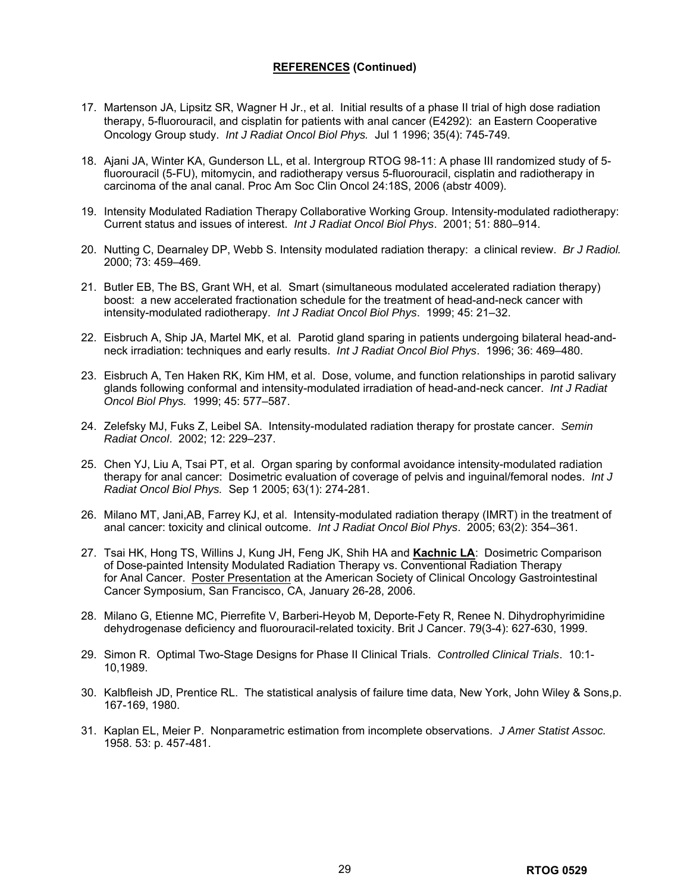## **REFERENCES (Continued)**

17. Martenson JA, Lipsitz SR, Wagner H Jr., et al. Initial results of a phase II trial of high dose radiation therapy, 5-fluorouracil, and cisplatin for patients with anal cancer (E4292): an Eastern Cooperative Oncology Group study. *Int J Radiat Oncol Biol Phys.* Jul 1 1996; 35(4): 745-749.

18. Ajani JA, Winter KA, Gunderson LL, et al. Intergroup RTOG 98-11: A phase III randomized study of 5-fluorouracil (5-FU), mitomycin, and radiotherapy versus 5-fluorouracil, cisplatin and radiotherapy in carcinoma of the anal canal. Proc Am Soc Clin Oncol 24:18S, 2006 (abstr 4009).

19. Intensity Modulated Radiation Therapy Collaborative Working Group. Intensity-modulated radiotherapy: Current status and issues of interest. *Int J Radiat Oncol Biol Phys*. 2001; 51: 880–914.

20. Nutting C, Dearnaley DP, Webb S. Intensity modulated radiation therapy: a clinical review. *Br J Radiol.* 2000; 73: 459–469.

21. Butler EB, The BS, Grant WH, et al*.* Smart (simultaneous modulated accelerated radiation therapy) boost: a new accelerated fractionation schedule for the treatment of head-and-neck cancer with intensity-modulated radiotherapy. *Int J Radiat Oncol Biol Phys*. 1999; 45: 21–32.

22. Eisbruch A, Ship JA, Martel MK, et al*.* Parotid gland sparing in patients undergoing bilateral head-and-neck irradiation: techniques and early results. *Int J Radiat Oncol Biol Phys*. 1996; 36: 469–480.

23. Eisbruch A, Ten Haken RK, Kim HM, et al. Dose, volume, and function relationships in parotid salivary glands following conformal and intensity-modulated irradiation of head-and-neck cancer. *Int J Radiat Oncol Biol Phys.* 1999; 45: 577–587.

24. Zelefsky MJ, Fuks Z, Leibel SA. Intensity-modulated radiation therapy for prostate cancer. *Semin Radiat Oncol*. 2002; 12: 229–237.

25. Chen YJ, Liu A, Tsai PT, et al. Organ sparing by conformal avoidance intensity-modulated radiation therapy for anal cancer: Dosimetric evaluation of coverage of pelvis and inguinal/femoral nodes. *Int J Radiat Oncol Biol Phys.* Sep 1 2005; 63(1): 274-281.

26. Milano MT, Jani,AB, Farrey KJ, et al. Intensity-modulated radiation therapy (IMRT) in the treatment of anal cancer: toxicity and clinical outcome. *Int J Radiat Oncol Biol Phys*. 2005; 63(2): 354–361.

27. Tsai HK, Hong TS, Willins J, Kung JH, Feng JK, Shih HA and **Kachnic LA**: Dosimetric Comparison of Dose-painted Intensity Modulated Radiation Therapy vs. Conventional Radiation Therapy for Anal Cancer. Poster Presentation at the American Society of Clinical Oncology Gastrointestinal Cancer Symposium, San Francisco, CA, January 26-28, 2006.

28. Milano G, Etienne MC, Pierrefite V, Barberi-Heyob M, Deporte-Fety R, Renee N. Dihydrophyrimidine dehydrogenase deficiency and fluorouracil-related toxicity. Brit J Cancer. 79(3-4): 627-630, 1999.

29. Simon R. Optimal Two-Stage Designs for Phase II Clinical Trials. *Controlled Clinical Trials*. 10:1-10,1989.

30. Kalbfleish JD, Prentice RL. The statistical analysis of failure time data, New York, John Wiley & Sons,p. 167-169, 1980.

31. Kaplan EL, Meier P. Nonparametric estimation from incomplete observations. *J Amer Statist Assoc.* 1958. 53: p. 457-481.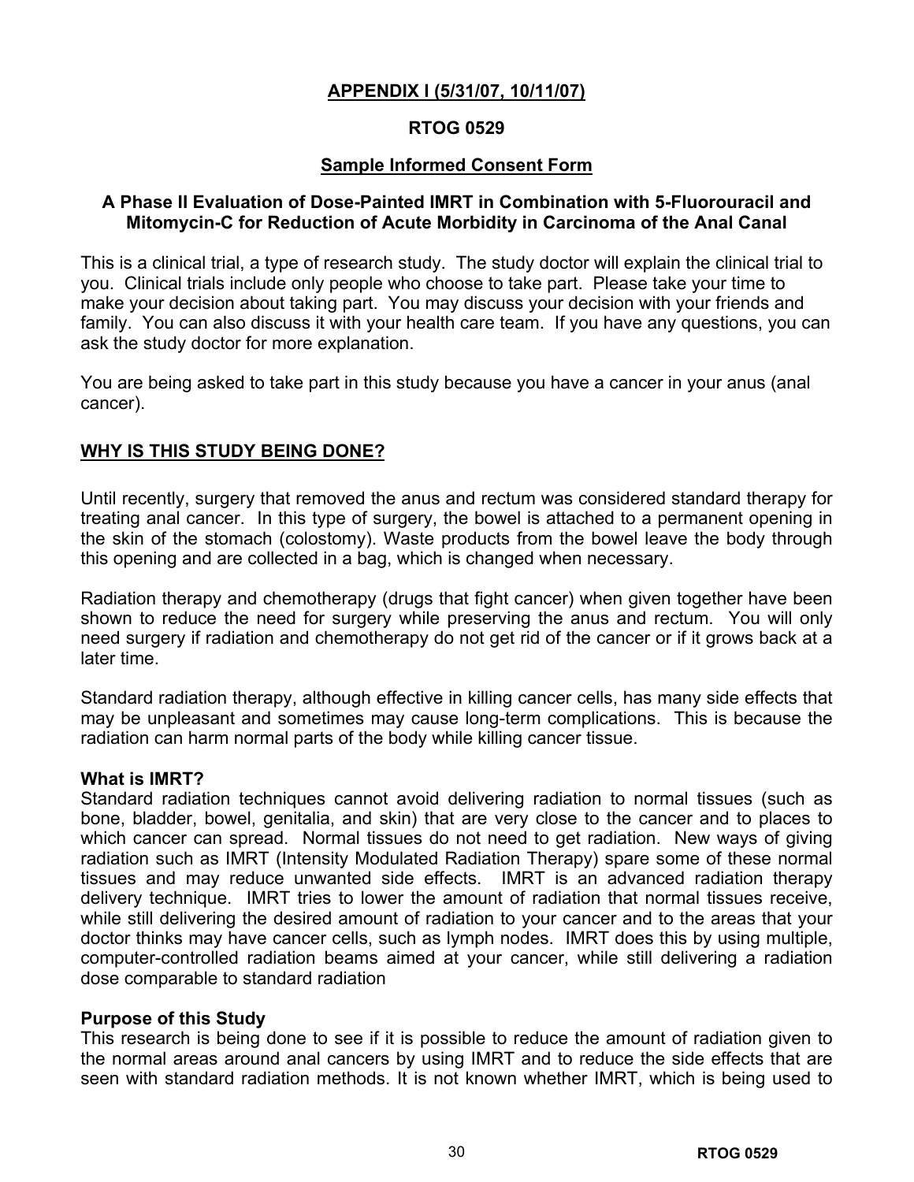**APPENDIX I (5/31/07, 10/11/07)**

**RTOG 0529**

**Sample Informed Consent Form**

**A Phase II Evaluation of Dose-Painted IMRT in Combination with 5-Fluorouracil and Mitomycin-C for Reduction of Acute Morbidity in Carcinoma of the Anal Canal**

This is a clinical trial, a type of research study. The study doctor will explain the clinical trial to you. Clinical trials include only people who choose to take part. Please take your time to make your decision about taking part. You may discuss your decision with your friends and family. You can also discuss it with your health care team. If you have any questions, you can ask the study doctor for more explanation.

You are being asked to take part in this study because you have a cancer in your anus (anal cancer).

**WHY IS THIS STUDY BEING DONE?**

Until recently, surgery that removed the anus and rectum was considered standard therapy for treating anal cancer. In this type of surgery, the bowel is attached to a permanent opening in the skin of the stomach (colostomy). Waste products from the bowel leave the body through this opening and are collected in a bag, which is changed when necessary.

Radiation therapy and chemotherapy (drugs that fight cancer) when given together have been shown to reduce the need for surgery while preserving the anus and rectum. You will only need surgery if radiation and chemotherapy do not get rid of the cancer or if it grows back at a later time.

Standard radiation therapy, although effective in killing cancer cells, has many side effects that may be unpleasant and sometimes may cause long-term complications. This is because the radiation can harm normal parts of the body while killing cancer tissue.

**What is IMRT?**
Standard radiation techniques cannot avoid delivering radiation to normal tissues (such as bone, bladder, bowel, genitalia, and skin) that are very close to the cancer and to places to which cancer can spread. Normal tissues do not need to get radiation. New ways of giving radiation such as IMRT (Intensity Modulated Radiation Therapy) spare some of these normal tissues and may reduce unwanted side effects. IMRT is an advanced radiation therapy delivery technique. IMRT tries to lower the amount of radiation that normal tissues receive, while still delivering the desired amount of radiation to your cancer and to the areas that your doctor thinks may have cancer cells, such as lymph nodes. IMRT does this by using multiple, computer-controlled radiation beams aimed at your cancer, while still delivering a radiation dose comparable to standard radiation

**Purpose of this Study**
This research is being done to see if it is possible to reduce the amount of radiation given to the normal areas around anal cancers by using IMRT and to reduce the side effects that are seen with standard radiation methods. It is not known whether IMRT, which is being used to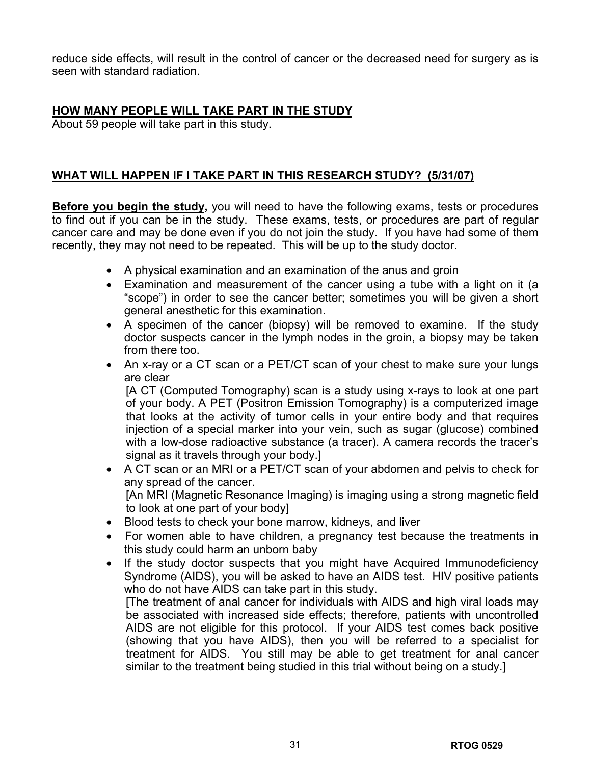reduce side effects, will result in the control of cancer or the decreased need for surgery as is seen with standard radiation.

**<u>HOW MANY PEOPLE WILL TAKE PART IN THE STUDY</u>**

About 59 people will take part in this study.

**<u>WHAT WILL HAPPEN IF I TAKE PART IN THIS RESEARCH STUDY? (5/31/07)</u>**

**<u>Before you begin the study</u>,** you will need to have the following exams, tests or procedures to find out if you can be in the study. These exams, tests, or procedures are part of regular cancer care and may be done even if you do not join the study. If you have had some of them recently, they may not need to be repeated. This will be up to the study doctor.

- A physical examination and an examination of the anus and groin
- Examination and measurement of the cancer using a tube with a light on it (a “scope”) in order to see the cancer better; sometimes you will be given a short general anesthetic for this examination.
- A specimen of the cancer (biopsy) will be removed to examine. If the study doctor suspects cancer in the lymph nodes in the groin, a biopsy may be taken from there too.
- An x-ray or a CT scan or a PET/CT scan of your chest to make sure your lungs are clear

  [A CT (Computed Tomography) scan is a study using x-rays to look at one part of your body. A PET (Positron Emission Tomography) is a computerized image that looks at the activity of tumor cells in your entire body and that requires injection of a special marker into your vein, such as sugar (glucose) combined with a low-dose radioactive substance (a tracer). A camera records the tracer’s signal as it travels through your body.]
- A CT scan or an MRI or a PET/CT scan of your abdomen and pelvis to check for any spread of the cancer.

  [An MRI (Magnetic Resonance Imaging) is imaging using a strong magnetic field to look at one part of your body]
- Blood tests to check your bone marrow, kidneys, and liver
- For women able to have children, a pregnancy test because the treatments in this study could harm an unborn baby
- If the study doctor suspects that you might have Acquired Immunodeficiency Syndrome (AIDS), you will be asked to have an AIDS test. HIV positive patients who do not have AIDS can take part in this study.

  [The treatment of anal cancer for individuals with AIDS and high viral loads may be associated with increased side effects; therefore, patients with uncontrolled AIDS are not eligible for this protocol. If your AIDS test comes back positive (showing that you have AIDS), then you will be referred to a specialist for treatment for AIDS. You still may be able to get treatment for anal cancer similar to the treatment being studied in this trial without being on a study.]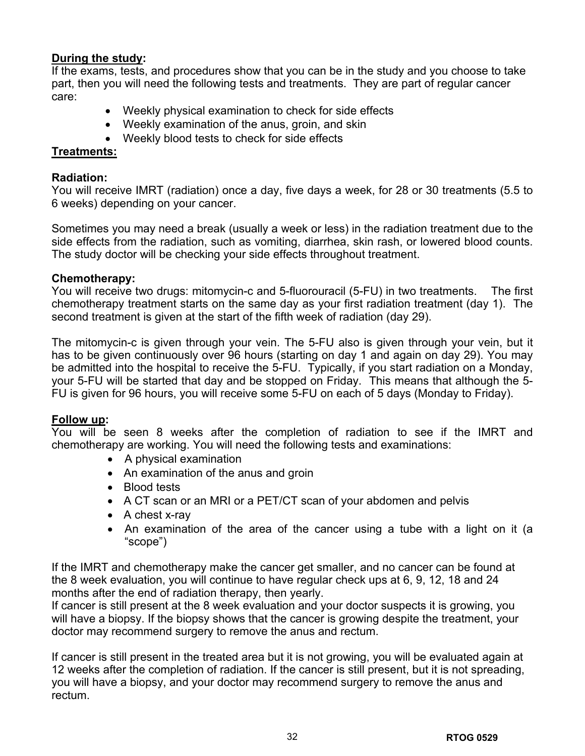**<u>During the study</u>:**
If the exams, tests, and procedures show that you can be in the study and you choose to take part, then you will need the following tests and treatments. They are part of regular cancer care:

- Weekly physical examination to check for side effects
- Weekly examination of the anus, groin, and skin
- Weekly blood tests to check for side effects

**<u>Treatments:</u>**

**Radiation:**
You will receive IMRT (radiation) once a day, five days a week, for 28 or 30 treatments (5.5 to 6 weeks) depending on your cancer.

Sometimes you may need a break (usually a week or less) in the radiation treatment due to the side effects from the radiation, such as vomiting, diarrhea, skin rash, or lowered blood counts. The study doctor will be checking your side effects throughout treatment.

**Chemotherapy:**
You will receive two drugs: mitomycin-c and 5-fluorouracil (5-FU) in two treatments. The first chemotherapy treatment starts on the same day as your first radiation treatment (day 1). The second treatment is given at the start of the fifth week of radiation (day 29).

The mitomycin-c is given through your vein. The 5-FU also is given through your vein, but it has to be given continuously over 96 hours (starting on day 1 and again on day 29). You may be admitted into the hospital to receive the 5-FU. Typically, if you start radiation on a Monday, your 5-FU will be started that day and be stopped on Friday. This means that although the 5-FU is given for 96 hours, you will receive some 5-FU on each of 5 days (Monday to Friday).

**<u>Follow up</u>:**
You will be seen 8 weeks after the completion of radiation to see if the IMRT and chemotherapy are working. You will need the following tests and examinations:

- A physical examination
- An examination of the anus and groin
- Blood tests
- A CT scan or an MRI or a PET/CT scan of your abdomen and pelvis
- A chest x-ray
- An examination of the area of the cancer using a tube with a light on it (a "scope")

If the IMRT and chemotherapy make the cancer get smaller, and no cancer can be found at the 8 week evaluation, you will continue to have regular check ups at 6, 9, 12, 18 and 24 months after the end of radiation therapy, then yearly.
If cancer is still present at the 8 week evaluation and your doctor suspects it is growing, you will have a biopsy. If the biopsy shows that the cancer is growing despite the treatment, your doctor may recommend surgery to remove the anus and rectum.

If cancer is still present in the treated area but it is not growing, you will be evaluated again at 12 weeks after the completion of radiation. If the cancer is still present, but it is not spreading, you will have a biopsy, and your doctor may recommend surgery to remove the anus and rectum.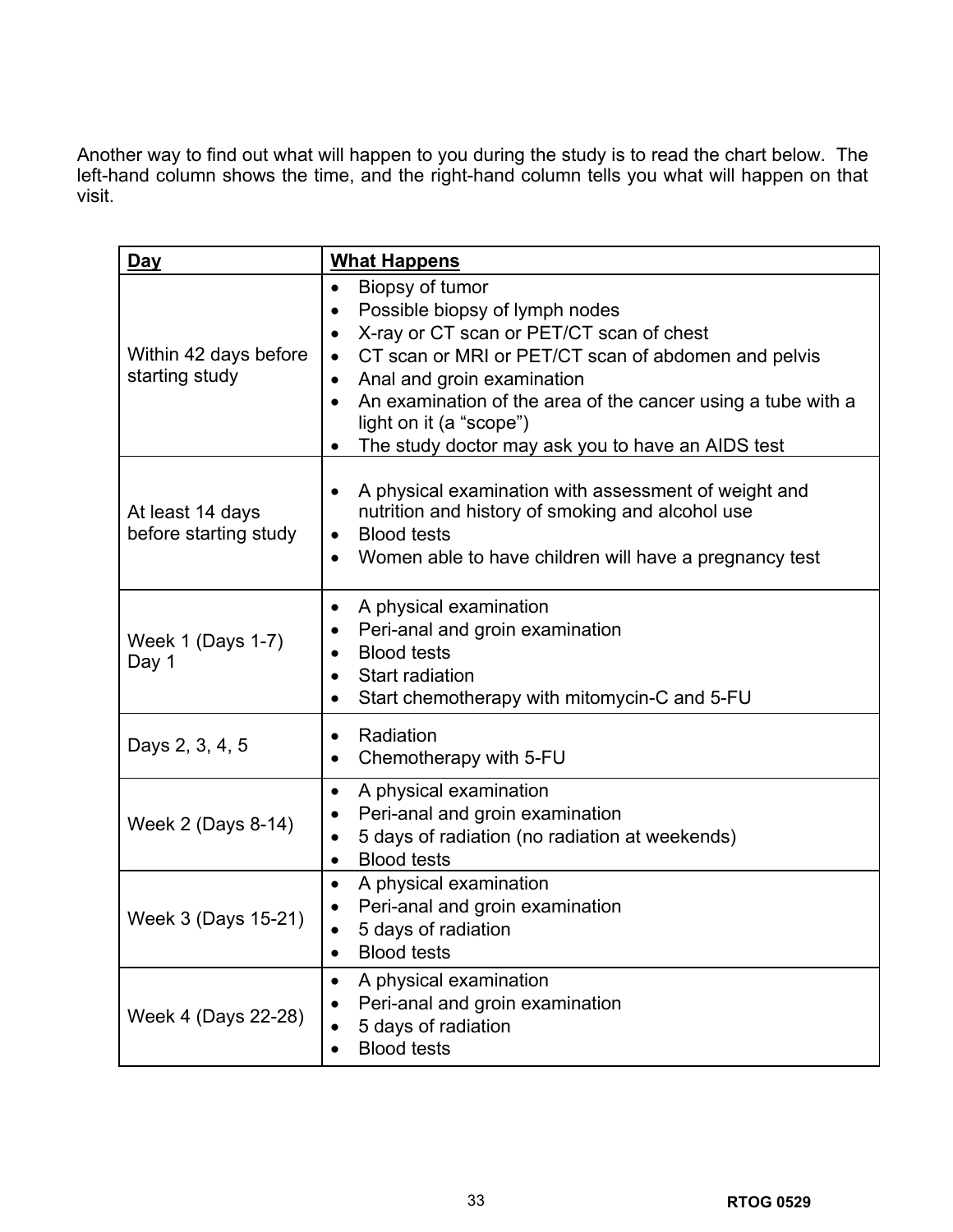Another way to find out what will happen to you during the study is to read the chart below. The left-hand column shows the time, and the right-hand column tells you what will happen on that visit.

| **Day** | **What Happens** |
| --- | --- |
| Within 42 days before starting study | • Biopsy of tumor<br>• Possible biopsy of lymph nodes<br>• X-ray or CT scan or PET/CT scan of chest<br>• CT scan or MRI or PET/CT scan of abdomen and pelvis<br>• Anal and groin examination<br>• An examination of the area of the cancer using a tube with a light on it (a "scope")<br>• The study doctor may ask you to have an AIDS test |
| At least 14 days before starting study | • A physical examination with assessment of weight and nutrition and history of smoking and alcohol use<br>• Blood tests<br>• Women able to have children will have a pregnancy test |
| Week 1 (Days 1-7)<br>Day 1 | • A physical examination<br>• Peri-anal and groin examination<br>• Blood tests<br>• Start radiation<br>• Start chemotherapy with mitomycin-C and 5-FU |
| Days 2, 3, 4, 5 | • Radiation<br>• Chemotherapy with 5-FU |
| Week 2 (Days 8-14) | • A physical examination<br>• Peri-anal and groin examination<br>• 5 days of radiation (no radiation at weekends)<br>• Blood tests |
| Week 3 (Days 15-21) | • A physical examination<br>• Peri-anal and groin examination<br>• 5 days of radiation<br>• Blood tests |
| Week 4 (Days 22-28) | • A physical examination<br>• Peri-anal and groin examination<br>• 5 days of radiation<br>• Blood tests |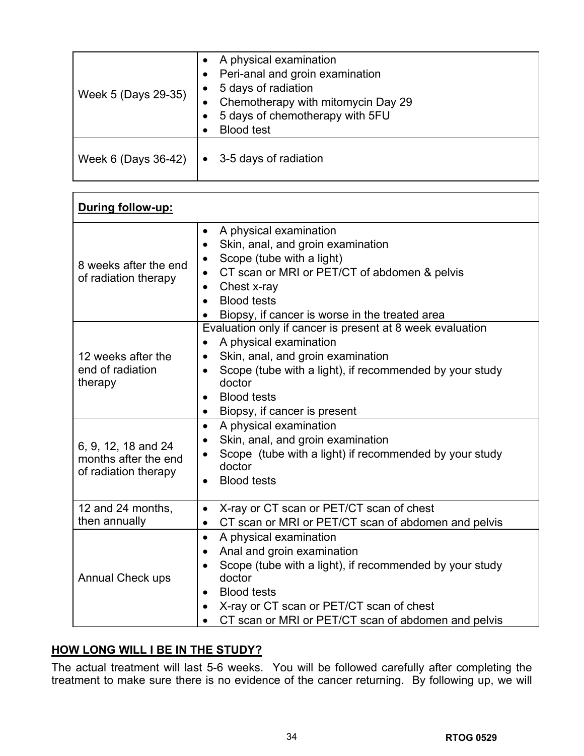| | |
|---|---|
| Week 5 (Days 29-35) | • A physical examination<br>• Peri-anal and groin examination<br>• 5 days of radiation<br>• Chemotherapy with mitomycin Day 29<br>• 5 days of chemotherapy with 5FU<br>• Blood test |
| Week 6 (Days 36-42) | • 3-5 days of radiation |

| **During follow-up:** | |
|---|---|
| 8 weeks after the end of radiation therapy | • A physical examination<br>• Skin, anal, and groin examination<br>• Scope (tube with a light)<br>• CT scan or MRI or PET/CT of abdomen & pelvis<br>• Chest x-ray<br>• Blood tests<br>• Biopsy, if cancer is worse in the treated area |
| 12 weeks after the end of radiation therapy | Evaluation only if cancer is present at 8 week evaluation<br>• A physical examination<br>• Skin, anal, and groin examination<br>• Scope (tube with a light), if recommended by your study doctor<br>• Blood tests<br>• Biopsy, if cancer is present |
| 6, 9, 12, 18 and 24 months after the end of radiation therapy | • A physical examination<br>• Skin, anal, and groin examination<br>• Scope (tube with a light) if recommended by your study doctor<br>• Blood tests |
| 12 and 24 months, then annually | • X-ray or CT scan or PET/CT scan of chest<br>• CT scan or MRI or PET/CT scan of abdomen and pelvis |
| Annual Check ups | • A physical examination<br>• Anal and groin examination<br>• Scope (tube with a light), if recommended by your study doctor<br>• Blood tests<br>• X-ray or CT scan or PET/CT scan of chest<br>• CT scan or MRI or PET/CT scan of abdomen and pelvis |

## HOW LONG WILL I BE IN THE STUDY?

The actual treatment will last 5-6 weeks. You will be followed carefully after completing the treatment to make sure there is no evidence of the cancer returning. By following up, we will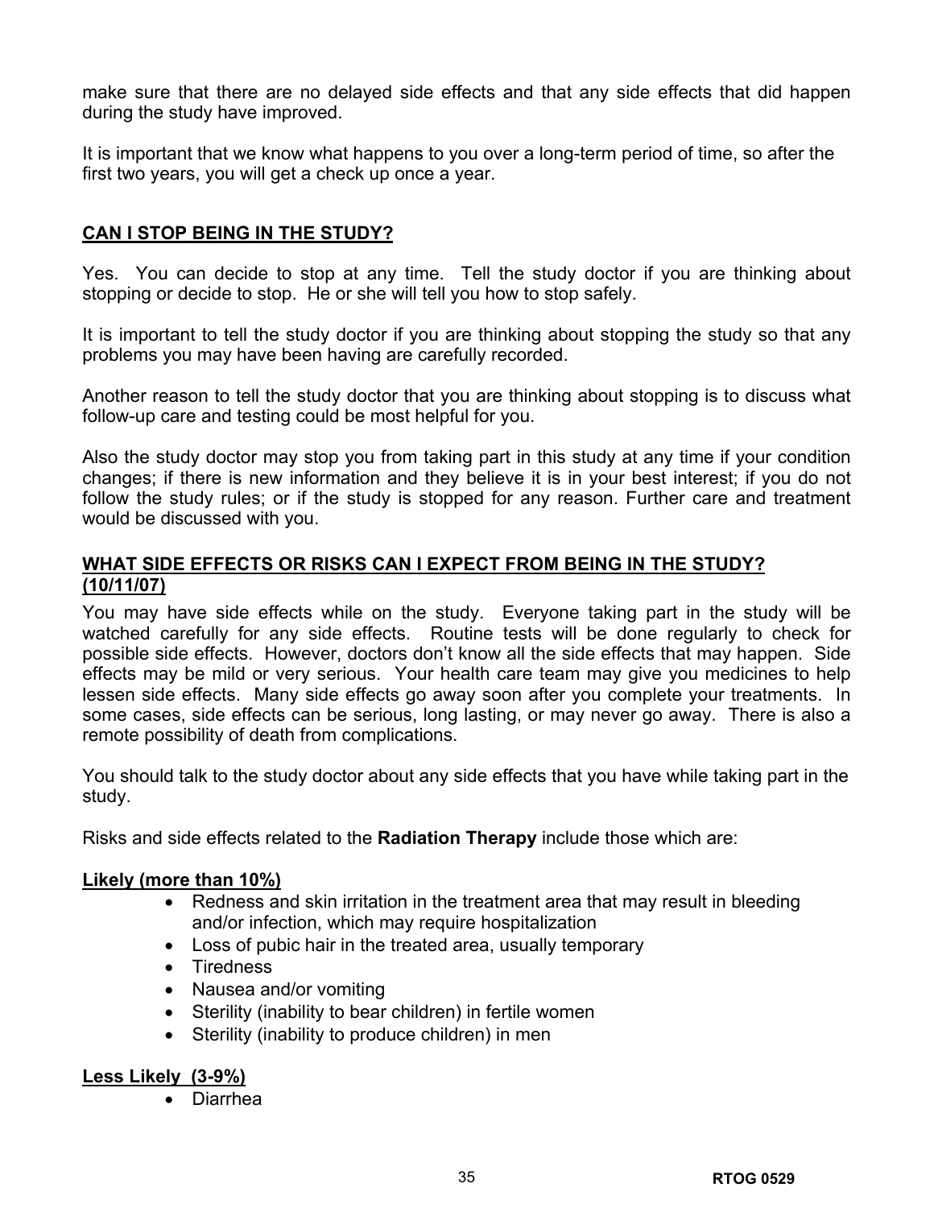make sure that there are no delayed side effects and that any side effects that did happen during the study have improved.

It is important that we know what happens to you over a long-term period of time, so after the first two years, you will get a check up once a year.

## CAN I STOP BEING IN THE STUDY?

Yes. You can decide to stop at any time. Tell the study doctor if you are thinking about stopping or decide to stop. He or she will tell you how to stop safely.

It is important to tell the study doctor if you are thinking about stopping the study so that any problems you may have been having are carefully recorded.

Another reason to tell the study doctor that you are thinking about stopping is to discuss what follow-up care and testing could be most helpful for you.

Also the study doctor may stop you from taking part in this study at any time if your condition changes; if there is new information and they believe it is in your best interest; if you do not follow the study rules; or if the study is stopped for any reason. Further care and treatment would be discussed with you.

## WHAT SIDE EFFECTS OR RISKS CAN I EXPECT FROM BEING IN THE STUDY? (10/11/07)

You may have side effects while on the study. Everyone taking part in the study will be watched carefully for any side effects. Routine tests will be done regularly to check for possible side effects. However, doctors don't know all the side effects that may happen. Side effects may be mild or very serious. Your health care team may give you medicines to help lessen side effects. Many side effects go away soon after you complete your treatments. In some cases, side effects can be serious, long lasting, or may never go away. There is also a remote possibility of death from complications.

You should talk to the study doctor about any side effects that you have while taking part in the study.

Risks and side effects related to the **Radiation Therapy** include those which are:

**Likely (more than 10%)**

- Redness and skin irritation in the treatment area that may result in bleeding and/or infection, which may require hospitalization
- Loss of pubic hair in the treated area, usually temporary
- Tiredness
- Nausea and/or vomiting
- Sterility (inability to bear children) in fertile women
- Sterility (inability to produce children) in men

**Less Likely (3-9%)**

- Diarrhea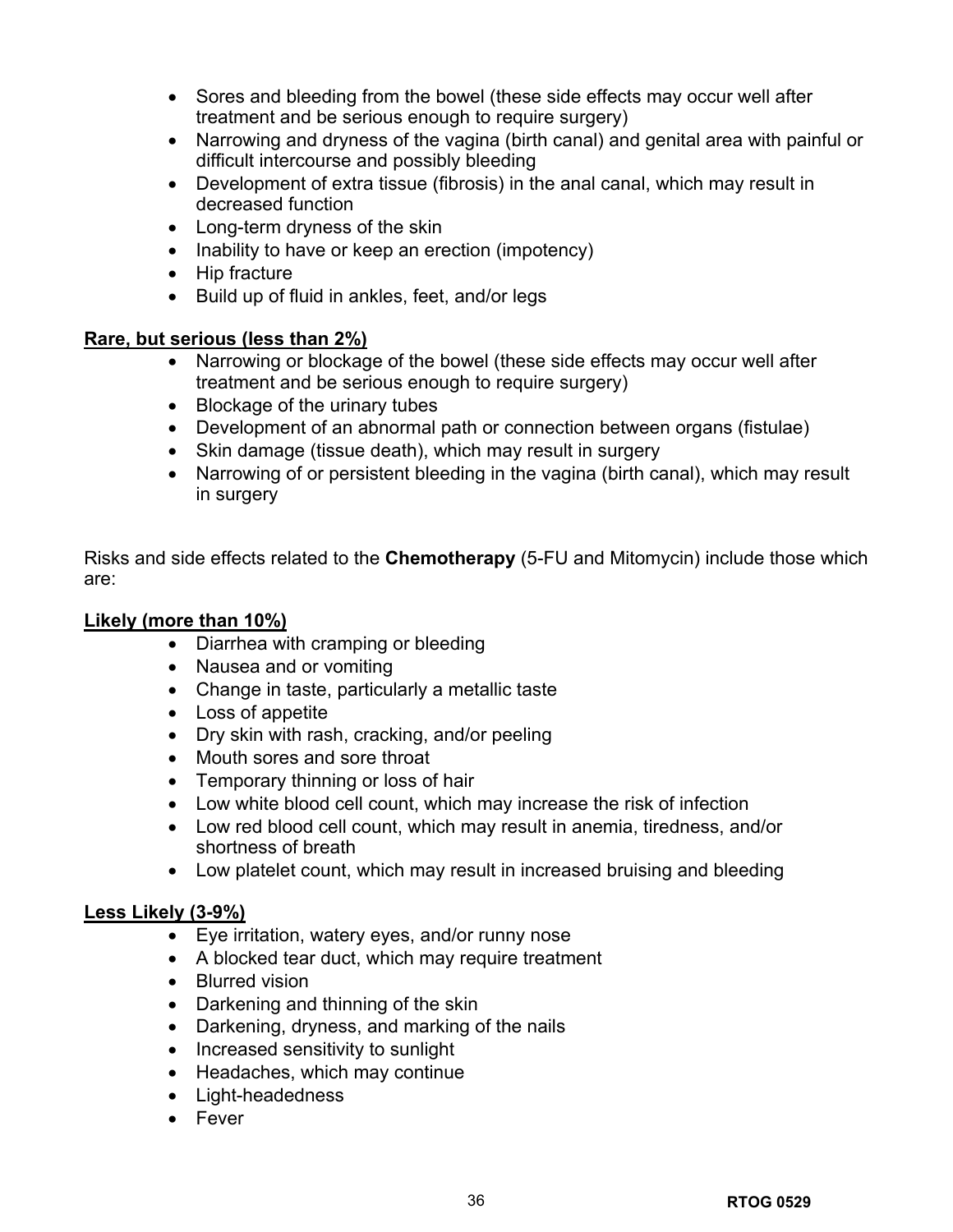- Sores and bleeding from the bowel (these side effects may occur well after treatment and be serious enough to require surgery)
- Narrowing and dryness of the vagina (birth canal) and genital area with painful or difficult intercourse and possibly bleeding
- Development of extra tissue (fibrosis) in the anal canal, which may result in decreased function
- Long-term dryness of the skin
- Inability to have or keep an erection (impotency)
- Hip fracture
- Build up of fluid in ankles, feet, and/or legs

**Rare, but serious (less than 2%)**

- Narrowing or blockage of the bowel (these side effects may occur well after treatment and be serious enough to require surgery)
- Blockage of the urinary tubes
- Development of an abnormal path or connection between organs (fistulae)
- Skin damage (tissue death), which may result in surgery
- Narrowing of or persistent bleeding in the vagina (birth canal), which may result in surgery

Risks and side effects related to the **Chemotherapy** (5-FU and Mitomycin) include those which are:

**Likely (more than 10%)**

- Diarrhea with cramping or bleeding
- Nausea and or vomiting
- Change in taste, particularly a metallic taste
- Loss of appetite
- Dry skin with rash, cracking, and/or peeling
- Mouth sores and sore throat
- Temporary thinning or loss of hair
- Low white blood cell count, which may increase the risk of infection
- Low red blood cell count, which may result in anemia, tiredness, and/or shortness of breath
- Low platelet count, which may result in increased bruising and bleeding

**Less Likely (3-9%)**

- Eye irritation, watery eyes, and/or runny nose
- A blocked tear duct, which may require treatment
- Blurred vision
- Darkening and thinning of the skin
- Darkening, dryness, and marking of the nails
- Increased sensitivity to sunlight
- Headaches, which may continue
- Light-headedness
- Fever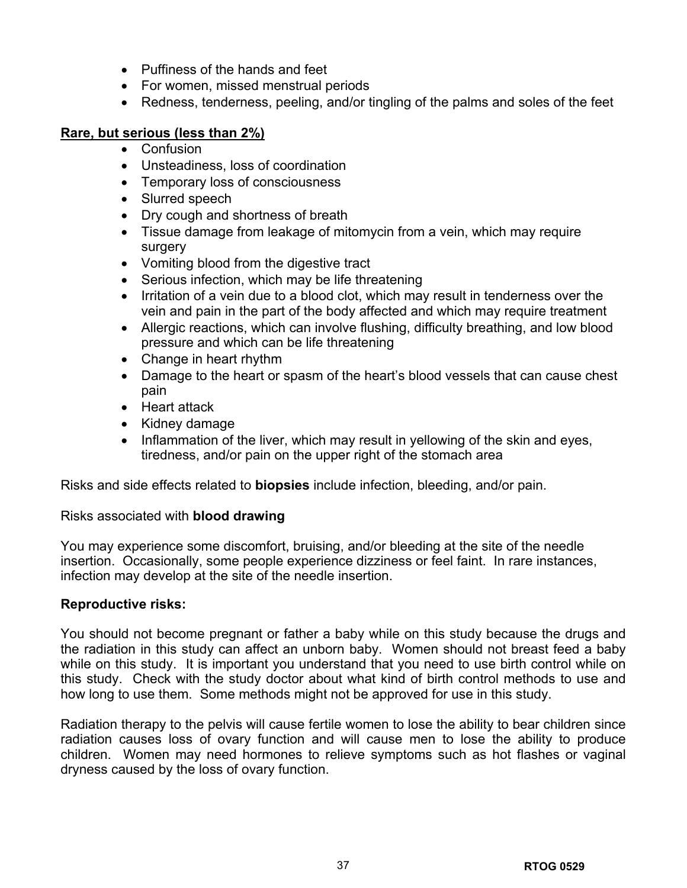- Puffiness of the hands and feet
- For women, missed menstrual periods
- Redness, tenderness, peeling, and/or tingling of the palms and soles of the feet

**Rare, but serious (less than 2%)**

- Confusion
- Unsteadiness, loss of coordination
- Temporary loss of consciousness
- Slurred speech
- Dry cough and shortness of breath
- Tissue damage from leakage of mitomycin from a vein, which may require surgery
- Vomiting blood from the digestive tract
- Serious infection, which may be life threatening
- Irritation of a vein due to a blood clot, which may result in tenderness over the vein and pain in the part of the body affected and which may require treatment
- Allergic reactions, which can involve flushing, difficulty breathing, and low blood pressure and which can be life threatening
- Change in heart rhythm
- Damage to the heart or spasm of the heart's blood vessels that can cause chest pain
- Heart attack
- Kidney damage
- Inflammation of the liver, which may result in yellowing of the skin and eyes, tiredness, and/or pain on the upper right of the stomach area

Risks and side effects related to **biopsies** include infection, bleeding, and/or pain.

Risks associated with **blood drawing**

You may experience some discomfort, bruising, and/or bleeding at the site of the needle insertion. Occasionally, some people experience dizziness or feel faint. In rare instances, infection may develop at the site of the needle insertion.

**Reproductive risks:**

You should not become pregnant or father a baby while on this study because the drugs and the radiation in this study can affect an unborn baby. Women should not breast feed a baby while on this study. It is important you understand that you need to use birth control while on this study. Check with the study doctor about what kind of birth control methods to use and how long to use them. Some methods might not be approved for use in this study.

Radiation therapy to the pelvis will cause fertile women to lose the ability to bear children since radiation causes loss of ovary function and will cause men to lose the ability to produce children. Women may need hormones to relieve symptoms such as hot flashes or vaginal dryness caused by the loss of ovary function.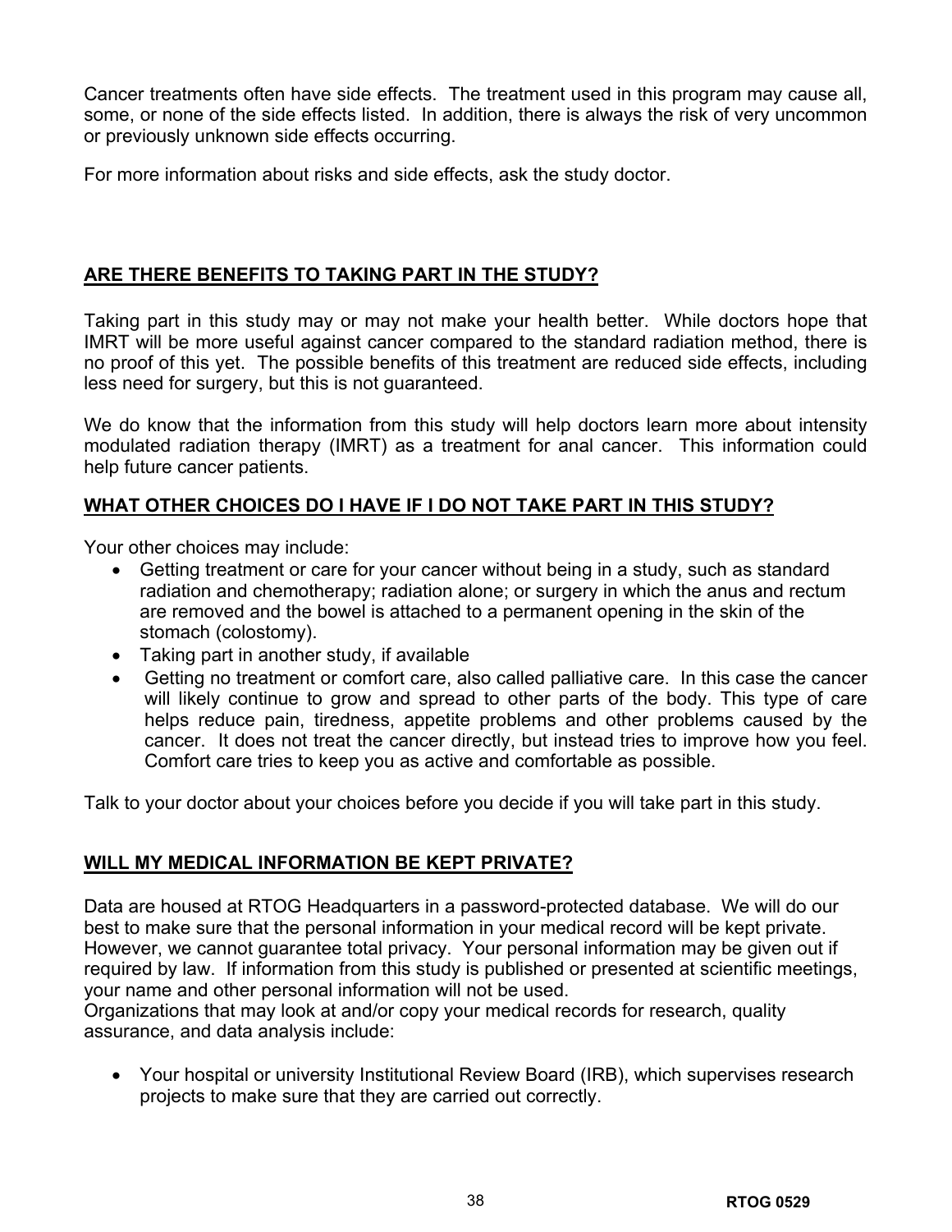Cancer treatments often have side effects. The treatment used in this program may cause all, some, or none of the side effects listed. In addition, there is always the risk of very uncommon or previously unknown side effects occurring.

For more information about risks and side effects, ask the study doctor.

## **ARE THERE BENEFITS TO TAKING PART IN THE STUDY?**

Taking part in this study may or may not make your health better. While doctors hope that IMRT will be more useful against cancer compared to the standard radiation method, there is no proof of this yet. The possible benefits of this treatment are reduced side effects, including less need for surgery, but this is not guaranteed.

We do know that the information from this study will help doctors learn more about intensity modulated radiation therapy (IMRT) as a treatment for anal cancer. This information could help future cancer patients.

## **WHAT OTHER CHOICES DO I HAVE IF I DO NOT TAKE PART IN THIS STUDY?**

Your other choices may include:

- Getting treatment or care for your cancer without being in a study, such as standard radiation and chemotherapy; radiation alone; or surgery in which the anus and rectum are removed and the bowel is attached to a permanent opening in the skin of the stomach (colostomy).
- Taking part in another study, if available
- Getting no treatment or comfort care, also called palliative care. In this case the cancer will likely continue to grow and spread to other parts of the body. This type of care helps reduce pain, tiredness, appetite problems and other problems caused by the cancer. It does not treat the cancer directly, but instead tries to improve how you feel. Comfort care tries to keep you as active and comfortable as possible.

Talk to your doctor about your choices before you decide if you will take part in this study.

## **WILL MY MEDICAL INFORMATION BE KEPT PRIVATE?**

Data are housed at RTOG Headquarters in a password-protected database. We will do our best to make sure that the personal information in your medical record will be kept private. However, we cannot guarantee total privacy. Your personal information may be given out if required by law. If information from this study is published or presented at scientific meetings, your name and other personal information will not be used.
Organizations that may look at and/or copy your medical records for research, quality assurance, and data analysis include:

- Your hospital or university Institutional Review Board (IRB), which supervises research projects to make sure that they are carried out correctly.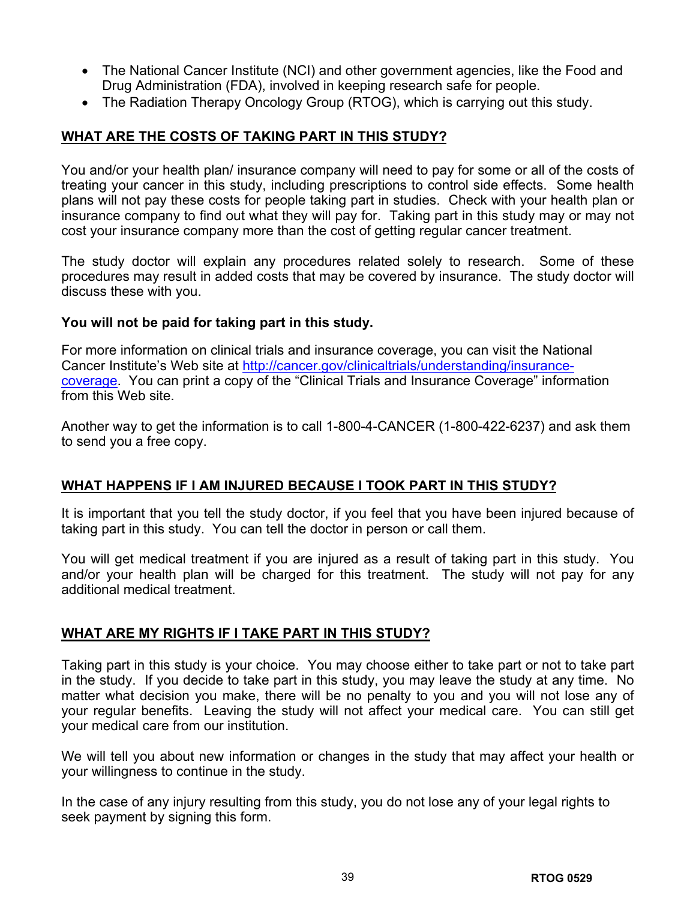- The National Cancer Institute (NCI) and other government agencies, like the Food and Drug Administration (FDA), involved in keeping research safe for people.
- The Radiation Therapy Oncology Group (RTOG), which is carrying out this study.

**WHAT ARE THE COSTS OF TAKING PART IN THIS STUDY?**

You and/or your health plan/ insurance company will need to pay for some or all of the costs of treating your cancer in this study, including prescriptions to control side effects. Some health plans will not pay these costs for people taking part in studies. Check with your health plan or insurance company to find out what they will pay for. Taking part in this study may or may not cost your insurance company more than the cost of getting regular cancer treatment.

The study doctor will explain any procedures related solely to research. Some of these procedures may result in added costs that may be covered by insurance. The study doctor will discuss these with you.

**You will not be paid for taking part in this study.**

For more information on clinical trials and insurance coverage, you can visit the National Cancer Institute's Web site at http://cancer.gov/clinicaltrials/understanding/insurance-coverage. You can print a copy of the "Clinical Trials and Insurance Coverage" information from this Web site.

Another way to get the information is to call 1-800-4-CANCER (1-800-422-6237) and ask them to send you a free copy.

**WHAT HAPPENS IF I AM INJURED BECAUSE I TOOK PART IN THIS STUDY?**

It is important that you tell the study doctor, if you feel that you have been injured because of taking part in this study. You can tell the doctor in person or call them.

You will get medical treatment if you are injured as a result of taking part in this study. You and/or your health plan will be charged for this treatment. The study will not pay for any additional medical treatment.

**WHAT ARE MY RIGHTS IF I TAKE PART IN THIS STUDY?**

Taking part in this study is your choice. You may choose either to take part or not to take part in the study. If you decide to take part in this study, you may leave the study at any time. No matter what decision you make, there will be no penalty to you and you will not lose any of your regular benefits. Leaving the study will not affect your medical care. You can still get your medical care from our institution.

We will tell you about new information or changes in the study that may affect your health or your willingness to continue in the study.

In the case of any injury resulting from this study, you do not lose any of your legal rights to seek payment by signing this form.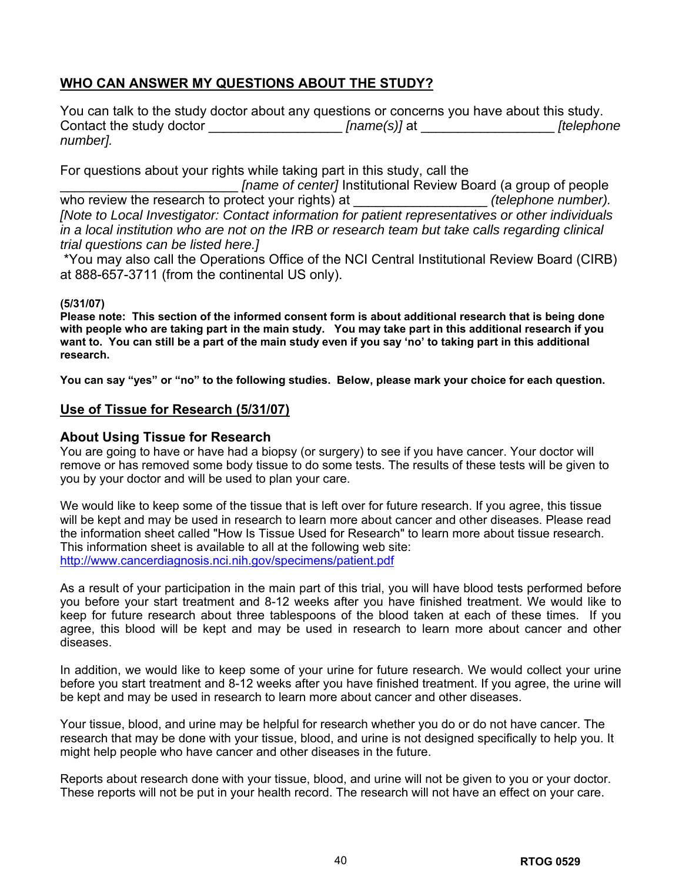## WHO CAN ANSWER MY QUESTIONS ABOUT THE STUDY?

You can talk to the study doctor about any questions or concerns you have about this study. Contact the study doctor __________________ *[name(s)]* at __________________ *[telephone number].*

For questions about your rights while taking part in this study, call the ________________________ *[name of center]* Institutional Review Board (a group of people who review the research to protect your rights) at __________________ *(telephone number). [Note to Local Investigator: Contact information for patient representatives or other individuals in a local institution who are not on the IRB or research team but take calls regarding clinical trial questions can be listed here.]*

*You may also call the Operations Office of the NCI Central Institutional Review Board (CIRB) at 888-657-3711 (from the continental US only).

**(5/31/07)**
**Please note: This section of the informed consent form is about additional research that is being done with people who are taking part in the main study. You may take part in this additional research if you want to. You can still be a part of the main study even if you say 'no' to taking part in this additional research.**

**You can say "yes" or "no" to the following studies. Below, please mark your choice for each question.**

## Use of Tissue for Research (5/31/07)

### About Using Tissue for Research

You are going to have or have had a biopsy (or surgery) to see if you have cancer. Your doctor will remove or has removed some body tissue to do some tests. The results of these tests will be given to you by your doctor and will be used to plan your care.

We would like to keep some of the tissue that is left over for future research. If you agree, this tissue will be kept and may be used in research to learn more about cancer and other diseases. Please read the information sheet called "How Is Tissue Used for Research" to learn more about tissue research. This information sheet is available to all at the following web site: http://www.cancerdiagnosis.nci.nih.gov/specimens/patient.pdf

As a result of your participation in the main part of this trial, you will have blood tests performed before you before your start treatment and 8-12 weeks after you have finished treatment. We would like to keep for future research about three tablespoons of the blood taken at each of these times. If you agree, this blood will be kept and may be used in research to learn more about cancer and other diseases.

In addition, we would like to keep some of your urine for future research. We would collect your urine before you start treatment and 8-12 weeks after you have finished treatment. If you agree, the urine will be kept and may be used in research to learn more about cancer and other diseases.

Your tissue, blood, and urine may be helpful for research whether you do or do not have cancer. The research that may be done with your tissue, blood, and urine is not designed specifically to help you. It might help people who have cancer and other diseases in the future.

Reports about research done with your tissue, blood, and urine will not be given to you or your doctor. These reports will not be put in your health record. The research will not have an effect on your care.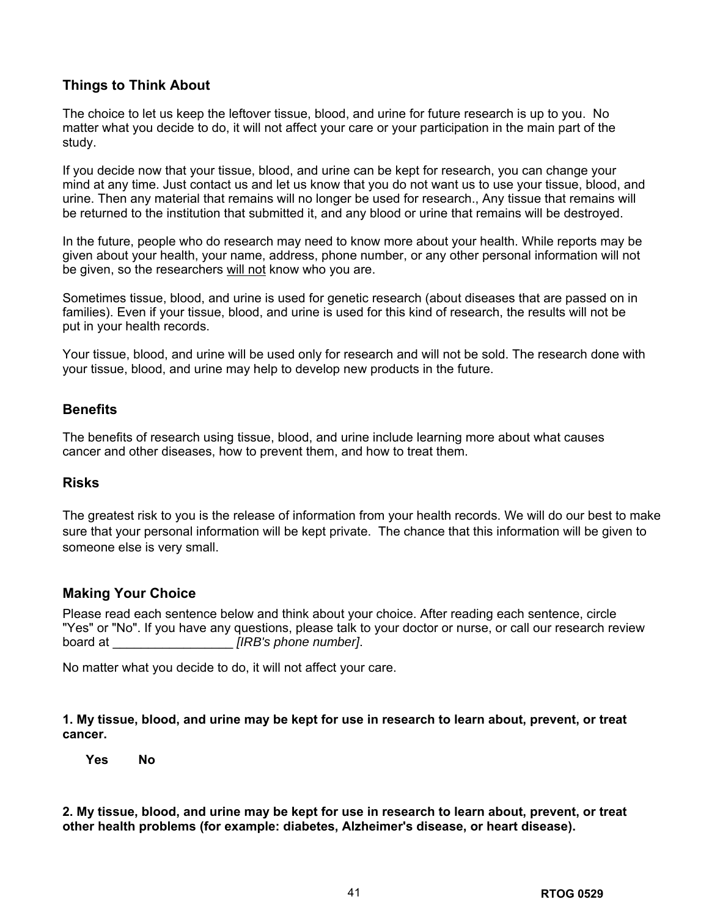### Things to Think About

The choice to let us keep the leftover tissue, blood, and urine for future research is up to you. No matter what you decide to do, it will not affect your care or your participation in the main part of the study.

If you decide now that your tissue, blood, and urine can be kept for research, you can change your mind at any time. Just contact us and let us know that you do not want us to use your tissue, blood, and urine. Then any material that remains will no longer be used for research., Any tissue that remains will be returned to the institution that submitted it, and any blood or urine that remains will be destroyed.

In the future, people who do research may need to know more about your health. While reports may be given about your health, your name, address, phone number, or any other personal information will not be given, so the researchers <u>will not</u> know who you are.

Sometimes tissue, blood, and urine is used for genetic research (about diseases that are passed on in families). Even if your tissue, blood, and urine is used for this kind of research, the results will not be put in your health records.

Your tissue, blood, and urine will be used only for research and will not be sold. The research done with your tissue, blood, and urine may help to develop new products in the future.

### Benefits

The benefits of research using tissue, blood, and urine include learning more about what causes cancer and other diseases, how to prevent them, and how to treat them.

### Risks

The greatest risk to you is the release of information from your health records. We will do our best to make sure that your personal information will be kept private. The chance that this information will be given to someone else is very small.

### Making Your Choice

Please read each sentence below and think about your choice. After reading each sentence, circle "Yes" or "No". If you have any questions, please talk to your doctor or nurse, or call our research review board at _________________ *[IRB's phone number]*.

No matter what you decide to do, it will not affect your care.

**1. My tissue, blood, and urine may be kept for use in research to learn about, prevent, or treat cancer.**

**Yes No**

**2. My tissue, blood, and urine may be kept for use in research to learn about, prevent, or treat other health problems (for example: diabetes, Alzheimer's disease, or heart disease).**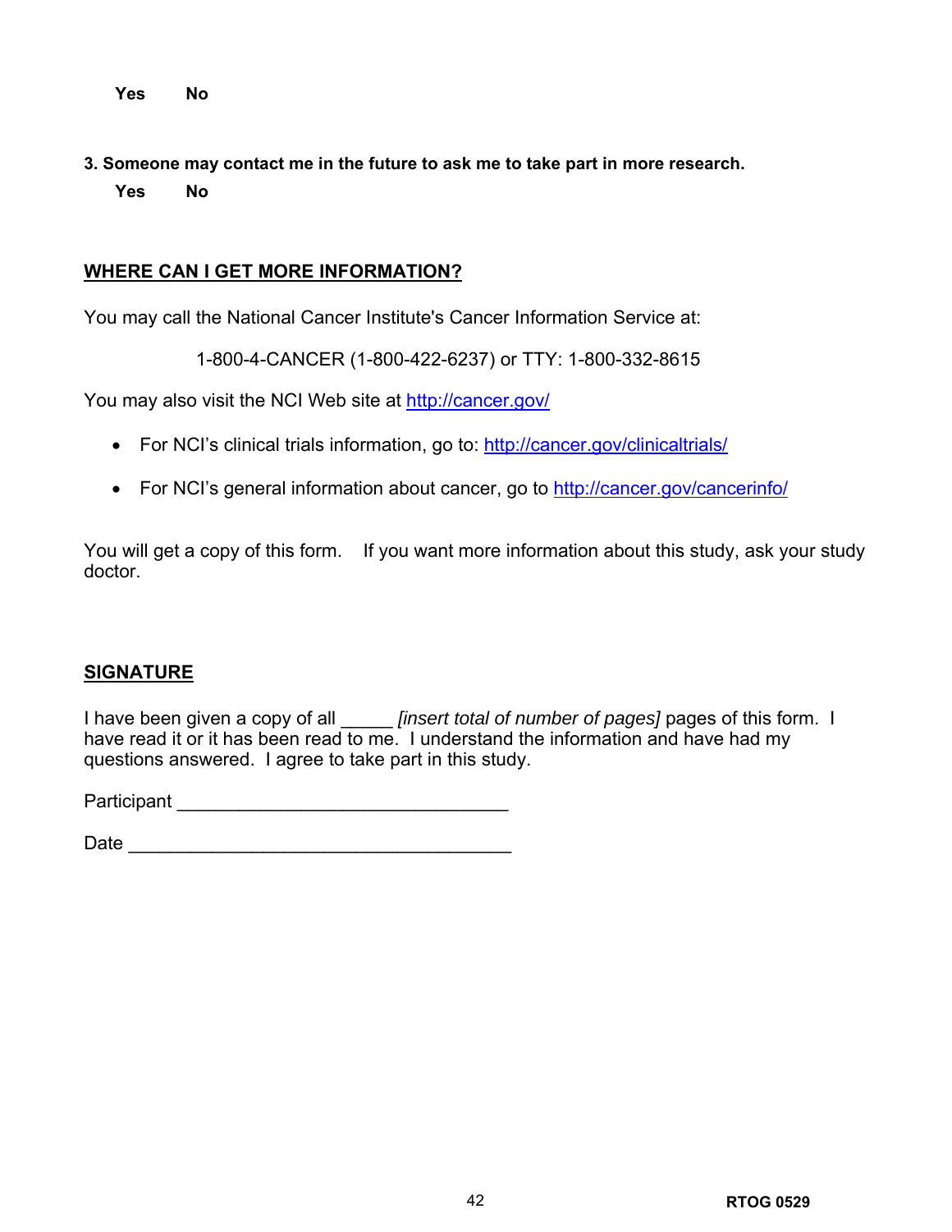**Yes No**

**3. Someone may contact me in the future to ask me to take part in more research.**

**Yes No**

## WHERE CAN I GET MORE INFORMATION?

You may call the National Cancer Institute's Cancer Information Service at:

1-800-4-CANCER (1-800-422-6237) or TTY: 1-800-332-8615

You may also visit the NCI Web site at http://cancer.gov/

- For NCI's clinical trials information, go to: http://cancer.gov/clinicaltrials/
- For NCI's general information about cancer, go to http://cancer.gov/cancerinfo/

You will get a copy of this form. If you want more information about this study, ask your study doctor.

## SIGNATURE

I have been given a copy of all _____ *[insert total of number of pages]* pages of this form. I have read it or it has been read to me. I understand the information and have had my questions answered. I agree to take part in this study.

Participant ________________________________

Date _____________________________________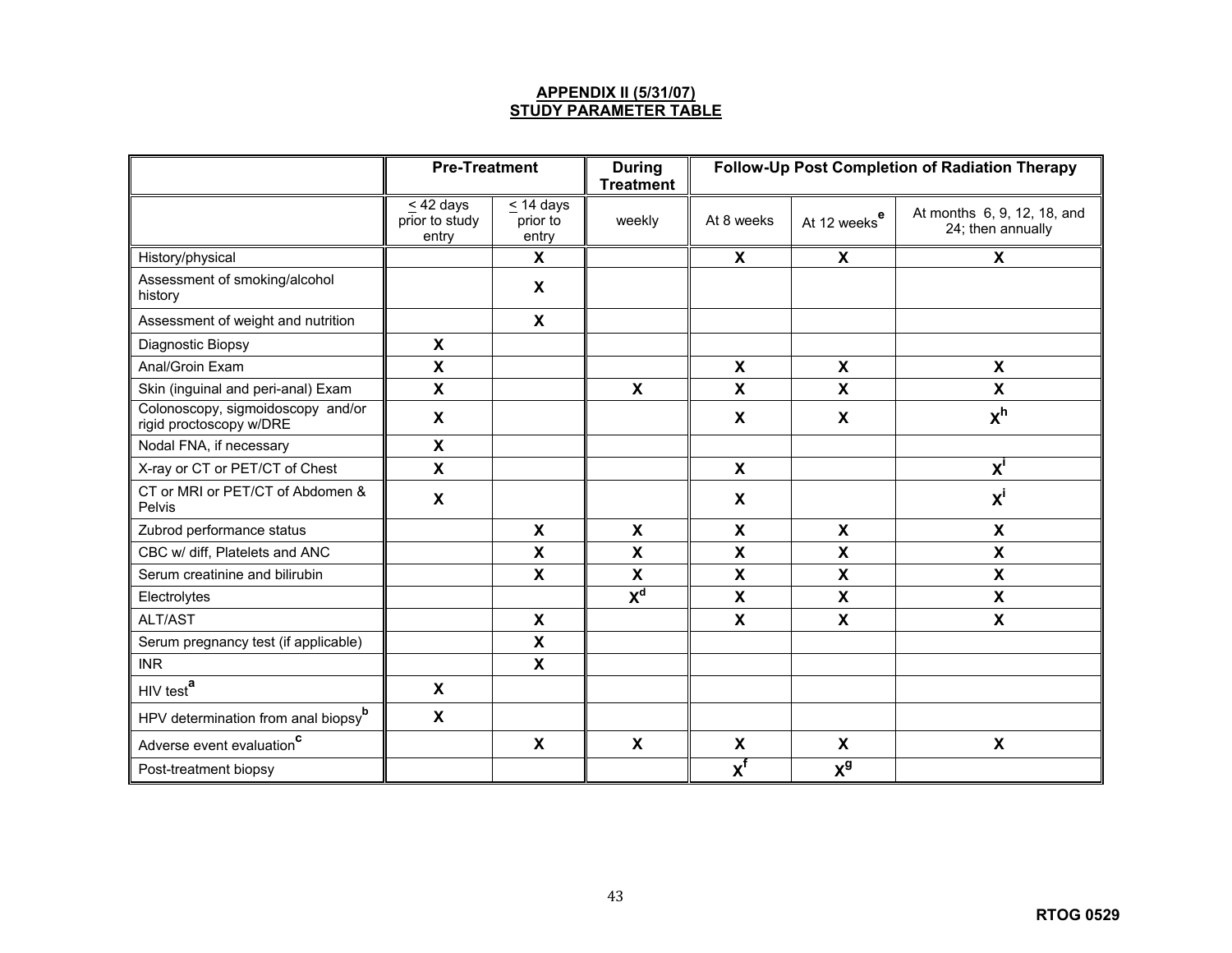**APPENDIX II (5/31/07)**
**STUDY PARAMETER TABLE**

| | Pre-Treatment | | During Treatment | Follow-Up Post Completion of Radiation Therapy | | |
|---|---|---|---|---|---|---|
| | ≤ 42 days prior to study entry | ≤ 14 days prior to entry | weekly | At 8 weeks | At 12 weeks[e] | At months 6, 9, 12, 18, and 24; then annually |
| History/physical | | X | | X | X | X |
| Assessment of smoking/alcohol history | | X | | | | |
| Assessment of weight and nutrition | | X | | | | |
| Diagnostic Biopsy | X | | | | | |
| Anal/Groin Exam | X | | | X | X | X |
| Skin (inguinal and peri-anal) Exam | X | | X | X | X | X |
| Colonoscopy, sigmoidoscopy and/or rigid proctoscopy w/DRE | X | | | X | X | X[h] |
| Nodal FNA, if necessary | X | | | | | |
| X-ray or CT or PET/CT of Chest | X | | | X | | X[i] |
| CT or MRI or PET/CT of Abdomen & Pelvis | X | | | X | | X[i] |
| Zubrod performance status | | X | X | X | X | X |
| CBC w/ diff, Platelets and ANC | | X | X | X | X | X |
| Serum creatinine and bilirubin | | X | X | X | X | X |
| Electrolytes | | | X[d] | X | X | X |
| ALT/AST | | X | | X | X | X |
| Serum pregnancy test (if applicable) | | X | | | | |
| INR | | X | | | | |
| HIV test[a] | X | | | | | |
| HPV determination from anal biopsy[b] | X | | | | | |
| Adverse event evaluation[c] | | X | X | X | X | X |
| Post-treatment biopsy | | | | X[f] | X[g] | |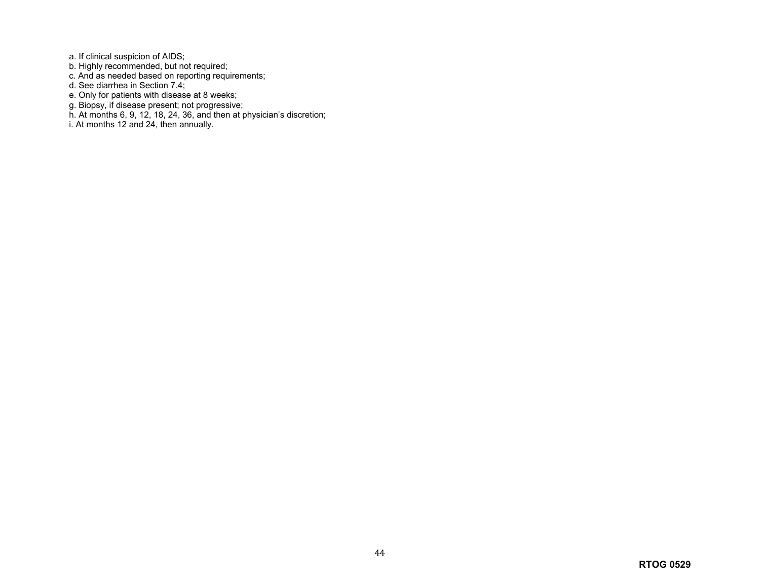a. If clinical suspicion of AIDS;
b. Highly recommended, but not required;
c. And as needed based on reporting requirements;
d. See diarrhea in Section 7.4;
e. Only for patients with disease at 8 weeks;
g. Biopsy, if disease present; not progressive;
h. At months 6, 9, 12, 18, 24, 36, and then at physician's discretion;
i. At months 12 and 24, then annually.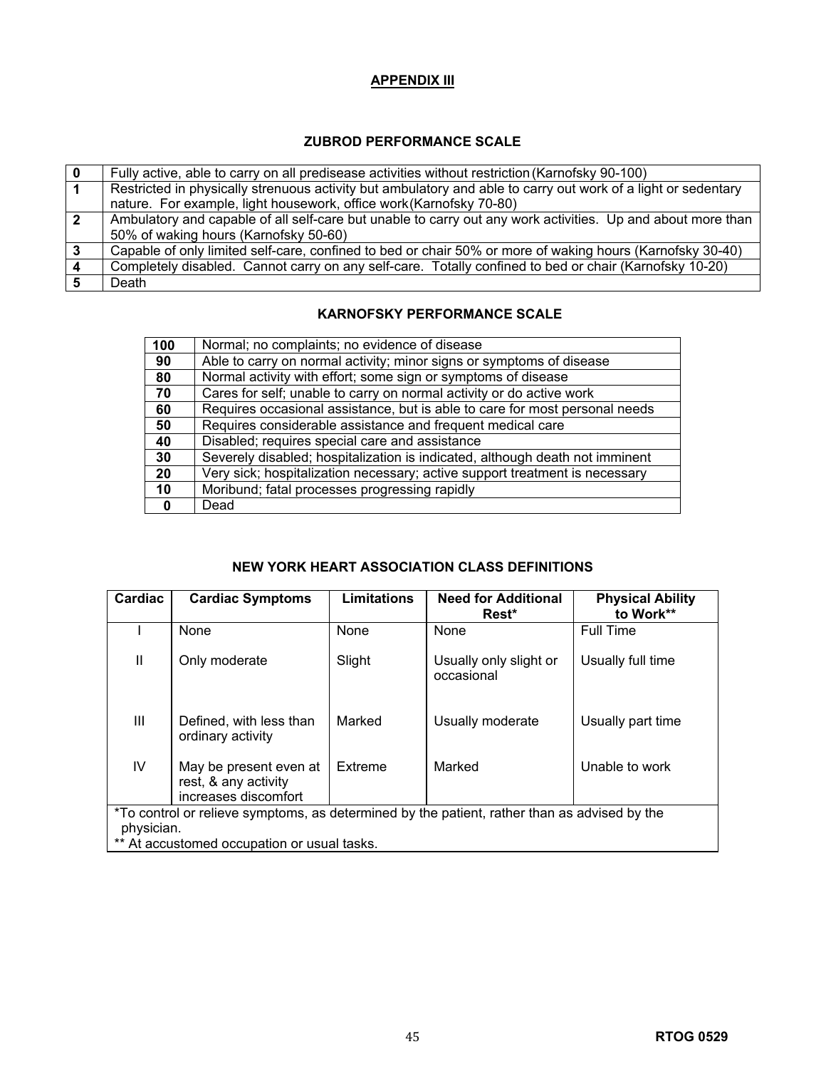## APPENDIX III

### ZUBROD PERFORMANCE SCALE

| | |
|---|---|
| **0** | Fully active, able to carry on all predisease activities without restriction (Karnofsky 90-100) |
| **1** | Restricted in physically strenuous activity but ambulatory and able to carry out work of a light or sedentary nature. For example, light housework, office work (Karnofsky 70-80) |
| **2** | Ambulatory and capable of all self-care but unable to carry out any work activities. Up and about more than 50% of waking hours (Karnofsky 50-60) |
| **3** | Capable of only limited self-care, confined to bed or chair 50% or more of waking hours (Karnofsky 30-40) |
| **4** | Completely disabled. Cannot carry on any self-care. Totally confined to bed or chair (Karnofsky 10-20) |
| **5** | Death |

### KARNOFSKY PERFORMANCE SCALE

| | |
|---|---|
| **100** | Normal; no complaints; no evidence of disease |
| **90** | Able to carry on normal activity; minor signs or symptoms of disease |
| **80** | Normal activity with effort; some sign or symptoms of disease |
| **70** | Cares for self; unable to carry on normal activity or do active work |
| **60** | Requires occasional assistance, but is able to care for most personal needs |
| **50** | Requires considerable assistance and frequent medical care |
| **40** | Disabled; requires special care and assistance |
| **30** | Severely disabled; hospitalization is indicated, although death not imminent |
| **20** | Very sick; hospitalization necessary; active support treatment is necessary |
| **10** | Moribund; fatal processes progressing rapidly |
| **0** | Dead |

### NEW YORK HEART ASSOCIATION CLASS DEFINITIONS

| Cardiac | Cardiac Symptoms | Limitations | Need for Additional Rest* | Physical Ability to Work** |
|---|---|---|---|---|
| I | None | None | None | Full Time |
| II | Only moderate | Slight | Usually only slight or occasional | Usually full time |
| III | Defined, with less than ordinary activity | Marked | Usually moderate | Usually part time |
| IV | May be present even at rest, & any activity increases discomfort | Extreme | Marked | Unable to work |

*To control or relieve symptoms, as determined by the patient, rather than as advised by the physician.
** At accustomed occupation or usual tasks.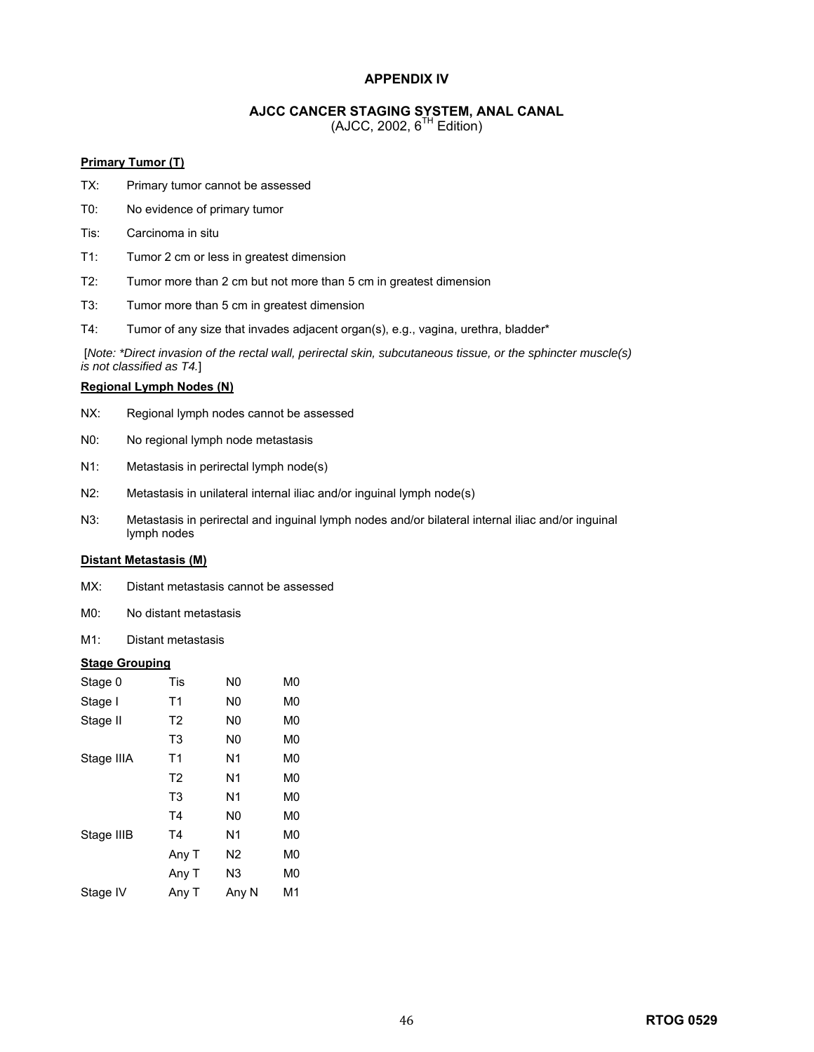# APPENDIX IV

## AJCC CANCER STAGING SYSTEM, ANAL CANAL

(AJCC, 2002, $6^{TH}$ Edition)

**Primary Tumor (T)**

TX: Primary tumor cannot be assessed

T0: No evidence of primary tumor

Tis: Carcinoma in situ

T1: Tumor 2 cm or less in greatest dimension

T2: Tumor more than 2 cm but not more than 5 cm in greatest dimension

T3: Tumor more than 5 cm in greatest dimension

T4: Tumor of any size that invades adjacent organ(s), e.g., vagina, urethra, bladder*

[*Note: *Direct invasion of the rectal wall, perirectal skin, subcutaneous tissue, or the sphincter muscle(s) is not classified as T4.*]

**Regional Lymph Nodes (N)**

NX: Regional lymph nodes cannot be assessed

N0: No regional lymph node metastasis

N1: Metastasis in perirectal lymph node(s)

N2: Metastasis in unilateral internal iliac and/or inguinal lymph node(s)

N3: Metastasis in perirectal and inguinal lymph nodes and/or bilateral internal iliac and/or inguinal lymph nodes

**Distant Metastasis (M)**

MX: Distant metastasis cannot be assessed

M0: No distant metastasis

M1: Distant metastasis

**Stage Grouping**

| | | | |
|---|---|---|---|
| Stage 0 | Tis | N0 | M0 |
| Stage I | T1 | N0 | M0 |
| Stage II | T2 | N0 | M0 |
| | T3 | N0 | M0 |
| Stage IIIA | T1 | N1 | M0 |
| | T2 | N1 | M0 |
| | T3 | N1 | M0 |
| | T4 | N0 | M0 |
| Stage IIIB | T4 | N1 | M0 |
| | Any T | N2 | M0 |
| | Any T | N3 | M0 |
| Stage IV | Any T | Any N | M1 |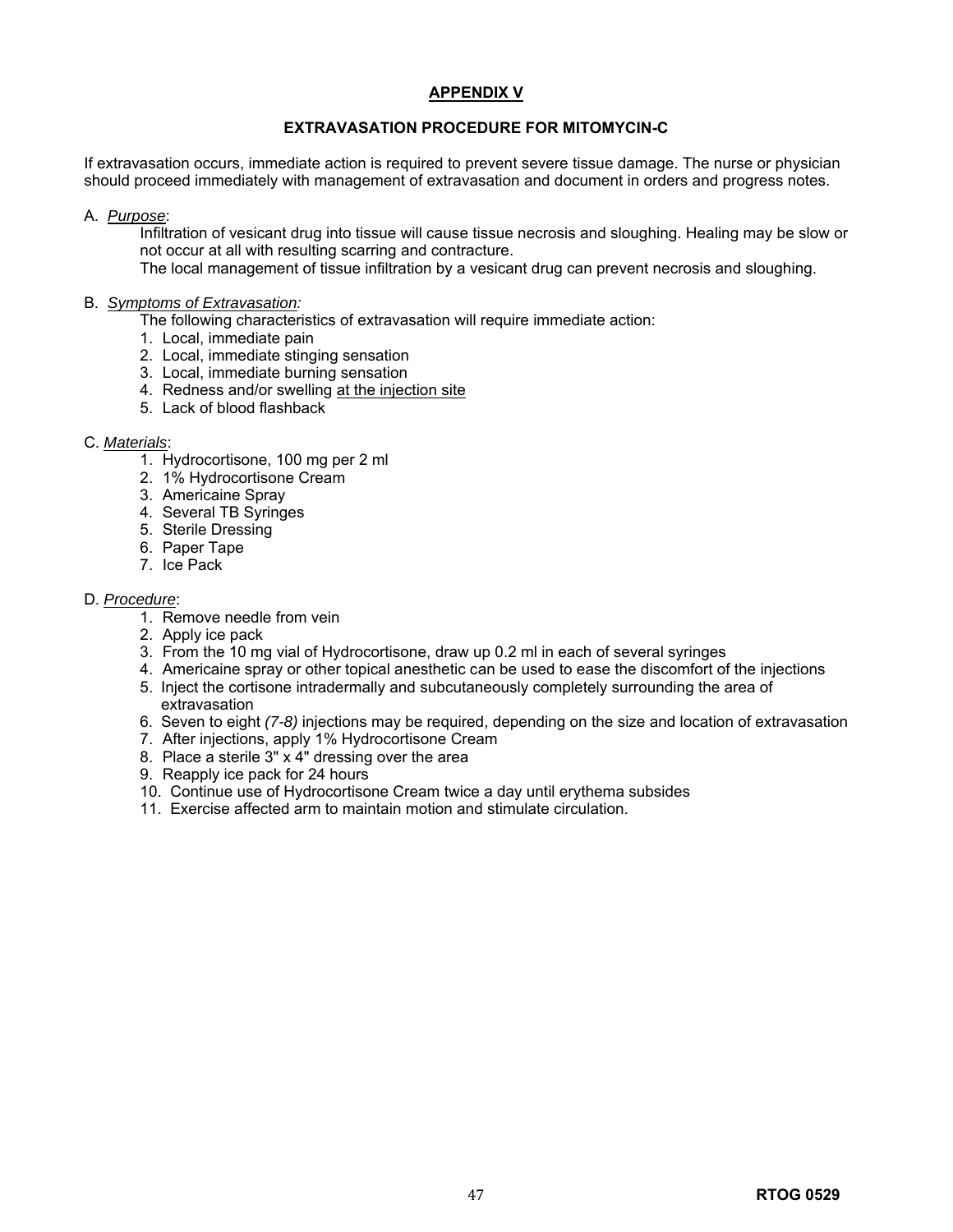## APPENDIX V

### EXTRAVASATION PROCEDURE FOR MITOMYCIN-C

If extravasation occurs, immediate action is required to prevent severe tissue damage. The nurse or physician should proceed immediately with management of extravasation and document in orders and progress notes.

A. *Purpose*:

Infiltration of vesicant drug into tissue will cause tissue necrosis and sloughing. Healing may be slow or not occur at all with resulting scarring and contracture.

The local management of tissue infiltration by a vesicant drug can prevent necrosis and sloughing.

B. *Symptoms of Extravasation:*

The following characteristics of extravasation will require immediate action:

1. Local, immediate pain
2. Local, immediate stinging sensation
3. Local, immediate burning sensation
4. Redness and/or swelling at the injection site
5. Lack of blood flashback

C. *Materials*:

1. Hydrocortisone, 100 mg per 2 ml
2. 1% Hydrocortisone Cream
3. Americaine Spray
4. Several TB Syringes
5. Sterile Dressing
6. Paper Tape
7. Ice Pack

D. *Procedure*:

1. Remove needle from vein
2. Apply ice pack
3. From the 10 mg vial of Hydrocortisone, draw up 0.2 ml in each of several syringes
4. Americaine spray or other topical anesthetic can be used to ease the discomfort of the injections
5. Inject the cortisone intradermally and subcutaneously completely surrounding the area of extravasation
6. Seven to eight *(7-8)* injections may be required, depending on the size and location of extravasation
7. After injections, apply 1% Hydrocortisone Cream
8. Place a sterile 3" x 4" dressing over the area
9. Reapply ice pack for 24 hours
10. Continue use of Hydrocortisone Cream twice a day until erythema subsides
11. Exercise affected arm to maintain motion and stimulate circulation.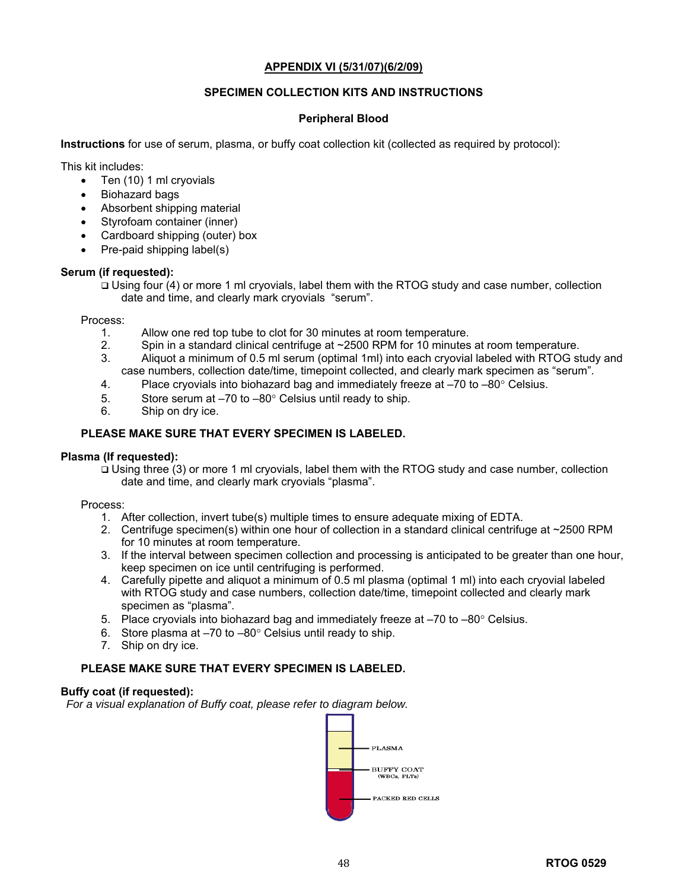## APPENDIX VI (5/31/07)(6/2/09)

### SPECIMEN COLLECTION KITS AND INSTRUCTIONS

#### Peripheral Blood

**Instructions** for use of serum, plasma, or buffy coat collection kit (collected as required by protocol):

This kit includes:

- Ten (10) 1 ml cryovials
- Biohazard bags
- Absorbent shipping material
- Styrofoam container (inner)
- Cardboard shipping (outer) box
- Pre-paid shipping label(s)

**Serum (if requested):**

- ❑ Using four (4) or more 1 ml cryovials, label them with the RTOG study and case number, collection date and time, and clearly mark cryovials "serum".

Process:

1. Allow one red top tube to clot for 30 minutes at room temperature.
2. Spin in a standard clinical centrifuge at ~2500 RPM for 10 minutes at room temperature.
3. Aliquot a minimum of 0.5 ml serum (optimal 1ml) into each cryovial labeled with RTOG study and case numbers, collection date/time, timepoint collected, and clearly mark specimen as "serum".
4. Place cryovials into biohazard bag and immediately freeze at –70 to –80° Celsius.
5. Store serum at –70 to –80° Celsius until ready to ship.
6. Ship on dry ice.

**PLEASE MAKE SURE THAT EVERY SPECIMEN IS LABELED.**

**Plasma (If requested):**

- ❑ Using three (3) or more 1 ml cryovials, label them with the RTOG study and case number, collection date and time, and clearly mark cryovials "plasma".

Process:

1. After collection, invert tube(s) multiple times to ensure adequate mixing of EDTA.
2. Centrifuge specimen(s) within one hour of collection in a standard clinical centrifuge at ~2500 RPM for 10 minutes at room temperature.
3. If the interval between specimen collection and processing is anticipated to be greater than one hour, keep specimen on ice until centrifuging is performed.
4. Carefully pipette and aliquot a minimum of 0.5 ml plasma (optimal 1 ml) into each cryovial labeled with RTOG study and case numbers, collection date/time, timepoint collected and clearly mark specimen as "plasma".
5. Place cryovials into biohazard bag and immediately freeze at –70 to –80° Celsius.
6. Store plasma at –70 to –80° Celsius until ready to ship.
7. Ship on dry ice.

**PLEASE MAKE SURE THAT EVERY SPECIMEN IS LABELED.**

**Buffy coat (if requested):**

*For a visual explanation of Buffy coat, please refer to diagram below.*

PLASMA

BUFFY COAT (WBCs, PLTs)

PACKED RED CELLS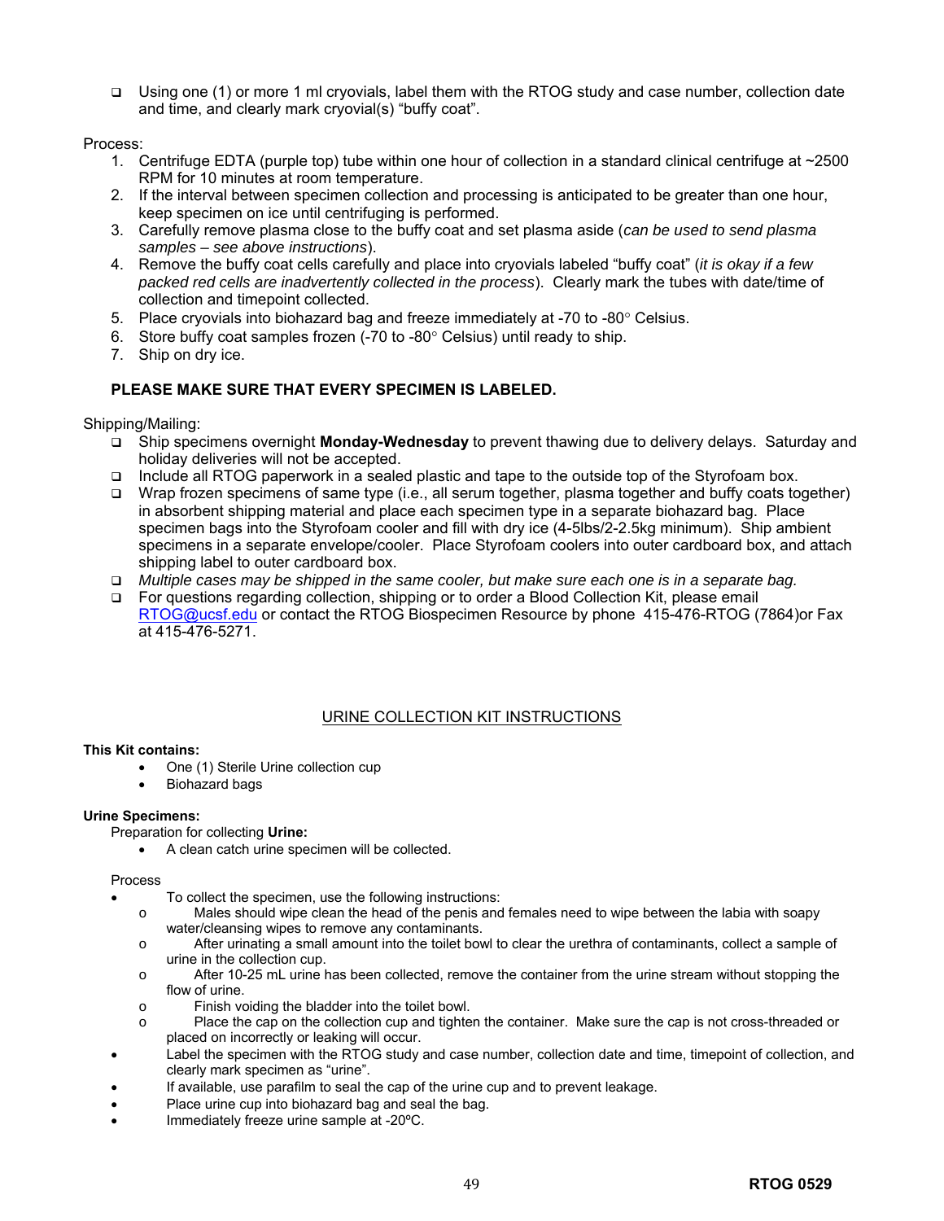- Using one (1) or more 1 ml cryovials, label them with the RTOG study and case number, collection date and time, and clearly mark cryovial(s) "buffy coat".

Process:

1. Centrifuge EDTA (purple top) tube within one hour of collection in a standard clinical centrifuge at ~2500 RPM for 10 minutes at room temperature.
2. If the interval between specimen collection and processing is anticipated to be greater than one hour, keep specimen on ice until centrifuging is performed.
3. Carefully remove plasma close to the buffy coat and set plasma aside (*can be used to send plasma samples – see above instructions*).
4. Remove the buffy coat cells carefully and place into cryovials labeled "buffy coat" (*it is okay if a few packed red cells are inadvertently collected in the process*). Clearly mark the tubes with date/time of collection and timepoint collected.
5. Place cryovials into biohazard bag and freeze immediately at -70 to -80° Celsius.
6. Store buffy coat samples frozen (-70 to -80° Celsius) until ready to ship.
7. Ship on dry ice.

**PLEASE MAKE SURE THAT EVERY SPECIMEN IS LABELED.**

Shipping/Mailing:

- Ship specimens overnight **Monday-Wednesday** to prevent thawing due to delivery delays. Saturday and holiday deliveries will not be accepted.
- Include all RTOG paperwork in a sealed plastic and tape to the outside top of the Styrofoam box.
- Wrap frozen specimens of same type (i.e., all serum together, plasma together and buffy coats together) in absorbent shipping material and place each specimen type in a separate biohazard bag. Place specimen bags into the Styrofoam cooler and fill with dry ice (4-5lbs/2-2.5kg minimum). Ship ambient specimens in a separate envelope/cooler. Place Styrofoam coolers into outer cardboard box, and attach shipping label to outer cardboard box.
- *Multiple cases may be shipped in the same cooler, but make sure each one is in a separate bag.*
- For questions regarding collection, shipping or to order a Blood Collection Kit, please email RTOG@ucsf.edu or contact the RTOG Biospecimen Resource by phone 415-476-RTOG (7864)or Fax at 415-476-5271.

## URINE COLLECTION KIT INSTRUCTIONS

**This Kit contains:**

- One (1) Sterile Urine collection cup
- Biohazard bags

**Urine Specimens:**

Preparation for collecting **Urine:**

- A clean catch urine specimen will be collected.

Process

- To collect the specimen, use the following instructions:
  - Males should wipe clean the head of the penis and females need to wipe between the labia with soapy water/cleansing wipes to remove any contaminants.
  - After urinating a small amount into the toilet bowl to clear the urethra of contaminants, collect a sample of urine in the collection cup.
  - After 10-25 mL urine has been collected, remove the container from the urine stream without stopping the flow of urine.
  - Finish voiding the bladder into the toilet bowl.
  - Place the cap on the collection cup and tighten the container. Make sure the cap is not cross-threaded or placed on incorrectly or leaking will occur.
- Label the specimen with the RTOG study and case number, collection date and time, timepoint of collection, and clearly mark specimen as "urine".
- If available, use parafilm to seal the cap of the urine cup and to prevent leakage.
- Place urine cup into biohazard bag and seal the bag.
- Immediately freeze urine sample at -20ºC.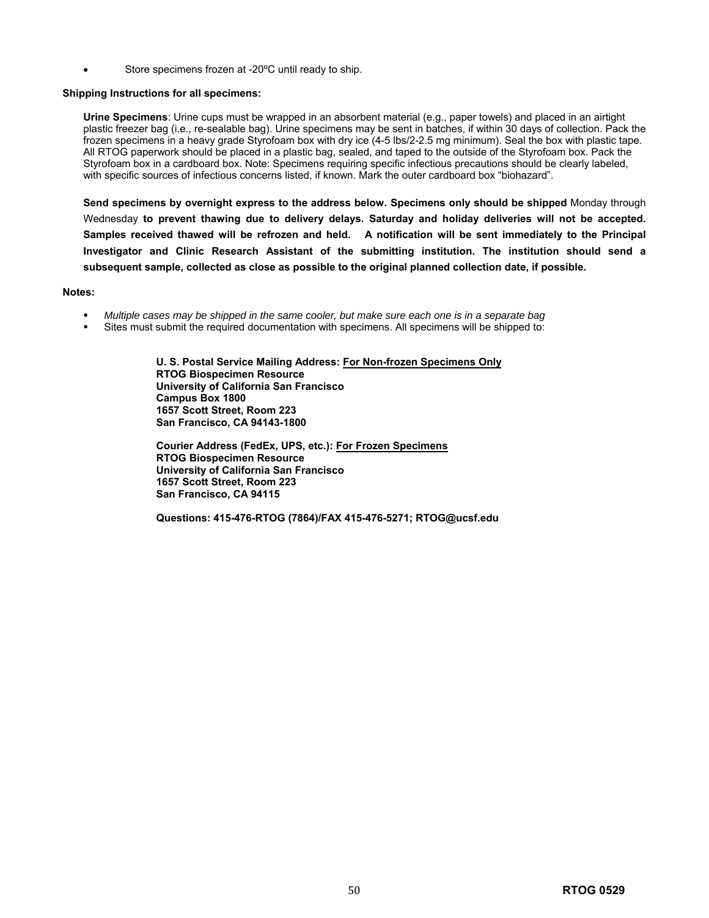- Store specimens frozen at -20ºC until ready to ship.

**Shipping Instructions for all specimens:**

**Urine Specimens**: Urine cups must be wrapped in an absorbent material (e.g., paper towels) and placed in an airtight plastic freezer bag (i.e., re-sealable bag). Urine specimens may be sent in batches, if within 30 days of collection. Pack the frozen specimens in a heavy grade Styrofoam box with dry ice (4-5 lbs/2-2.5 mg minimum). Seal the box with plastic tape. All RTOG paperwork should be placed in a plastic bag, sealed, and taped to the outside of the Styrofoam box. Pack the Styrofoam box in a cardboard box. Note: Specimens requiring specific infectious precautions should be clearly labeled, with specific sources of infectious concerns listed, if known. Mark the outer cardboard box "biohazard".

**Send specimens by overnight express to the address below. Specimens only should be shipped** Monday through Wednesday **to prevent thawing due to delivery delays. Saturday and holiday deliveries will not be accepted. Samples received thawed will be refrozen and held. A notification will be sent immediately to the Principal Investigator and Clinic Research Assistant of the submitting institution. The institution should send a subsequent sample, collected as close as possible to the original planned collection date, if possible.**

**Notes:**

- *Multiple cases may be shipped in the same cooler, but make sure each one is in a separate bag*
- Sites must submit the required documentation with specimens. All specimens will be shipped to:

**U. S. Postal Service Mailing Address: For Non-frozen Specimens Only**
**RTOG Biospecimen Resource**
**University of California San Francisco**
**Campus Box 1800**
**1657 Scott Street, Room 223**
**San Francisco, CA 94143-1800**

**Courier Address (FedEx, UPS, etc.): For Frozen Specimens**
**RTOG Biospecimen Resource**
**University of California San Francisco**
**1657 Scott Street, Room 223**
**San Francisco, CA 94115**

**Questions: 415-476-RTOG (7864)/FAX 415-476-5271; RTOG@ucsf.edu**